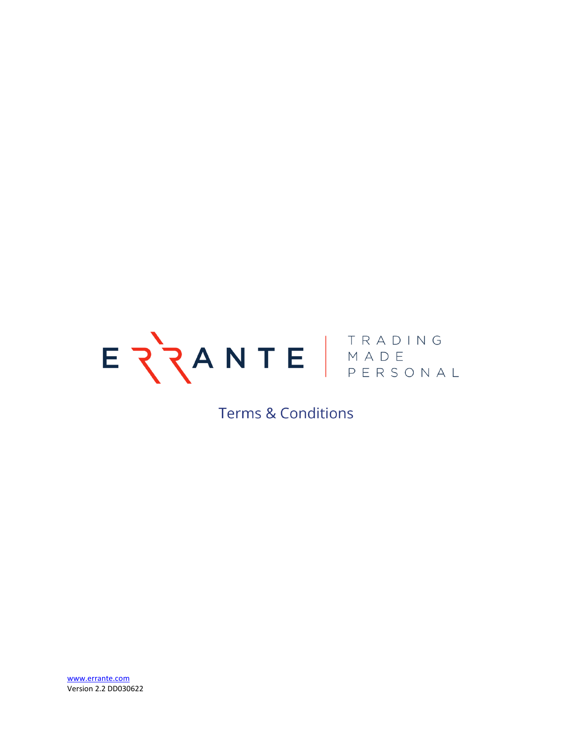# ERRANTE | TRADING MADE PERSONAL

## Terms & Conditions

www.errante.com
Version 2.2 DD030622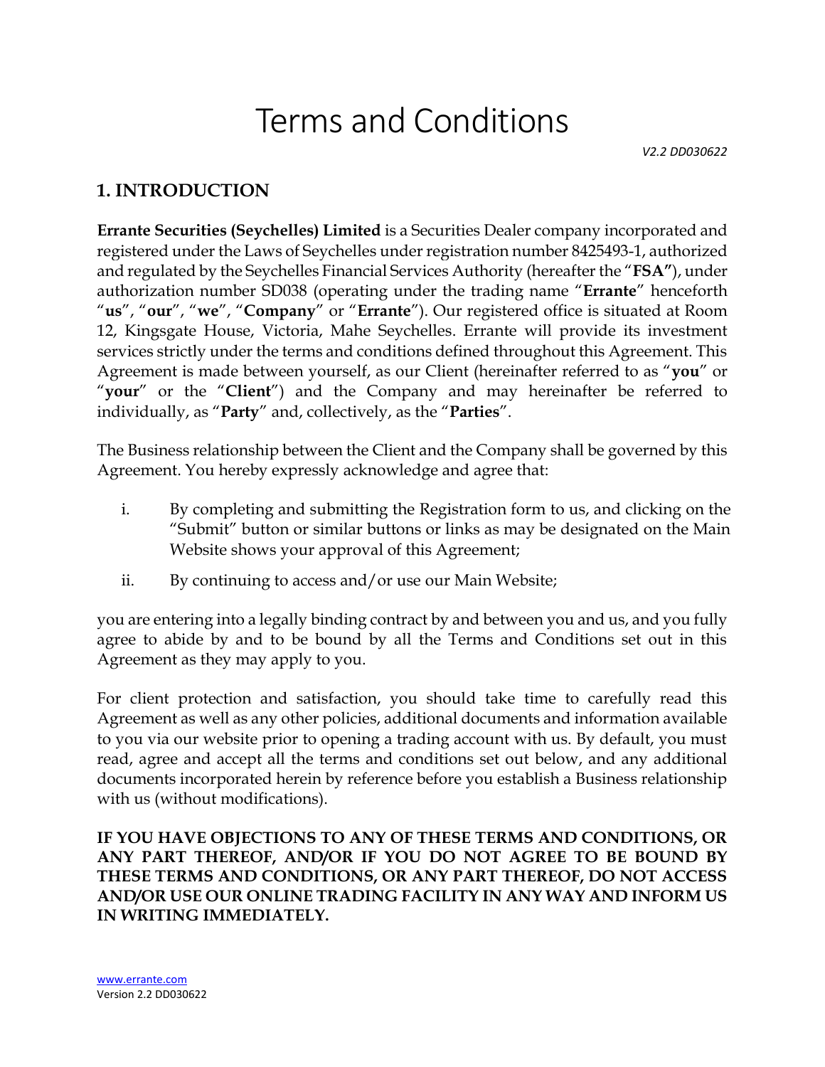# Terms and Conditions

*V2.2 DD030622*

## 1. INTRODUCTION

**Errante Securities (Seychelles) Limited** is a Securities Dealer company incorporated and registered under the Laws of Seychelles under registration number 8425493-1, authorized and regulated by the Seychelles Financial Services Authority (hereafter the "**FSA"**), under authorization number SD038 (operating under the trading name "**Errante**" henceforth "**us**", "**our**", "**we**", "**Company**" or "**Errante**"). Our registered office is situated at Room 12, Kingsgate House, Victoria, Mahe Seychelles. Errante will provide its investment services strictly under the terms and conditions defined throughout this Agreement. This Agreement is made between yourself, as our Client (hereinafter referred to as "**you**" or "**your**" or the "**Client**") and the Company and may hereinafter be referred to individually, as "**Party**" and, collectively, as the "**Parties**".

The Business relationship between the Client and the Company shall be governed by this Agreement. You hereby expressly acknowledge and agree that:

i. By completing and submitting the Registration form to us, and clicking on the "Submit" button or similar buttons or links as may be designated on the Main Website shows your approval of this Agreement;

ii. By continuing to access and/or use our Main Website;

you are entering into a legally binding contract by and between you and us, and you fully agree to abide by and to be bound by all the Terms and Conditions set out in this Agreement as they may apply to you.

For client protection and satisfaction, you should take time to carefully read this Agreement as well as any other policies, additional documents and information available to you via our website prior to opening a trading account with us. By default, you must read, agree and accept all the terms and conditions set out below, and any additional documents incorporated herein by reference before you establish a Business relationship with us (without modifications).

**IF YOU HAVE OBJECTIONS TO ANY OF THESE TERMS AND CONDITIONS, OR ANY PART THEREOF, AND/OR IF YOU DO NOT AGREE TO BE BOUND BY THESE TERMS AND CONDITIONS, OR ANY PART THEREOF, DO NOT ACCESS AND/OR USE OUR ONLINE TRADING FACILITY IN ANY WAY AND INFORM US IN WRITING IMMEDIATELY.**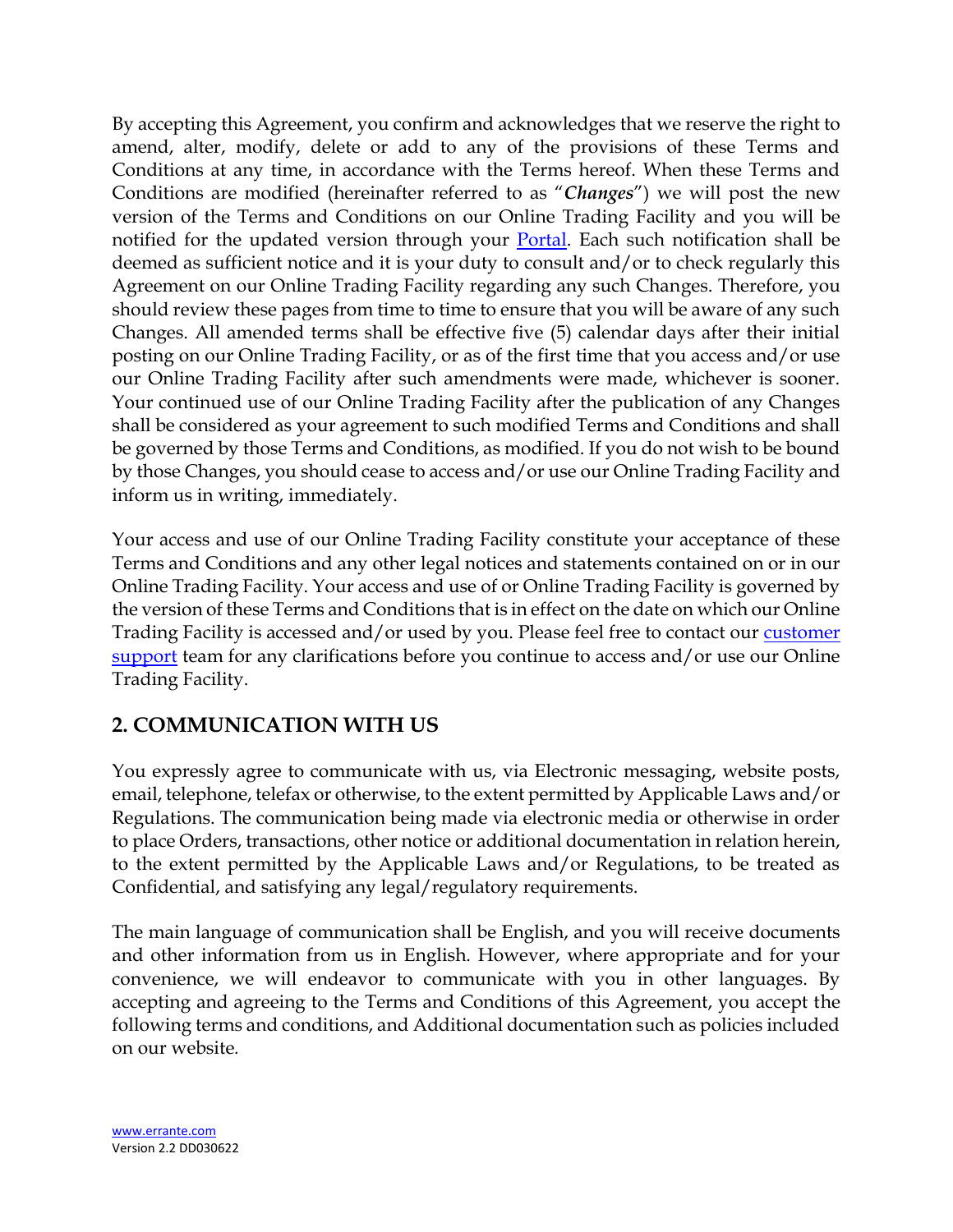By accepting this Agreement, you confirm and acknowledges that we reserve the right to amend, alter, modify, delete or add to any of the provisions of these Terms and Conditions at any time, in accordance with the Terms hereof. When these Terms and Conditions are modified (hereinafter referred to as "***Changes***") we will post the new version of the Terms and Conditions on our Online Trading Facility and you will be notified for the updated version through your Portal. Each such notification shall be deemed as sufficient notice and it is your duty to consult and/or to check regularly this Agreement on our Online Trading Facility regarding any such Changes. Therefore, you should review these pages from time to time to ensure that you will be aware of any such Changes. All amended terms shall be effective five (5) calendar days after their initial posting on our Online Trading Facility, or as of the first time that you access and/or use our Online Trading Facility after such amendments were made, whichever is sooner. Your continued use of our Online Trading Facility after the publication of any Changes shall be considered as your agreement to such modified Terms and Conditions and shall be governed by those Terms and Conditions, as modified. If you do not wish to be bound by those Changes, you should cease to access and/or use our Online Trading Facility and inform us in writing, immediately.

Your access and use of our Online Trading Facility constitute your acceptance of these Terms and Conditions and any other legal notices and statements contained on or in our Online Trading Facility. Your access and use of or Online Trading Facility is governed by the version of these Terms and Conditions that is in effect on the date on which our Online Trading Facility is accessed and/or used by you. Please feel free to contact our customer support team for any clarifications before you continue to access and/or use our Online Trading Facility.

## 2. COMMUNICATION WITH US

You expressly agree to communicate with us, via Electronic messaging, website posts, email, telephone, telefax or otherwise, to the extent permitted by Applicable Laws and/or Regulations. The communication being made via electronic media or otherwise in order to place Orders, transactions, other notice or additional documentation in relation herein, to the extent permitted by the Applicable Laws and/or Regulations, to be treated as Confidential, and satisfying any legal/regulatory requirements.

The main language of communication shall be English, and you will receive documents and other information from us in English. However, where appropriate and for your convenience, we will endeavor to communicate with you in other languages. By accepting and agreeing to the Terms and Conditions of this Agreement, you accept the following terms and conditions, and Additional documentation such as policies included on our website.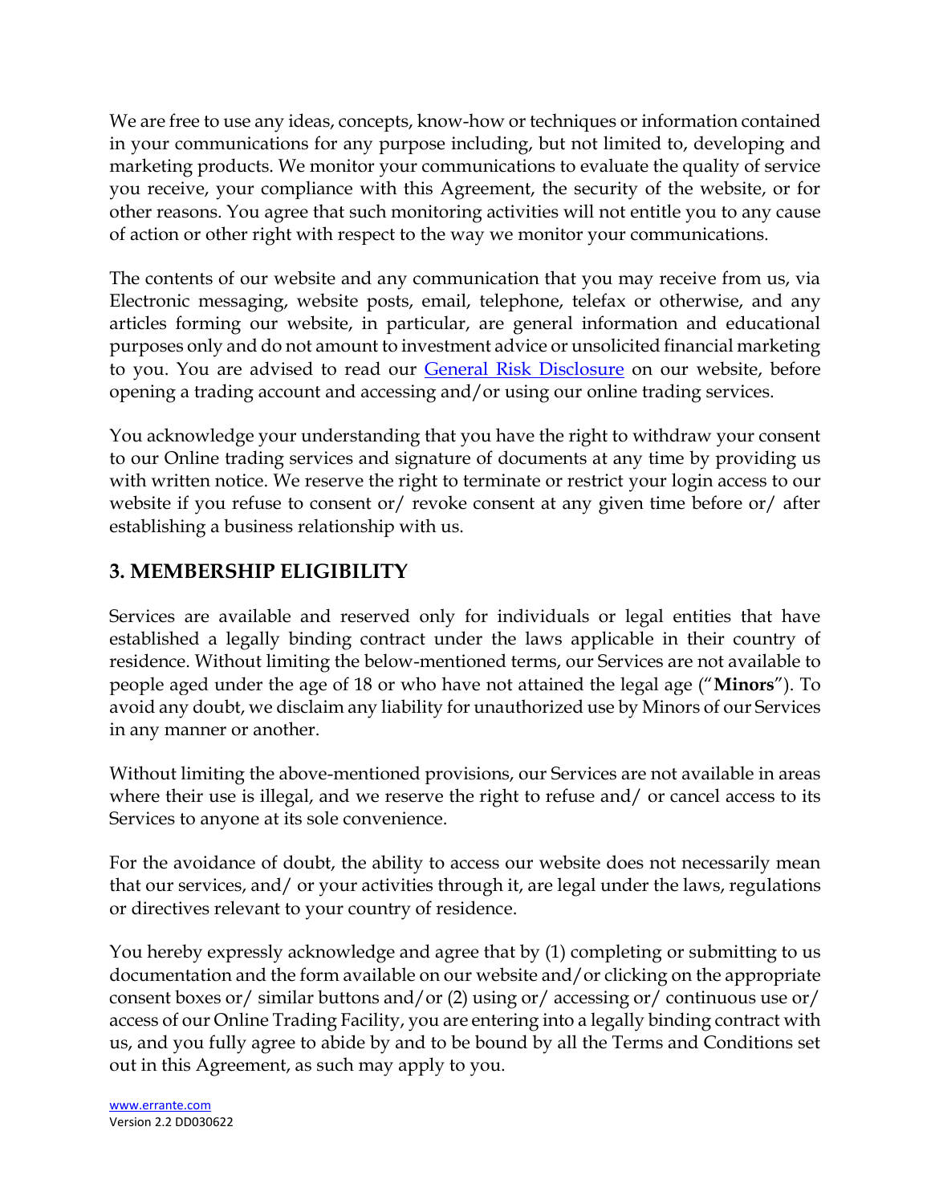We are free to use any ideas, concepts, know-how or techniques or information contained in your communications for any purpose including, but not limited to, developing and marketing products. We monitor your communications to evaluate the quality of service you receive, your compliance with this Agreement, the security of the website, or for other reasons. You agree that such monitoring activities will not entitle you to any cause of action or other right with respect to the way we monitor your communications.

The contents of our website and any communication that you may receive from us, via Electronic messaging, website posts, email, telephone, telefax or otherwise, and any articles forming our website, in particular, are general information and educational purposes only and do not amount to investment advice or unsolicited financial marketing to you. You are advised to read our [General Risk Disclosure]() on our website, before opening a trading account and accessing and/or using our online trading services.

You acknowledge your understanding that you have the right to withdraw your consent to our Online trading services and signature of documents at any time by providing us with written notice. We reserve the right to terminate or restrict your login access to our website if you refuse to consent or/ revoke consent at any given time before or/ after establishing a business relationship with us.

## 3. MEMBERSHIP ELIGIBILITY

Services are available and reserved only for individuals or legal entities that have established a legally binding contract under the laws applicable in their country of residence. Without limiting the below-mentioned terms, our Services are not available to people aged under the age of 18 or who have not attained the legal age ("**Minors**"). To avoid any doubt, we disclaim any liability for unauthorized use by Minors of our Services in any manner or another.

Without limiting the above-mentioned provisions, our Services are not available in areas where their use is illegal, and we reserve the right to refuse and/ or cancel access to its Services to anyone at its sole convenience.

For the avoidance of doubt, the ability to access our website does not necessarily mean that our services, and/ or your activities through it, are legal under the laws, regulations or directives relevant to your country of residence.

You hereby expressly acknowledge and agree that by (1) completing or submitting to us documentation and the form available on our website and/or clicking on the appropriate consent boxes or/ similar buttons and/or (2) using or/ accessing or/ continuous use or/ access of our Online Trading Facility, you are entering into a legally binding contract with us, and you fully agree to abide by and to be bound by all the Terms and Conditions set out in this Agreement, as such may apply to you.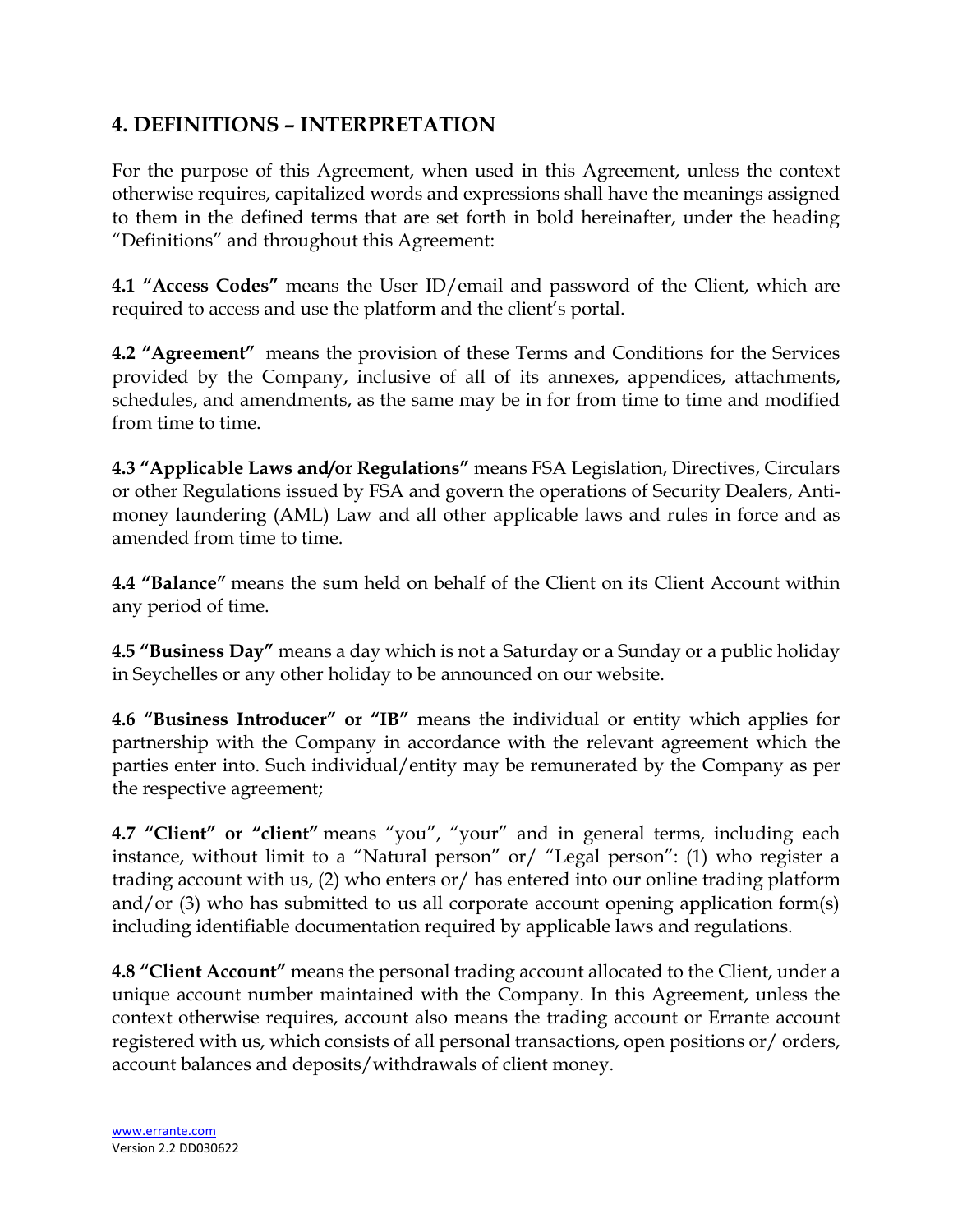## 4. DEFINITIONS – INTERPRETATION

For the purpose of this Agreement, when used in this Agreement, unless the context otherwise requires, capitalized words and expressions shall have the meanings assigned to them in the defined terms that are set forth in bold hereinafter, under the heading "Definitions" and throughout this Agreement:

**4.1 "Access Codes"** means the User ID/email and password of the Client, which are required to access and use the platform and the client's portal.

**4.2 "Agreement"** means the provision of these Terms and Conditions for the Services provided by the Company, inclusive of all of its annexes, appendices, attachments, schedules, and amendments, as the same may be in for from time to time and modified from time to time.

**4.3 "Applicable Laws and/or Regulations"** means FSA Legislation, Directives, Circulars or other Regulations issued by FSA and govern the operations of Security Dealers, Anti-money laundering (AML) Law and all other applicable laws and rules in force and as amended from time to time.

**4.4 "Balance"** means the sum held on behalf of the Client on its Client Account within any period of time.

**4.5 "Business Day"** means a day which is not a Saturday or a Sunday or a public holiday in Seychelles or any other holiday to be announced on our website.

**4.6 "Business Introducer" or "IB"** means the individual or entity which applies for partnership with the Company in accordance with the relevant agreement which the parties enter into. Such individual/entity may be remunerated by the Company as per the respective agreement;

**4.7 "Client" or "client"** means "you", "your" and in general terms, including each instance, without limit to a "Natural person" or/ "Legal person": (1) who register a trading account with us, (2) who enters or/ has entered into our online trading platform and/or (3) who has submitted to us all corporate account opening application form(s) including identifiable documentation required by applicable laws and regulations.

**4.8 "Client Account"** means the personal trading account allocated to the Client, under a unique account number maintained with the Company. In this Agreement, unless the context otherwise requires, account also means the trading account or Errante account registered with us, which consists of all personal transactions, open positions or/ orders, account balances and deposits/withdrawals of client money.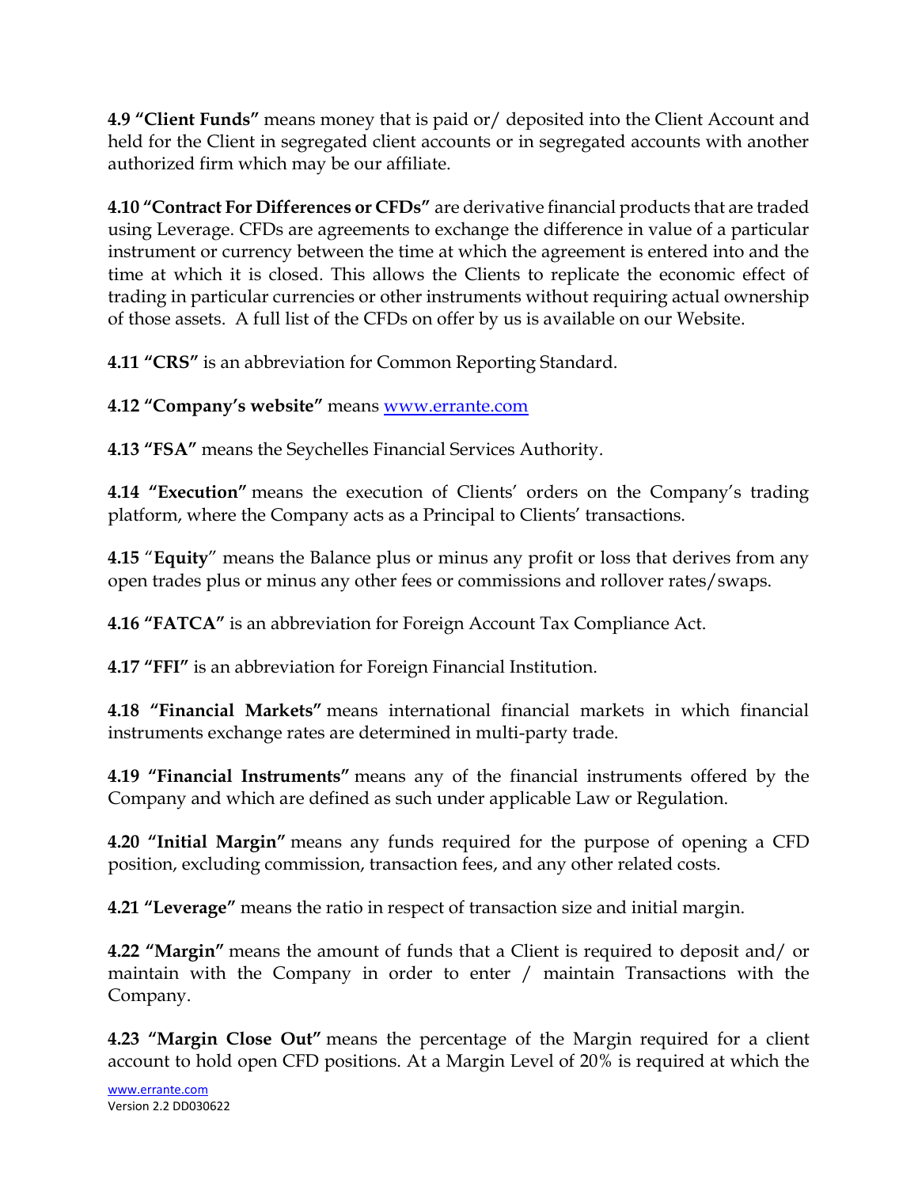**4.9 "Client Funds"** means money that is paid or/ deposited into the Client Account and held for the Client in segregated client accounts or in segregated accounts with another authorized firm which may be our affiliate.

**4.10 "Contract For Differences or CFDs"** are derivative financial products that are traded using Leverage. CFDs are agreements to exchange the difference in value of a particular instrument or currency between the time at which the agreement is entered into and the time at which it is closed. This allows the Clients to replicate the economic effect of trading in particular currencies or other instruments without requiring actual ownership of those assets. A full list of the CFDs on offer by us is available on our Website.

**4.11 "CRS"** is an abbreviation for Common Reporting Standard.

**4.12 "Company's website"** means [www.errante.com](http://www.errante.com)

**4.13 "FSA"** means the Seychelles Financial Services Authority.

**4.14 "Execution"** means the execution of Clients' orders on the Company's trading platform, where the Company acts as a Principal to Clients' transactions.

**4.15** "**Equity**" means the Balance plus or minus any profit or loss that derives from any open trades plus or minus any other fees or commissions and rollover rates/swaps.

**4.16 "FATCA"** is an abbreviation for Foreign Account Tax Compliance Act.

**4.17 "FFI"** is an abbreviation for Foreign Financial Institution.

**4.18 "Financial Markets"** means international financial markets in which financial instruments exchange rates are determined in multi-party trade.

**4.19 "Financial Instruments"** means any of the financial instruments offered by the Company and which are defined as such under applicable Law or Regulation.

**4.20 "Initial Margin"** means any funds required for the purpose of opening a CFD position, excluding commission, transaction fees, and any other related costs.

**4.21 "Leverage"** means the ratio in respect of transaction size and initial margin.

**4.22 "Margin"** means the amount of funds that a Client is required to deposit and/ or maintain with the Company in order to enter / maintain Transactions with the Company.

**4.23 "Margin Close Out"** means the percentage of the Margin required for a client account to hold open CFD positions. At a Margin Level of 20% is required at which the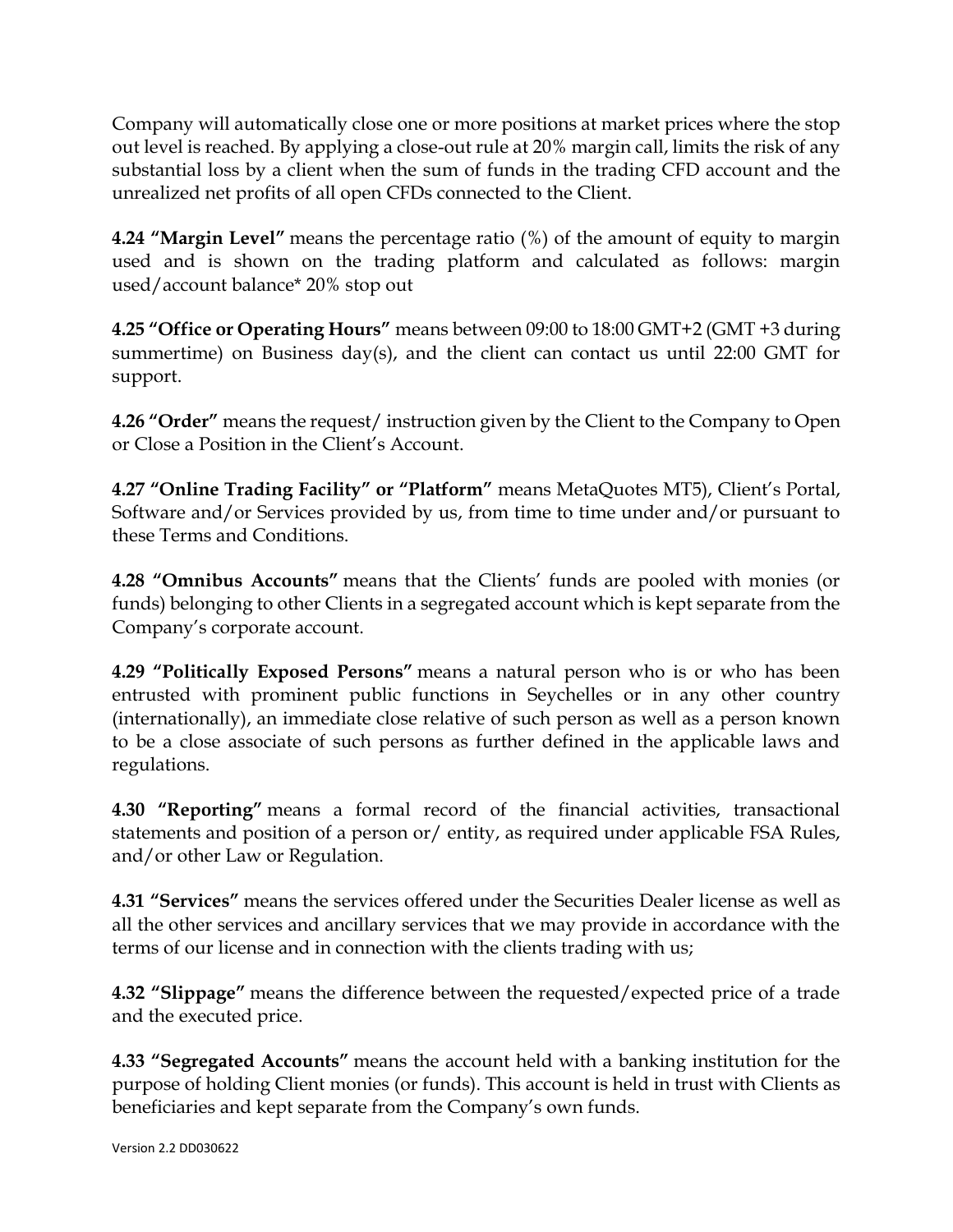Company will automatically close one or more positions at market prices where the stop out level is reached. By applying a close-out rule at 20% margin call, limits the risk of any substantial loss by a client when the sum of funds in the trading CFD account and the unrealized net profits of all open CFDs connected to the Client.

**4.24 "Margin Level"** means the percentage ratio (%) of the amount of equity to margin used and is shown on the trading platform and calculated as follows: margin used/account balance* 20% stop out

**4.25 "Office or Operating Hours"** means between 09:00 to 18:00 GMT+2 (GMT +3 during summertime) on Business day(s), and the client can contact us until 22:00 GMT for support.

**4.26 "Order"** means the request/ instruction given by the Client to the Company to Open or Close a Position in the Client's Account.

**4.27 "Online Trading Facility" or "Platform"** means MetaQuotes MT5), Client's Portal, Software and/or Services provided by us, from time to time under and/or pursuant to these Terms and Conditions.

**4.28 "Omnibus Accounts"** means that the Clients' funds are pooled with monies (or funds) belonging to other Clients in a segregated account which is kept separate from the Company's corporate account.

**4.29 "Politically Exposed Persons"** means a natural person who is or who has been entrusted with prominent public functions in Seychelles or in any other country (internationally), an immediate close relative of such person as well as a person known to be a close associate of such persons as further defined in the applicable laws and regulations.

**4.30 "Reporting"** means a formal record of the financial activities, transactional statements and position of a person or/ entity, as required under applicable FSA Rules, and/or other Law or Regulation.

**4.31 "Services"** means the services offered under the Securities Dealer license as well as all the other services and ancillary services that we may provide in accordance with the terms of our license and in connection with the clients trading with us;

**4.32 "Slippage"** means the difference between the requested/expected price of a trade and the executed price.

**4.33 "Segregated Accounts"** means the account held with a banking institution for the purpose of holding Client monies (or funds). This account is held in trust with Clients as beneficiaries and kept separate from the Company's own funds.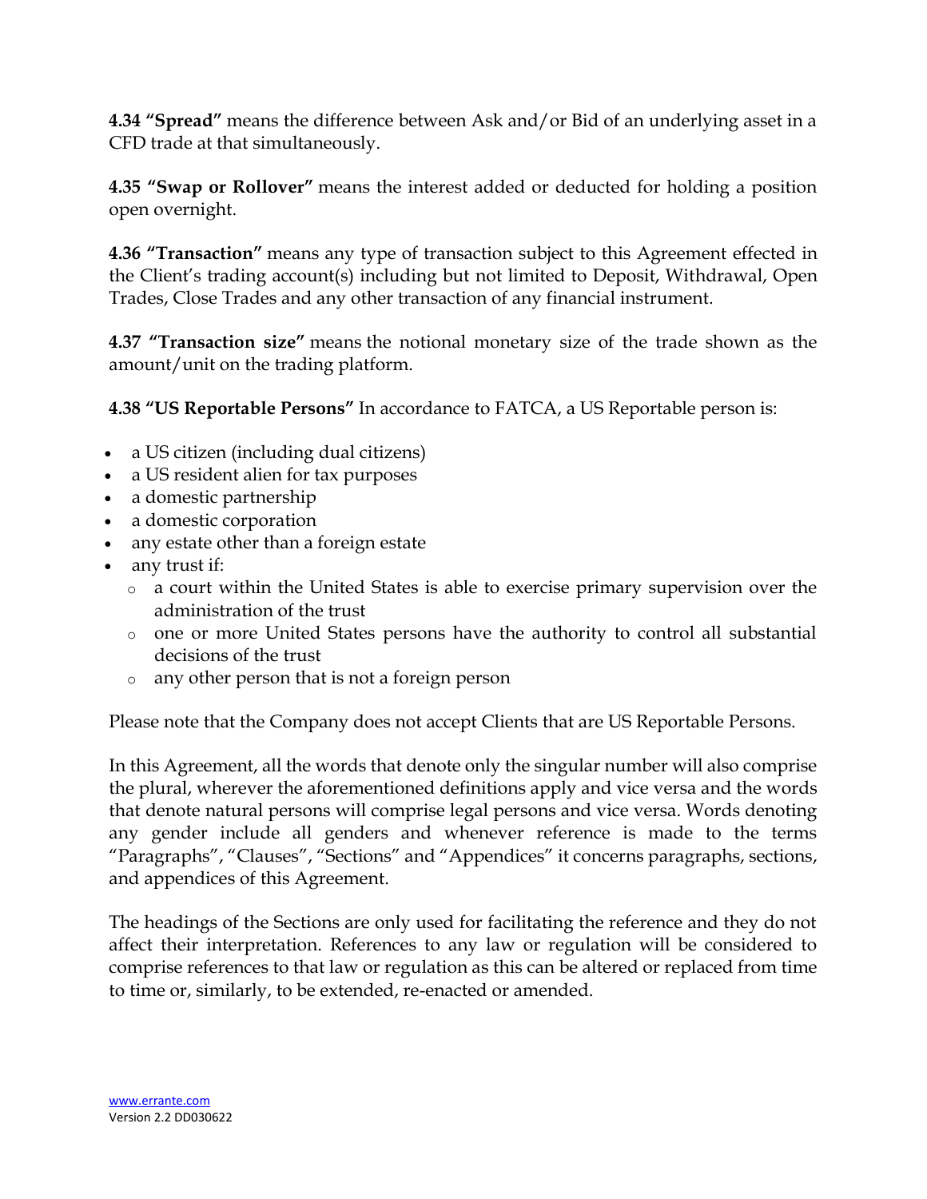**4.34 "Spread"** means the difference between Ask and/or Bid of an underlying asset in a CFD trade at that simultaneously.

**4.35 "Swap or Rollover"** means the interest added or deducted for holding a position open overnight.

**4.36 "Transaction"** means any type of transaction subject to this Agreement effected in the Client's trading account(s) including but not limited to Deposit, Withdrawal, Open Trades, Close Trades and any other transaction of any financial instrument.

**4.37 "Transaction size"** means the notional monetary size of the trade shown as the amount/unit on the trading platform.

**4.38 "US Reportable Persons"** In accordance to FATCA, a US Reportable person is:

- a US citizen (including dual citizens)
- a US resident alien for tax purposes
- a domestic partnership
- a domestic corporation
- any estate other than a foreign estate
- any trust if:
  - a court within the United States is able to exercise primary supervision over the administration of the trust
  - one or more United States persons have the authority to control all substantial decisions of the trust
  - any other person that is not a foreign person

Please note that the Company does not accept Clients that are US Reportable Persons.

In this Agreement, all the words that denote only the singular number will also comprise the plural, wherever the aforementioned definitions apply and vice versa and the words that denote natural persons will comprise legal persons and vice versa. Words denoting any gender include all genders and whenever reference is made to the terms "Paragraphs", "Clauses", "Sections" and "Appendices" it concerns paragraphs, sections, and appendices of this Agreement.

The headings of the Sections are only used for facilitating the reference and they do not affect their interpretation. References to any law or regulation will be considered to comprise references to that law or regulation as this can be altered or replaced from time to time or, similarly, to be extended, re-enacted or amended.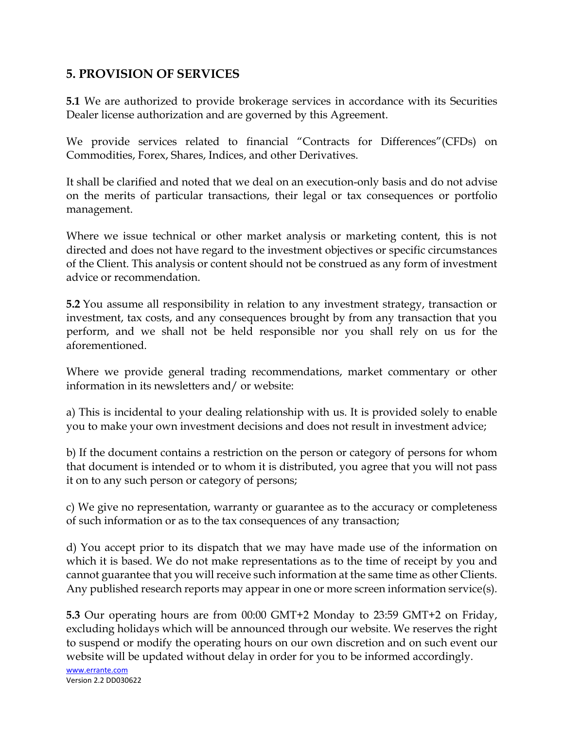## 5. PROVISION OF SERVICES

**5.1** We are authorized to provide brokerage services in accordance with its Securities Dealer license authorization and are governed by this Agreement.

We provide services related to financial "Contracts for Differences"(CFDs) on Commodities, Forex, Shares, Indices, and other Derivatives.

It shall be clarified and noted that we deal on an execution-only basis and do not advise on the merits of particular transactions, their legal or tax consequences or portfolio management.

Where we issue technical or other market analysis or marketing content, this is not directed and does not have regard to the investment objectives or specific circumstances of the Client. This analysis or content should not be construed as any form of investment advice or recommendation.

**5.2** You assume all responsibility in relation to any investment strategy, transaction or investment, tax costs, and any consequences brought by from any transaction that you perform, and we shall not be held responsible nor you shall rely on us for the aforementioned.

Where we provide general trading recommendations, market commentary or other information in its newsletters and/ or website:

a) This is incidental to your dealing relationship with us. It is provided solely to enable you to make your own investment decisions and does not result in investment advice;

b) If the document contains a restriction on the person or category of persons for whom that document is intended or to whom it is distributed, you agree that you will not pass it on to any such person or category of persons;

c) We give no representation, warranty or guarantee as to the accuracy or completeness of such information or as to the tax consequences of any transaction;

d) You accept prior to its dispatch that we may have made use of the information on which it is based. We do not make representations as to the time of receipt by you and cannot guarantee that you will receive such information at the same time as other Clients. Any published research reports may appear in one or more screen information service(s).

**5.3** Our operating hours are from 00:00 GMT+2 Monday to 23:59 GMT+2 on Friday, excluding holidays which will be announced through our website. We reserves the right to suspend or modify the operating hours on our own discretion and on such event our website will be updated without delay in order for you to be informed accordingly.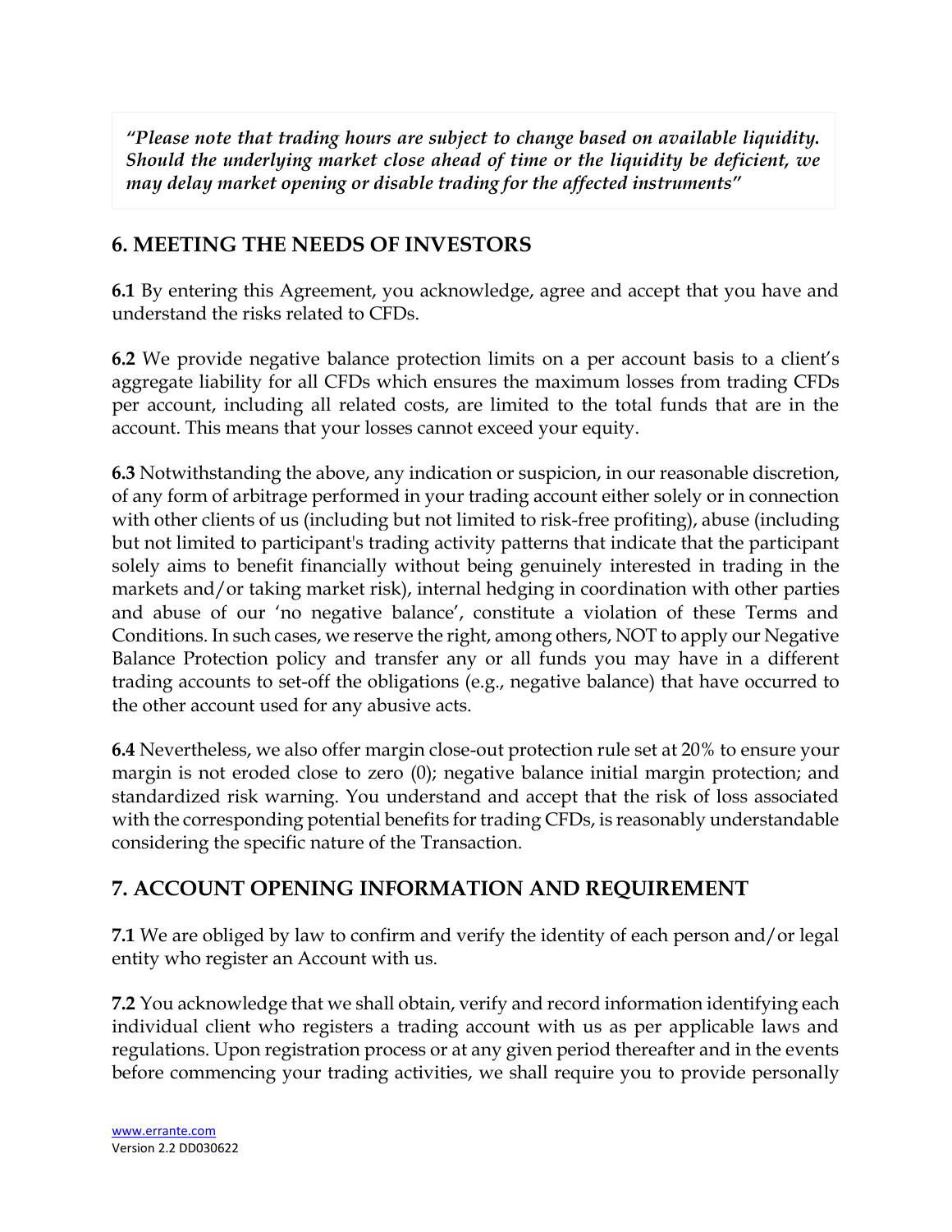*"Please note that trading hours are subject to change based on available liquidity. Should the underlying market close ahead of time or the liquidity be deficient, we may delay market opening or disable trading for the affected instruments"*

## 6. MEETING THE NEEDS OF INVESTORS

**6.1** By entering this Agreement, you acknowledge, agree and accept that you have and understand the risks related to CFDs.

**6.2** We provide negative balance protection limits on a per account basis to a client's aggregate liability for all CFDs which ensures the maximum losses from trading CFDs per account, including all related costs, are limited to the total funds that are in the account. This means that your losses cannot exceed your equity.

**6.3** Notwithstanding the above, any indication or suspicion, in our reasonable discretion, of any form of arbitrage performed in your trading account either solely or in connection with other clients of us (including but not limited to risk-free profiting), abuse (including but not limited to participant's trading activity patterns that indicate that the participant solely aims to benefit financially without being genuinely interested in trading in the markets and/or taking market risk), internal hedging in coordination with other parties and abuse of our 'no negative balance', constitute a violation of these Terms and Conditions. In such cases, we reserve the right, among others, NOT to apply our Negative Balance Protection policy and transfer any or all funds you may have in a different trading accounts to set-off the obligations (e.g., negative balance) that have occurred to the other account used for any abusive acts.

**6.4** Nevertheless, we also offer margin close-out protection rule set at 20% to ensure your margin is not eroded close to zero (0); negative balance initial margin protection; and standardized risk warning. You understand and accept that the risk of loss associated with the corresponding potential benefits for trading CFDs, is reasonably understandable considering the specific nature of the Transaction.

## 7. ACCOUNT OPENING INFORMATION AND REQUIREMENT

**7.1** We are obliged by law to confirm and verify the identity of each person and/or legal entity who register an Account with us.

**7.2** You acknowledge that we shall obtain, verify and record information identifying each individual client who registers a trading account with us as per applicable laws and regulations. Upon registration process or at any given period thereafter and in the events before commencing your trading activities, we shall require you to provide personally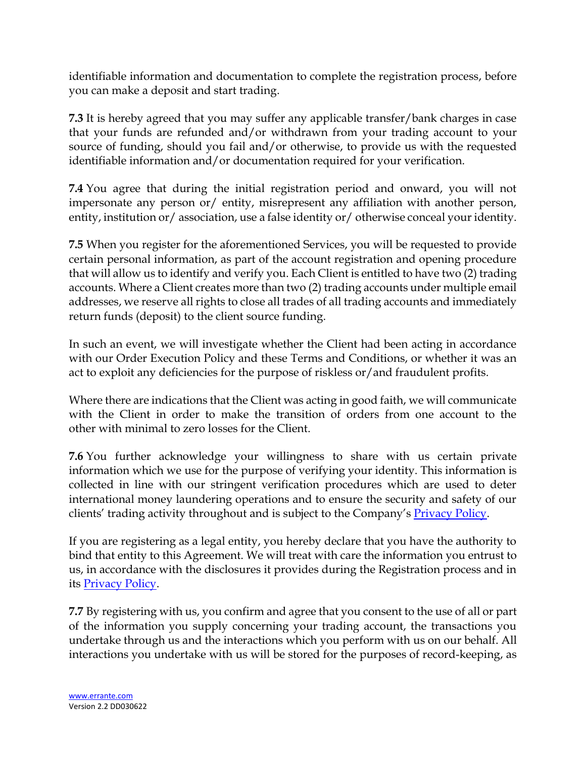identifiable information and documentation to complete the registration process, before you can make a deposit and start trading.

**7.3** It is hereby agreed that you may suffer any applicable transfer/bank charges in case that your funds are refunded and/or withdrawn from your trading account to your source of funding, should you fail and/or otherwise, to provide us with the requested identifiable information and/or documentation required for your verification.

**7.4** You agree that during the initial registration period and onward, you will not impersonate any person or/ entity, misrepresent any affiliation with another person, entity, institution or/ association, use a false identity or/ otherwise conceal your identity.

**7.5** When you register for the aforementioned Services, you will be requested to provide certain personal information, as part of the account registration and opening procedure that will allow us to identify and verify you. Each Client is entitled to have two (2) trading accounts. Where a Client creates more than two (2) trading accounts under multiple email addresses, we reserve all rights to close all trades of all trading accounts and immediately return funds (deposit) to the client source funding.

In such an event, we will investigate whether the Client had been acting in accordance with our Order Execution Policy and these Terms and Conditions, or whether it was an act to exploit any deficiencies for the purpose of riskless or/and fraudulent profits.

Where there are indications that the Client was acting in good faith, we will communicate with the Client in order to make the transition of orders from one account to the other with minimal to zero losses for the Client.

**7.6** You further acknowledge your willingness to share with us certain private information which we use for the purpose of verifying your identity. This information is collected in line with our stringent verification procedures which are used to deter international money laundering operations and to ensure the security and safety of our clients' trading activity throughout and is subject to the Company's Privacy Policy.

If you are registering as a legal entity, you hereby declare that you have the authority to bind that entity to this Agreement. We will treat with care the information you entrust to us, in accordance with the disclosures it provides during the Registration process and in its Privacy Policy.

**7.7** By registering with us, you confirm and agree that you consent to the use of all or part of the information you supply concerning your trading account, the transactions you undertake through us and the interactions which you perform with us on our behalf. All interactions you undertake with us will be stored for the purposes of record-keeping, as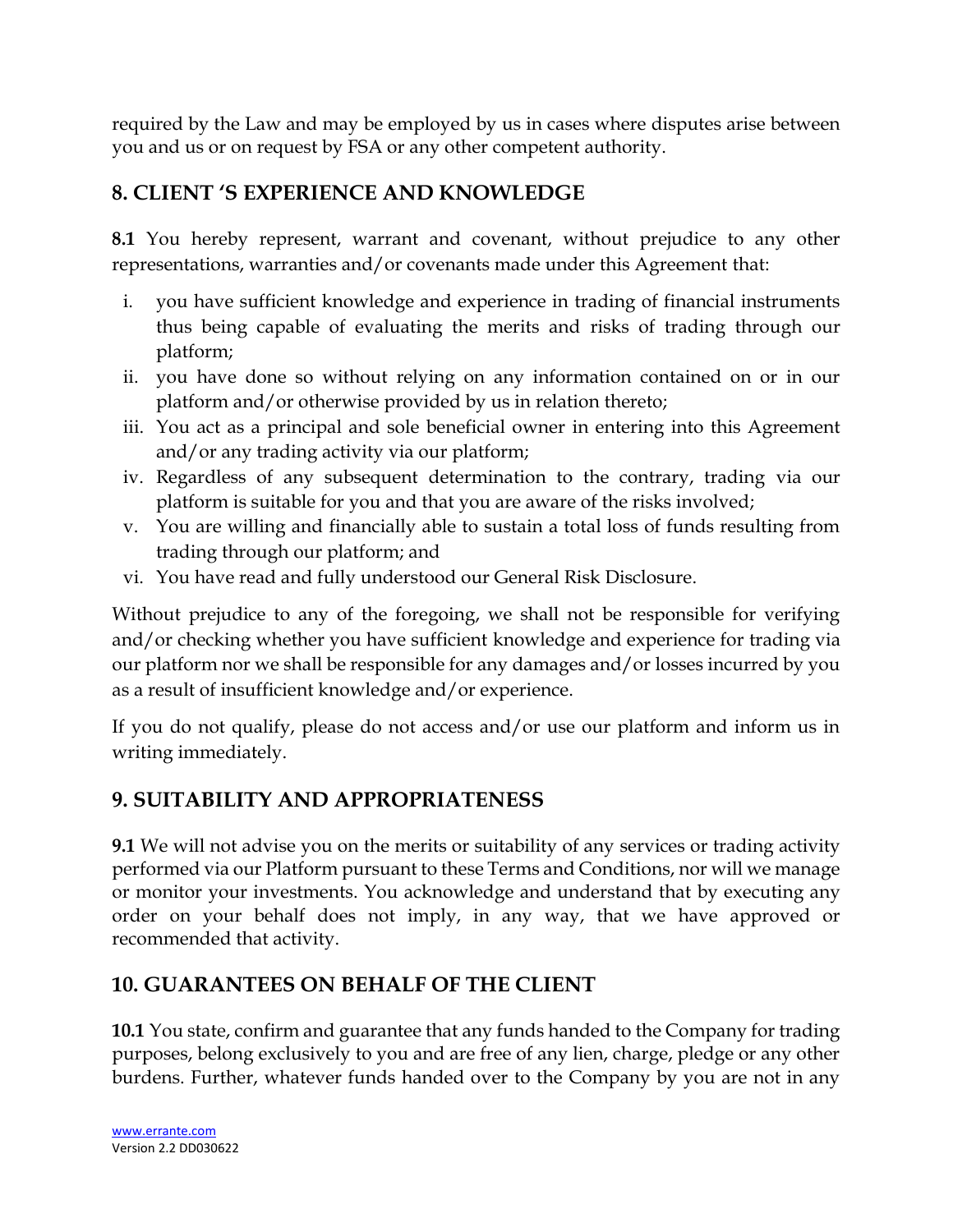required by the Law and may be employed by us in cases where disputes arise between you and us or on request by FSA or any other competent authority.

## 8. CLIENT 'S EXPERIENCE AND KNOWLEDGE

**8.1** You hereby represent, warrant and covenant, without prejudice to any other representations, warranties and/or covenants made under this Agreement that:

i. you have sufficient knowledge and experience in trading of financial instruments thus being capable of evaluating the merits and risks of trading through our platform;
ii. you have done so without relying on any information contained on or in our platform and/or otherwise provided by us in relation thereto;
iii. You act as a principal and sole beneficial owner in entering into this Agreement and/or any trading activity via our platform;
iv. Regardless of any subsequent determination to the contrary, trading via our platform is suitable for you and that you are aware of the risks involved;
v. You are willing and financially able to sustain a total loss of funds resulting from trading through our platform; and
vi. You have read and fully understood our General Risk Disclosure.

Without prejudice to any of the foregoing, we shall not be responsible for verifying and/or checking whether you have sufficient knowledge and experience for trading via our platform nor we shall be responsible for any damages and/or losses incurred by you as a result of insufficient knowledge and/or experience.

If you do not qualify, please do not access and/or use our platform and inform us in writing immediately.

## 9. SUITABILITY AND APPROPRIATENESS

**9.1** We will not advise you on the merits or suitability of any services or trading activity performed via our Platform pursuant to these Terms and Conditions, nor will we manage or monitor your investments. You acknowledge and understand that by executing any order on your behalf does not imply, in any way, that we have approved or recommended that activity.

## 10. GUARANTEES ON BEHALF OF THE CLIENT

**10.1** You state, confirm and guarantee that any funds handed to the Company for trading purposes, belong exclusively to you and are free of any lien, charge, pledge or any other burdens. Further, whatever funds handed over to the Company by you are not in any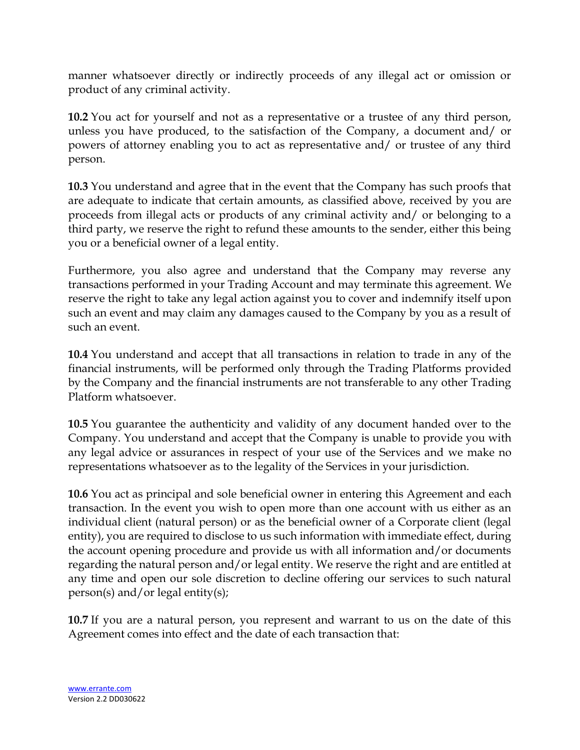manner whatsoever directly or indirectly proceeds of any illegal act or omission or product of any criminal activity.

**10.2** You act for yourself and not as a representative or a trustee of any third person, unless you have produced, to the satisfaction of the Company, a document and/ or powers of attorney enabling you to act as representative and/ or trustee of any third person.

**10.3** You understand and agree that in the event that the Company has such proofs that are adequate to indicate that certain amounts, as classified above, received by you are proceeds from illegal acts or products of any criminal activity and/ or belonging to a third party, we reserve the right to refund these amounts to the sender, either this being you or a beneficial owner of a legal entity.

Furthermore, you also agree and understand that the Company may reverse any transactions performed in your Trading Account and may terminate this agreement. We reserve the right to take any legal action against you to cover and indemnify itself upon such an event and may claim any damages caused to the Company by you as a result of such an event.

**10.4** You understand and accept that all transactions in relation to trade in any of the financial instruments, will be performed only through the Trading Platforms provided by the Company and the financial instruments are not transferable to any other Trading Platform whatsoever.

**10.5** You guarantee the authenticity and validity of any document handed over to the Company. You understand and accept that the Company is unable to provide you with any legal advice or assurances in respect of your use of the Services and we make no representations whatsoever as to the legality of the Services in your jurisdiction.

**10.6** You act as principal and sole beneficial owner in entering this Agreement and each transaction. In the event you wish to open more than one account with us either as an individual client (natural person) or as the beneficial owner of a Corporate client (legal entity), you are required to disclose to us such information with immediate effect, during the account opening procedure and provide us with all information and/or documents regarding the natural person and/or legal entity. We reserve the right and are entitled at any time and open our sole discretion to decline offering our services to such natural person(s) and/or legal entity(s);

**10.7** If you are a natural person, you represent and warrant to us on the date of this Agreement comes into effect and the date of each transaction that: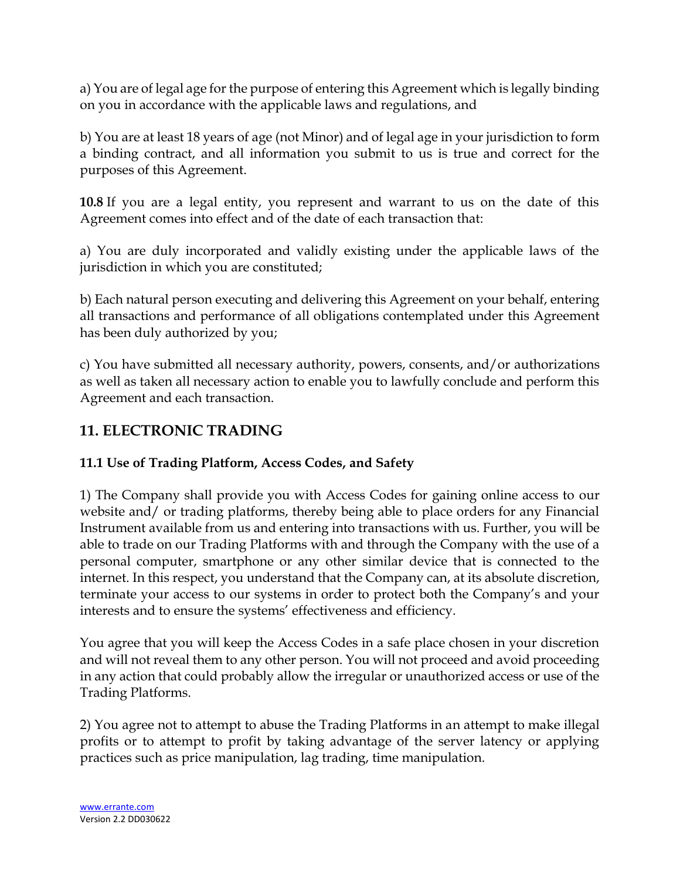a) You are of legal age for the purpose of entering this Agreement which is legally binding on you in accordance with the applicable laws and regulations, and

b) You are at least 18 years of age (not Minor) and of legal age in your jurisdiction to form a binding contract, and all information you submit to us is true and correct for the purposes of this Agreement.

**10.8** If you are a legal entity, you represent and warrant to us on the date of this Agreement comes into effect and of the date of each transaction that:

a) You are duly incorporated and validly existing under the applicable laws of the jurisdiction in which you are constituted;

b) Each natural person executing and delivering this Agreement on your behalf, entering all transactions and performance of all obligations contemplated under this Agreement has been duly authorized by you;

c) You have submitted all necessary authority, powers, consents, and/or authorizations as well as taken all necessary action to enable you to lawfully conclude and perform this Agreement and each transaction.

## 11. ELECTRONIC TRADING

### 11.1 Use of Trading Platform, Access Codes, and Safety

1) The Company shall provide you with Access Codes for gaining online access to our website and/ or trading platforms, thereby being able to place orders for any Financial Instrument available from us and entering into transactions with us. Further, you will be able to trade on our Trading Platforms with and through the Company with the use of a personal computer, smartphone or any other similar device that is connected to the internet. In this respect, you understand that the Company can, at its absolute discretion, terminate your access to our systems in order to protect both the Company's and your interests and to ensure the systems' effectiveness and efficiency.

You agree that you will keep the Access Codes in a safe place chosen in your discretion and will not reveal them to any other person. You will not proceed and avoid proceeding in any action that could probably allow the irregular or unauthorized access or use of the Trading Platforms.

2) You agree not to attempt to abuse the Trading Platforms in an attempt to make illegal profits or to attempt to profit by taking advantage of the server latency or applying practices such as price manipulation, lag trading, time manipulation.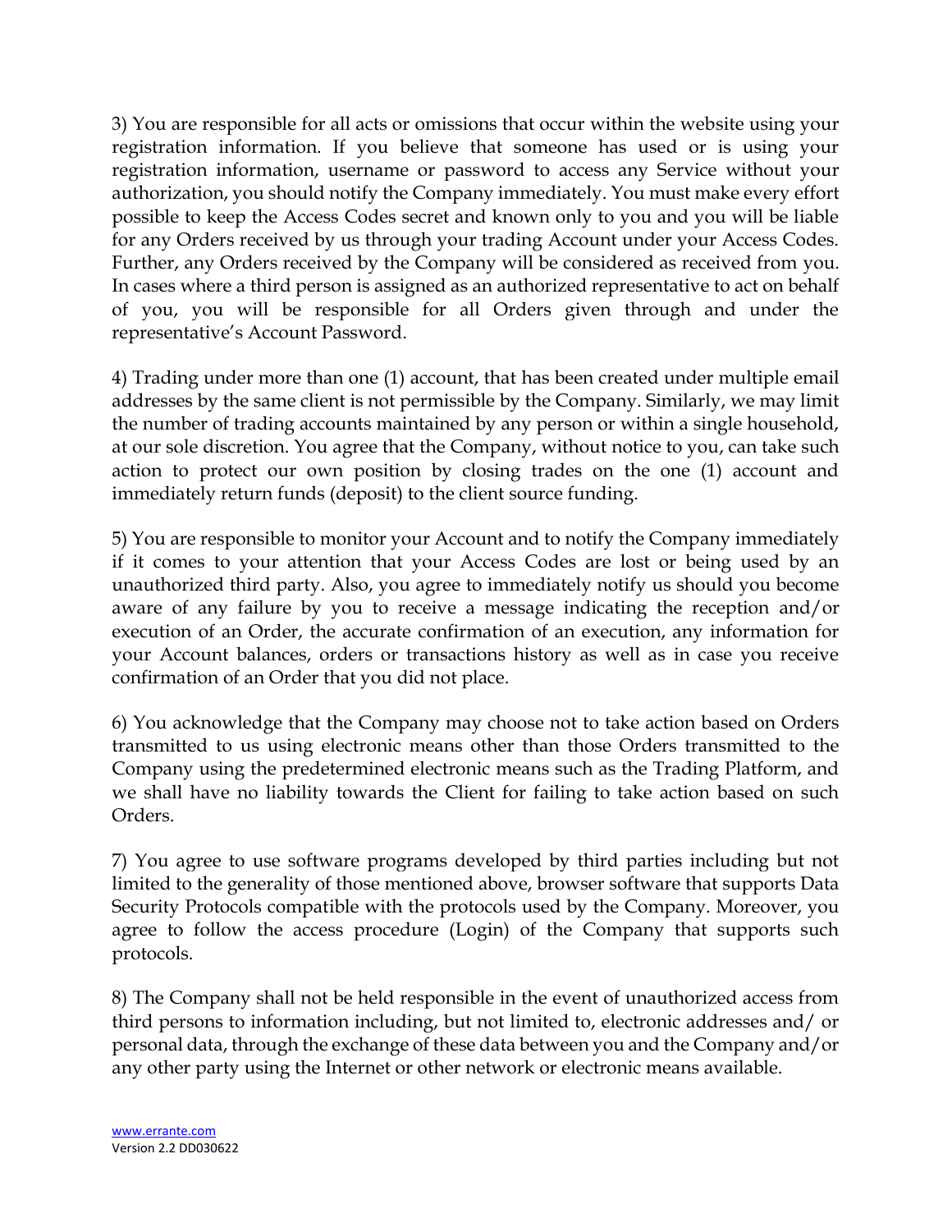3) You are responsible for all acts or omissions that occur within the website using your registration information. If you believe that someone has used or is using your registration information, username or password to access any Service without your authorization, you should notify the Company immediately. You must make every effort possible to keep the Access Codes secret and known only to you and you will be liable for any Orders received by us through your trading Account under your Access Codes. Further, any Orders received by the Company will be considered as received from you. In cases where a third person is assigned as an authorized representative to act on behalf of you, you will be responsible for all Orders given through and under the representative's Account Password.

4) Trading under more than one (1) account, that has been created under multiple email addresses by the same client is not permissible by the Company. Similarly, we may limit the number of trading accounts maintained by any person or within a single household, at our sole discretion. You agree that the Company, without notice to you, can take such action to protect our own position by closing trades on the one (1) account and immediately return funds (deposit) to the client source funding.

5) You are responsible to monitor your Account and to notify the Company immediately if it comes to your attention that your Access Codes are lost or being used by an unauthorized third party. Also, you agree to immediately notify us should you become aware of any failure by you to receive a message indicating the reception and/or execution of an Order, the accurate confirmation of an execution, any information for your Account balances, orders or transactions history as well as in case you receive confirmation of an Order that you did not place.

6) You acknowledge that the Company may choose not to take action based on Orders transmitted to us using electronic means other than those Orders transmitted to the Company using the predetermined electronic means such as the Trading Platform, and we shall have no liability towards the Client for failing to take action based on such Orders.

7) You agree to use software programs developed by third parties including but not limited to the generality of those mentioned above, browser software that supports Data Security Protocols compatible with the protocols used by the Company. Moreover, you agree to follow the access procedure (Login) of the Company that supports such protocols.

8) The Company shall not be held responsible in the event of unauthorized access from third persons to information including, but not limited to, electronic addresses and/ or personal data, through the exchange of these data between you and the Company and/or any other party using the Internet or other network or electronic means available.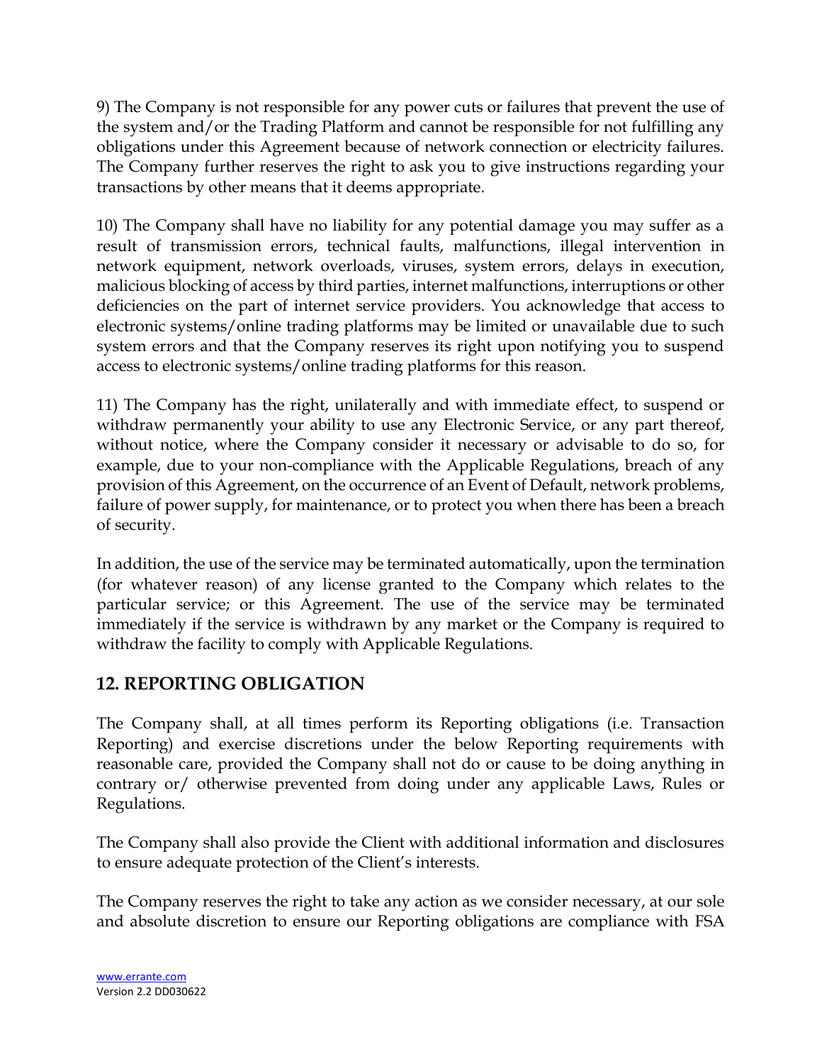9) The Company is not responsible for any power cuts or failures that prevent the use of the system and/or the Trading Platform and cannot be responsible for not fulfilling any obligations under this Agreement because of network connection or electricity failures. The Company further reserves the right to ask you to give instructions regarding your transactions by other means that it deems appropriate.

10) The Company shall have no liability for any potential damage you may suffer as a result of transmission errors, technical faults, malfunctions, illegal intervention in network equipment, network overloads, viruses, system errors, delays in execution, malicious blocking of access by third parties, internet malfunctions, interruptions or other deficiencies on the part of internet service providers. You acknowledge that access to electronic systems/online trading platforms may be limited or unavailable due to such system errors and that the Company reserves its right upon notifying you to suspend access to electronic systems/online trading platforms for this reason.

11) The Company has the right, unilaterally and with immediate effect, to suspend or withdraw permanently your ability to use any Electronic Service, or any part thereof, without notice, where the Company consider it necessary or advisable to do so, for example, due to your non-compliance with the Applicable Regulations, breach of any provision of this Agreement, on the occurrence of an Event of Default, network problems, failure of power supply, for maintenance, or to protect you when there has been a breach of security.

In addition, the use of the service may be terminated automatically, upon the termination (for whatever reason) of any license granted to the Company which relates to the particular service; or this Agreement. The use of the service may be terminated immediately if the service is withdrawn by any market or the Company is required to withdraw the facility to comply with Applicable Regulations.

## 12. REPORTING OBLIGATION

The Company shall, at all times perform its Reporting obligations (i.e. Transaction Reporting) and exercise discretions under the below Reporting requirements with reasonable care, provided the Company shall not do or cause to be doing anything in contrary or/ otherwise prevented from doing under any applicable Laws, Rules or Regulations.

The Company shall also provide the Client with additional information and disclosures to ensure adequate protection of the Client's interests.

The Company reserves the right to take any action as we consider necessary, at our sole and absolute discretion to ensure our Reporting obligations are compliance with FSA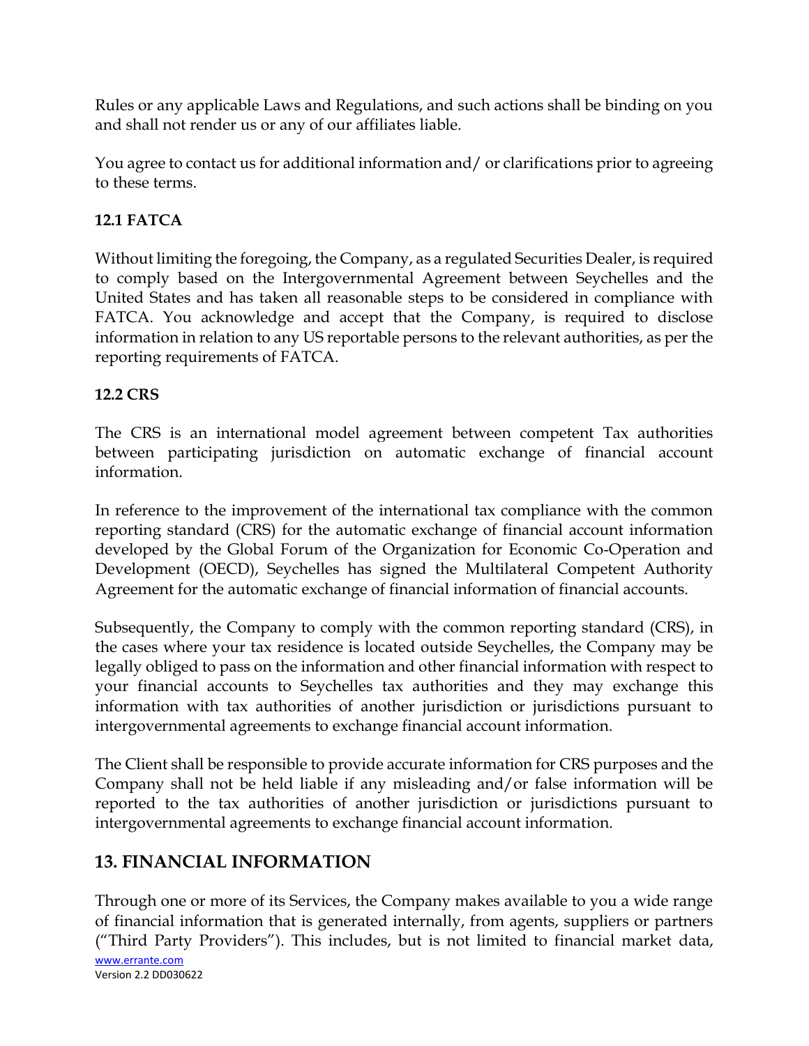Rules or any applicable Laws and Regulations, and such actions shall be binding on you and shall not render us or any of our affiliates liable.

You agree to contact us for additional information and/ or clarifications prior to agreeing to these terms.

**12.1 FATCA**

Without limiting the foregoing, the Company, as a regulated Securities Dealer, is required to comply based on the Intergovernmental Agreement between Seychelles and the United States and has taken all reasonable steps to be considered in compliance with FATCA. You acknowledge and accept that the Company, is required to disclose information in relation to any US reportable persons to the relevant authorities, as per the reporting requirements of FATCA.

**12.2 CRS**

The CRS is an international model agreement between competent Tax authorities between participating jurisdiction on automatic exchange of financial account information.

In reference to the improvement of the international tax compliance with the common reporting standard (CRS) for the automatic exchange of financial account information developed by the Global Forum of the Organization for Economic Co-Operation and Development (OECD), Seychelles has signed the Multilateral Competent Authority Agreement for the automatic exchange of financial information of financial accounts.

Subsequently, the Company to comply with the common reporting standard (CRS), in the cases where your tax residence is located outside Seychelles, the Company may be legally obliged to pass on the information and other financial information with respect to your financial accounts to Seychelles tax authorities and they may exchange this information with tax authorities of another jurisdiction or jurisdictions pursuant to intergovernmental agreements to exchange financial account information.

The Client shall be responsible to provide accurate information for CRS purposes and the Company shall not be held liable if any misleading and/or false information will be reported to the tax authorities of another jurisdiction or jurisdictions pursuant to intergovernmental agreements to exchange financial account information.

## 13. FINANCIAL INFORMATION

Through one or more of its Services, the Company makes available to you a wide range of financial information that is generated internally, from agents, suppliers or partners ("Third Party Providers"). This includes, but is not limited to financial market data,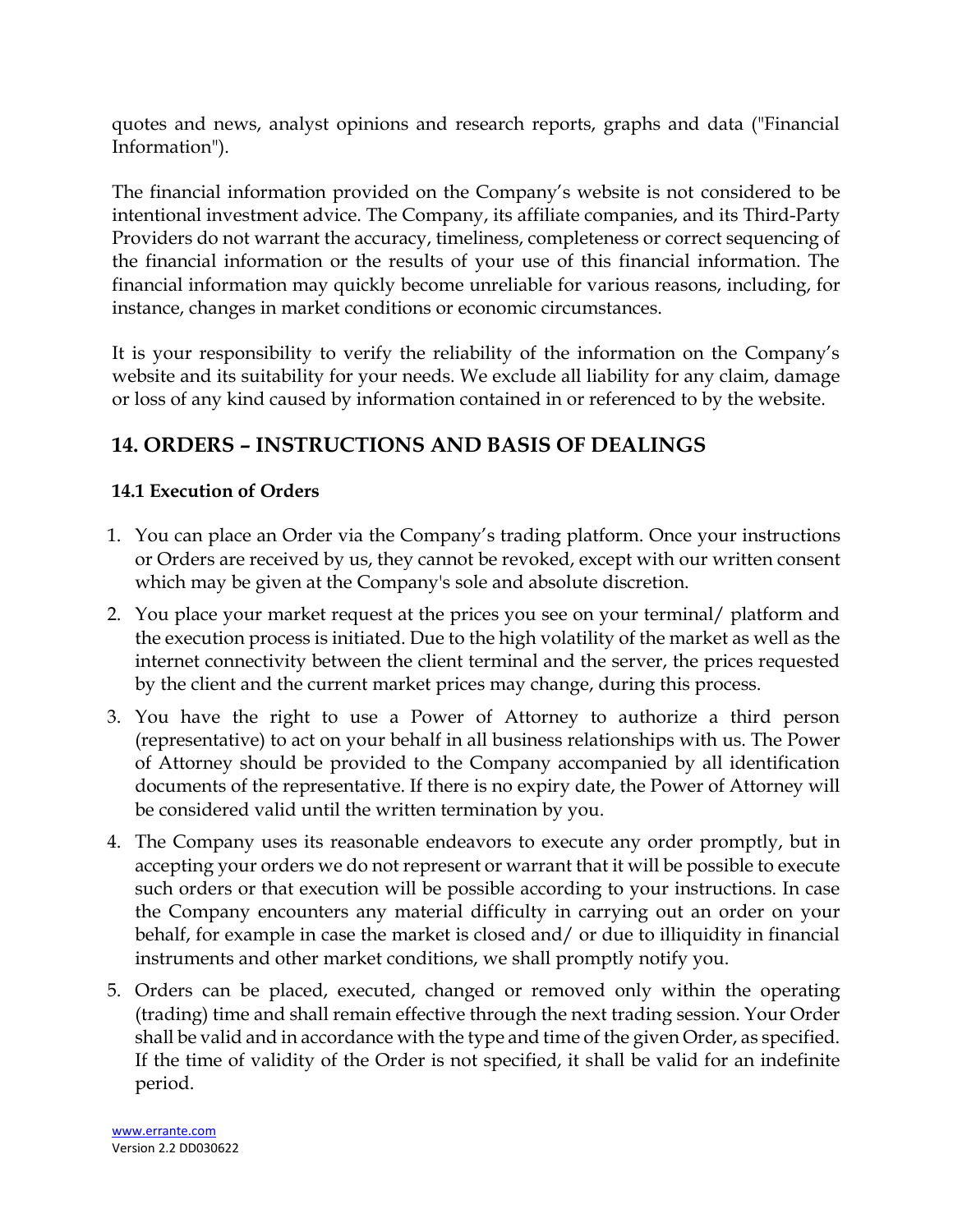quotes and news, analyst opinions and research reports, graphs and data ("Financial Information").

The financial information provided on the Company's website is not considered to be intentional investment advice. The Company, its affiliate companies, and its Third-Party Providers do not warrant the accuracy, timeliness, completeness or correct sequencing of the financial information or the results of your use of this financial information. The financial information may quickly become unreliable for various reasons, including, for instance, changes in market conditions or economic circumstances.

It is your responsibility to verify the reliability of the information on the Company's website and its suitability for your needs. We exclude all liability for any claim, damage or loss of any kind caused by information contained in or referenced to by the website.

## 14. ORDERS – INSTRUCTIONS AND BASIS OF DEALINGS

### 14.1 Execution of Orders

1. You can place an Order via the Company's trading platform. Once your instructions or Orders are received by us, they cannot be revoked, except with our written consent which may be given at the Company's sole and absolute discretion.
2. You place your market request at the prices you see on your terminal/ platform and the execution process is initiated. Due to the high volatility of the market as well as the internet connectivity between the client terminal and the server, the prices requested by the client and the current market prices may change, during this process.
3. You have the right to use a Power of Attorney to authorize a third person (representative) to act on your behalf in all business relationships with us. The Power of Attorney should be provided to the Company accompanied by all identification documents of the representative. If there is no expiry date, the Power of Attorney will be considered valid until the written termination by you.
4. The Company uses its reasonable endeavors to execute any order promptly, but in accepting your orders we do not represent or warrant that it will be possible to execute such orders or that execution will be possible according to your instructions. In case the Company encounters any material difficulty in carrying out an order on your behalf, for example in case the market is closed and/ or due to illiquidity in financial instruments and other market conditions, we shall promptly notify you.
5. Orders can be placed, executed, changed or removed only within the operating (trading) time and shall remain effective through the next trading session. Your Order shall be valid and in accordance with the type and time of the given Order, as specified. If the time of validity of the Order is not specified, it shall be valid for an indefinite period.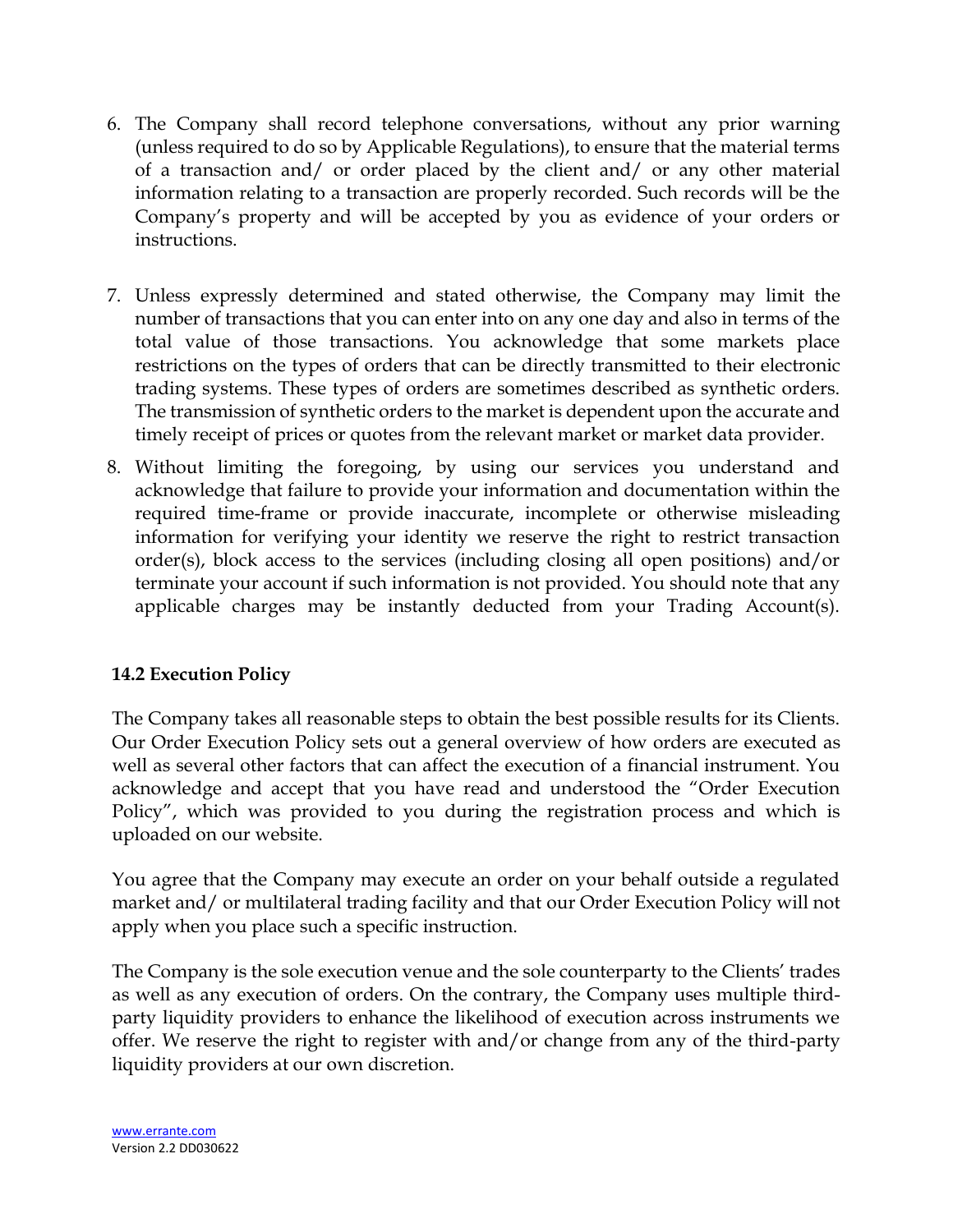6. The Company shall record telephone conversations, without any prior warning (unless required to do so by Applicable Regulations), to ensure that the material terms of a transaction and/ or order placed by the client and/ or any other material information relating to a transaction are properly recorded. Such records will be the Company's property and will be accepted by you as evidence of your orders or instructions.

7. Unless expressly determined and stated otherwise, the Company may limit the number of transactions that you can enter into on any one day and also in terms of the total value of those transactions. You acknowledge that some markets place restrictions on the types of orders that can be directly transmitted to their electronic trading systems. These types of orders are sometimes described as synthetic orders. The transmission of synthetic orders to the market is dependent upon the accurate and timely receipt of prices or quotes from the relevant market or market data provider.

8. Without limiting the foregoing, by using our services you understand and acknowledge that failure to provide your information and documentation within the required time-frame or provide inaccurate, incomplete or otherwise misleading information for verifying your identity we reserve the right to restrict transaction order(s), block access to the services (including closing all open positions) and/or terminate your account if such information is not provided. You should note that any applicable charges may be instantly deducted from your Trading Account(s).

### 14.2 Execution Policy

The Company takes all reasonable steps to obtain the best possible results for its Clients. Our Order Execution Policy sets out a general overview of how orders are executed as well as several other factors that can affect the execution of a financial instrument. You acknowledge and accept that you have read and understood the "Order Execution Policy", which was provided to you during the registration process and which is uploaded on our website.

You agree that the Company may execute an order on your behalf outside a regulated market and/ or multilateral trading facility and that our Order Execution Policy will not apply when you place such a specific instruction.

The Company is the sole execution venue and the sole counterparty to the Clients' trades as well as any execution of orders. On the contrary, the Company uses multiple third-party liquidity providers to enhance the likelihood of execution across instruments we offer. We reserve the right to register with and/or change from any of the third-party liquidity providers at our own discretion.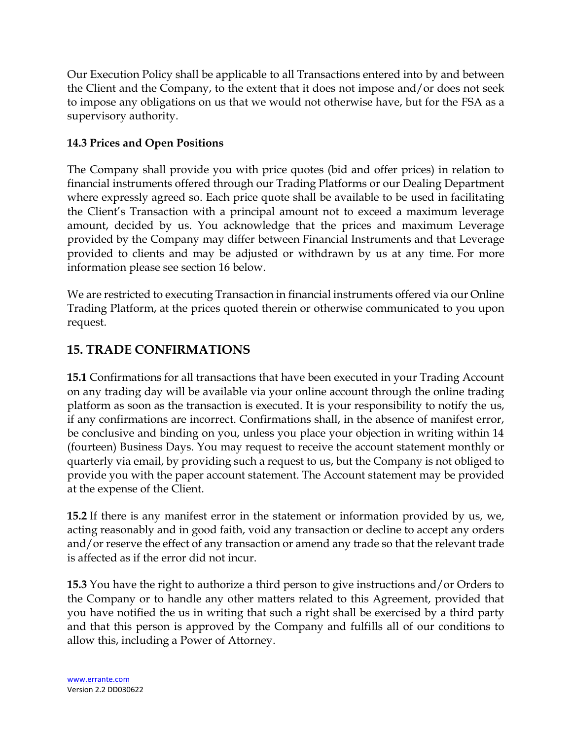Our Execution Policy shall be applicable to all Transactions entered into by and between the Client and the Company, to the extent that it does not impose and/or does not seek to impose any obligations on us that we would not otherwise have, but for the FSA as a supervisory authority.

### 14.3 Prices and Open Positions

The Company shall provide you with price quotes (bid and offer prices) in relation to financial instruments offered through our Trading Platforms or our Dealing Department where expressly agreed so. Each price quote shall be available to be used in facilitating the Client's Transaction with a principal amount not to exceed a maximum leverage amount, decided by us. You acknowledge that the prices and maximum Leverage provided by the Company may differ between Financial Instruments and that Leverage provided to clients and may be adjusted or withdrawn by us at any time. For more information please see section 16 below.

We are restricted to executing Transaction in financial instruments offered via our Online Trading Platform, at the prices quoted therein or otherwise communicated to you upon request.

## 15. TRADE CONFIRMATIONS

**15.1** Confirmations for all transactions that have been executed in your Trading Account on any trading day will be available via your online account through the online trading platform as soon as the transaction is executed. It is your responsibility to notify the us, if any confirmations are incorrect. Confirmations shall, in the absence of manifest error, be conclusive and binding on you, unless you place your objection in writing within 14 (fourteen) Business Days. You may request to receive the account statement monthly or quarterly via email, by providing such a request to us, but the Company is not obliged to provide you with the paper account statement. The Account statement may be provided at the expense of the Client.

**15.2** If there is any manifest error in the statement or information provided by us, we, acting reasonably and in good faith, void any transaction or decline to accept any orders and/or reserve the effect of any transaction or amend any trade so that the relevant trade is affected as if the error did not incur.

**15.3** You have the right to authorize a third person to give instructions and/or Orders to the Company or to handle any other matters related to this Agreement, provided that you have notified the us in writing that such a right shall be exercised by a third party and that this person is approved by the Company and fulfills all of our conditions to allow this, including a Power of Attorney.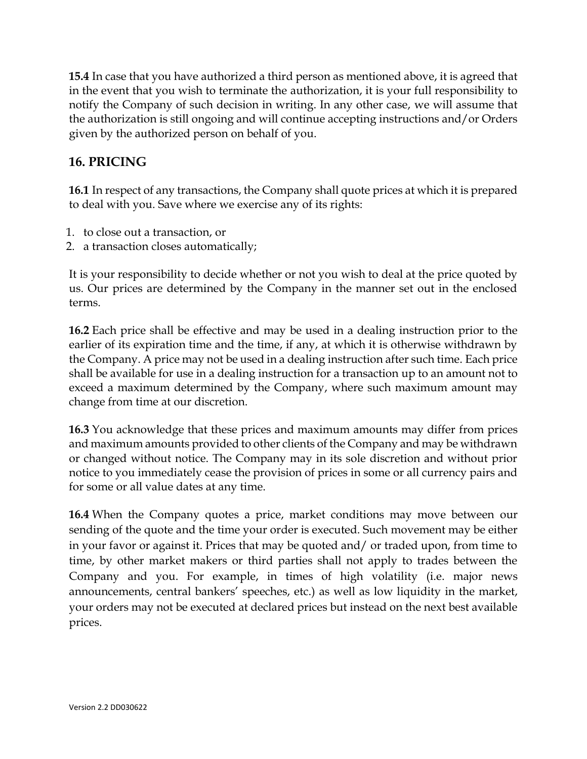**15.4** In case that you have authorized a third person as mentioned above, it is agreed that in the event that you wish to terminate the authorization, it is your full responsibility to notify the Company of such decision in writing. In any other case, we will assume that the authorization is still ongoing and will continue accepting instructions and/or Orders given by the authorized person on behalf of you.

## 16. PRICING

**16.1** In respect of any transactions, the Company shall quote prices at which it is prepared to deal with you. Save where we exercise any of its rights:

1. to close out a transaction, or
2. a transaction closes automatically;

It is your responsibility to decide whether or not you wish to deal at the price quoted by us. Our prices are determined by the Company in the manner set out in the enclosed terms.

**16.2** Each price shall be effective and may be used in a dealing instruction prior to the earlier of its expiration time and the time, if any, at which it is otherwise withdrawn by the Company. A price may not be used in a dealing instruction after such time. Each price shall be available for use in a dealing instruction for a transaction up to an amount not to exceed a maximum determined by the Company, where such maximum amount may change from time at our discretion.

**16.3** You acknowledge that these prices and maximum amounts may differ from prices and maximum amounts provided to other clients of the Company and may be withdrawn or changed without notice. The Company may in its sole discretion and without prior notice to you immediately cease the provision of prices in some or all currency pairs and for some or all value dates at any time.

**16.4** When the Company quotes a price, market conditions may move between our sending of the quote and the time your order is executed. Such movement may be either in your favor or against it. Prices that may be quoted and/ or traded upon, from time to time, by other market makers or third parties shall not apply to trades between the Company and you. For example, in times of high volatility (i.e. major news announcements, central bankers' speeches, etc.) as well as low liquidity in the market, your orders may not be executed at declared prices but instead on the next best available prices.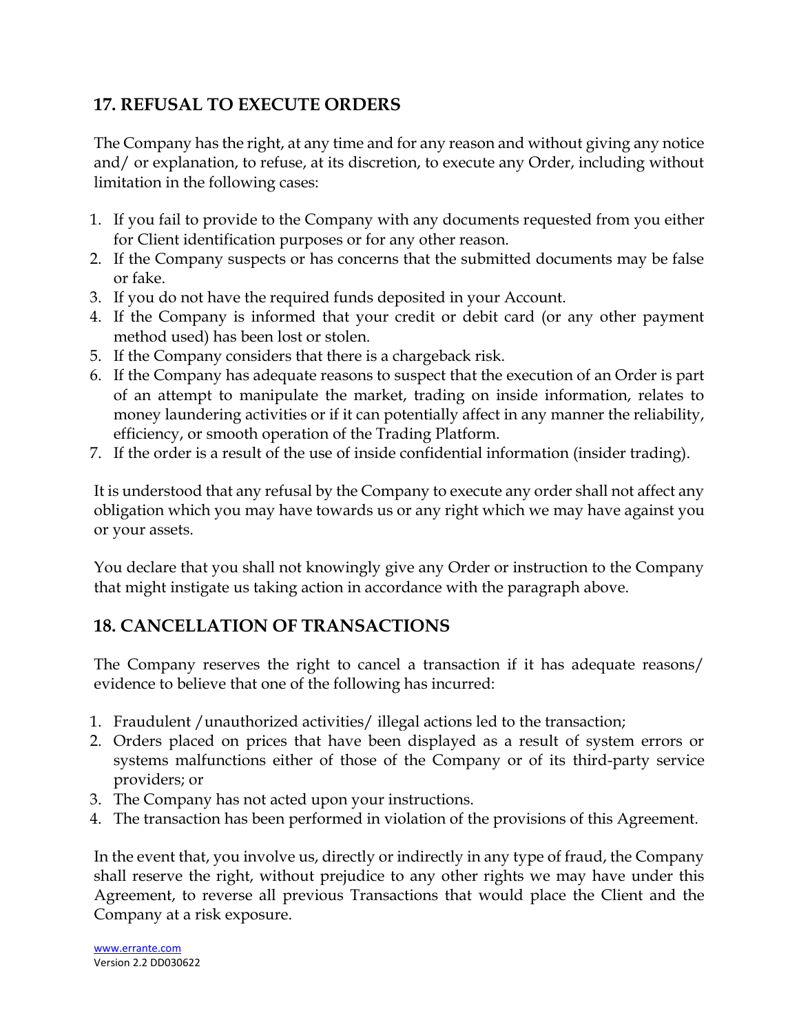## 17. REFUSAL TO EXECUTE ORDERS

The Company has the right, at any time and for any reason and without giving any notice and/ or explanation, to refuse, at its discretion, to execute any Order, including without limitation in the following cases:

1. If you fail to provide to the Company with any documents requested from you either for Client identification purposes or for any other reason.
2. If the Company suspects or has concerns that the submitted documents may be false or fake.
3. If you do not have the required funds deposited in your Account.
4. If the Company is informed that your credit or debit card (or any other payment method used) has been lost or stolen.
5. If the Company considers that there is a chargeback risk.
6. If the Company has adequate reasons to suspect that the execution of an Order is part of an attempt to manipulate the market, trading on inside information, relates to money laundering activities or if it can potentially affect in any manner the reliability, efficiency, or smooth operation of the Trading Platform.
7. If the order is a result of the use of inside confidential information (insider trading).

It is understood that any refusal by the Company to execute any order shall not affect any obligation which you may have towards us or any right which we may have against you or your assets.

You declare that you shall not knowingly give any Order or instruction to the Company that might instigate us taking action in accordance with the paragraph above.

## 18. CANCELLATION OF TRANSACTIONS

The Company reserves the right to cancel a transaction if it has adequate reasons/ evidence to believe that one of the following has incurred:

1. Fraudulent /unauthorized activities/ illegal actions led to the transaction;
2. Orders placed on prices that have been displayed as a result of system errors or systems malfunctions either of those of the Company or of its third-party service providers; or
3. The Company has not acted upon your instructions.
4. The transaction has been performed in violation of the provisions of this Agreement.

In the event that, you involve us, directly or indirectly in any type of fraud, the Company shall reserve the right, without prejudice to any other rights we may have under this Agreement, to reverse all previous Transactions that would place the Client and the Company at a risk exposure.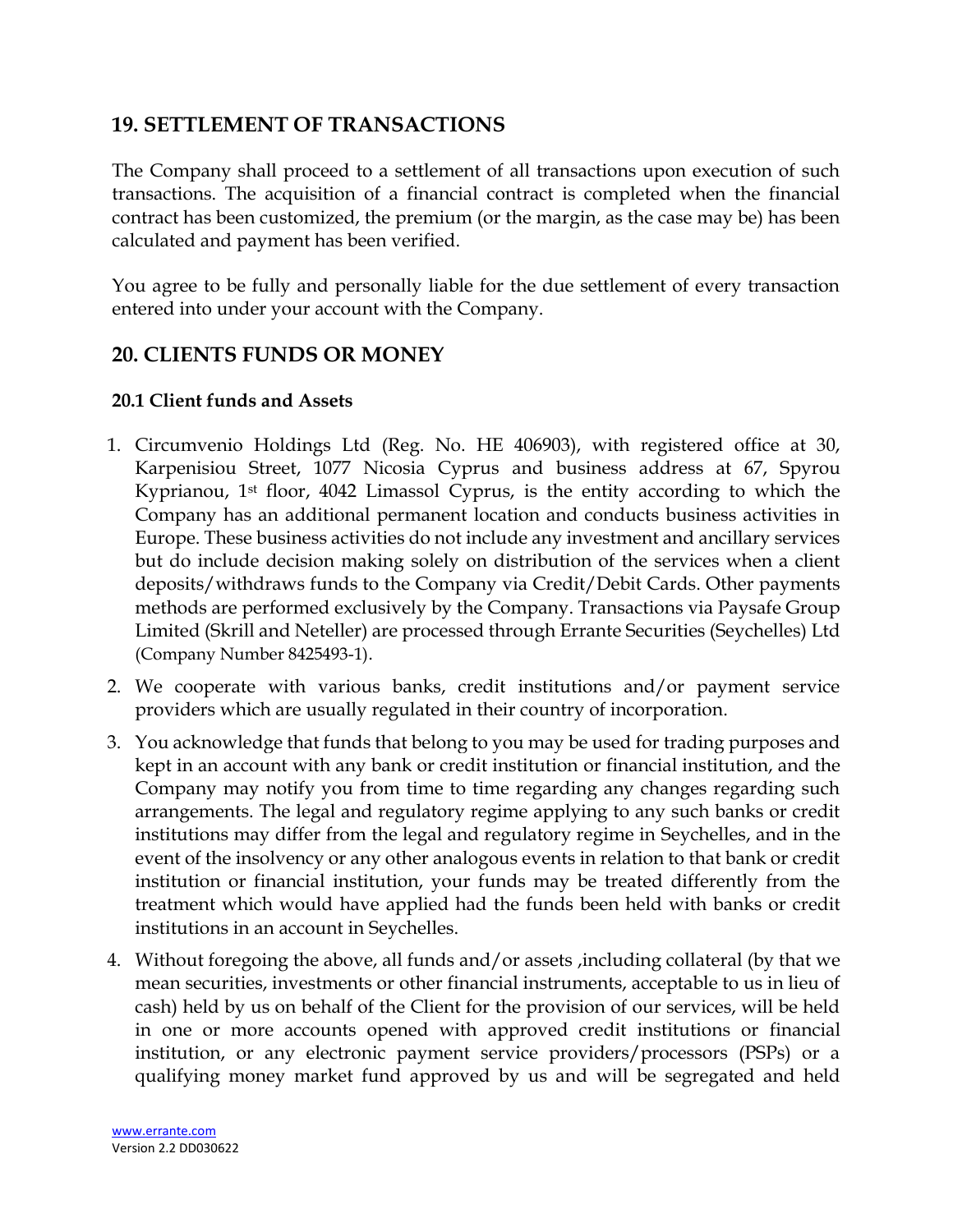## 19. SETTLEMENT OF TRANSACTIONS

The Company shall proceed to a settlement of all transactions upon execution of such transactions. The acquisition of a financial contract is completed when the financial contract has been customized, the premium (or the margin, as the case may be) has been calculated and payment has been verified.

You agree to be fully and personally liable for the due settlement of every transaction entered into under your account with the Company.

## 20. CLIENTS FUNDS OR MONEY

### 20.1 Client funds and Assets

1. Circumvenio Holdings Ltd (Reg. No. HE 406903), with registered office at 30, Karpenisiou Street, 1077 Nicosia Cyprus and business address at 67, Spyrou Kyprianou, 1st floor, 4042 Limassol Cyprus, is the entity according to which the Company has an additional permanent location and conducts business activities in Europe. These business activities do not include any investment and ancillary services but do include decision making solely on distribution of the services when a client deposits/withdraws funds to the Company via Credit/Debit Cards. Other payments methods are performed exclusively by the Company. Transactions via Paysafe Group Limited (Skrill and Neteller) are processed through Errante Securities (Seychelles) Ltd (Company Number 8425493-1).
2. We cooperate with various banks, credit institutions and/or payment service providers which are usually regulated in their country of incorporation.
3. You acknowledge that funds that belong to you may be used for trading purposes and kept in an account with any bank or credit institution or financial institution, and the Company may notify you from time to time regarding any changes regarding such arrangements. The legal and regulatory regime applying to any such banks or credit institutions may differ from the legal and regulatory regime in Seychelles, and in the event of the insolvency or any other analogous events in relation to that bank or credit institution or financial institution, your funds may be treated differently from the treatment which would have applied had the funds been held with banks or credit institutions in an account in Seychelles.
4. Without foregoing the above, all funds and/or assets ,including collateral (by that we mean securities, investments or other financial instruments, acceptable to us in lieu of cash) held by us on behalf of the Client for the provision of our services, will be held in one or more accounts opened with approved credit institutions or financial institution, or any electronic payment service providers/processors (PSPs) or a qualifying money market fund approved by us and will be segregated and held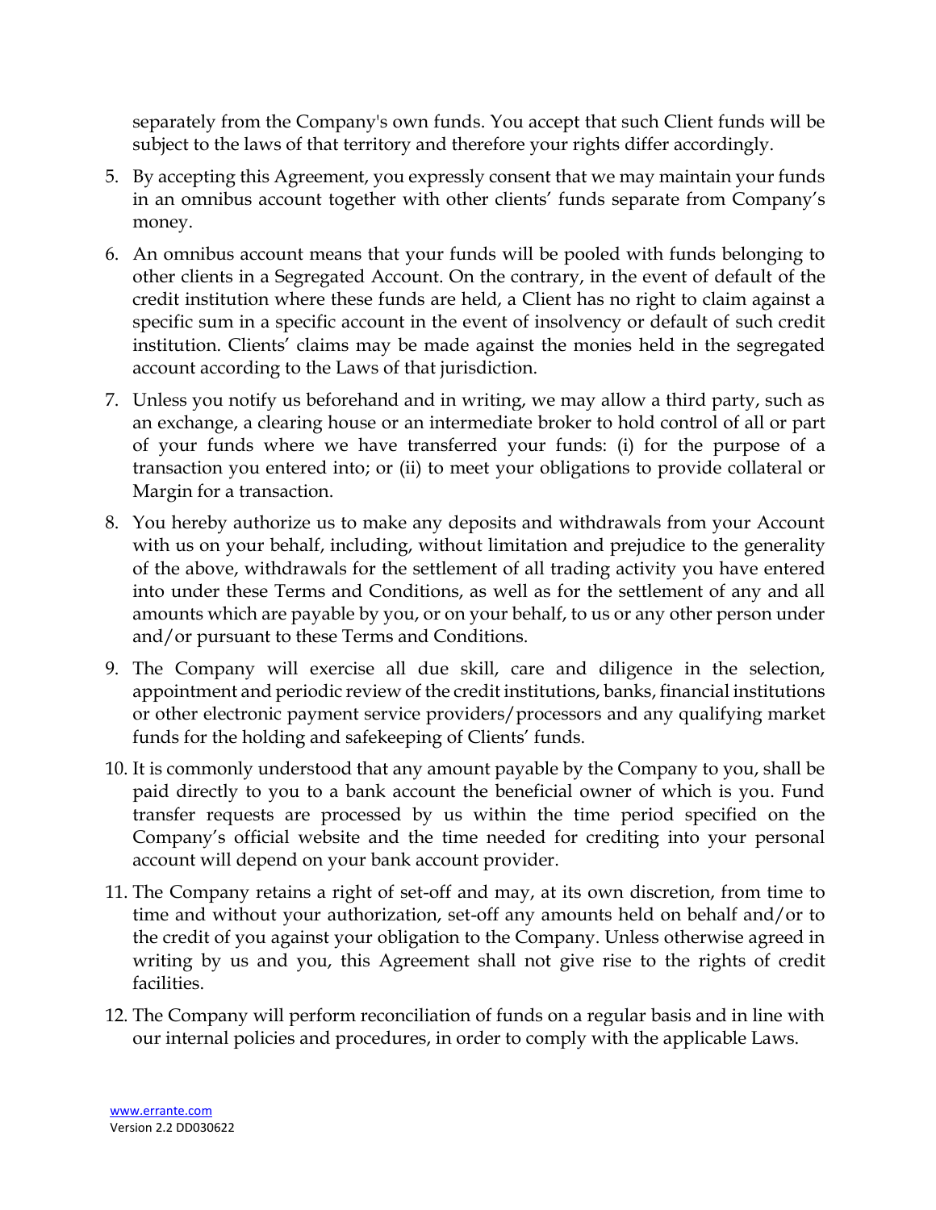separately from the Company's own funds. You accept that such Client funds will be subject to the laws of that territory and therefore your rights differ accordingly.

5. By accepting this Agreement, you expressly consent that we may maintain your funds in an omnibus account together with other clients' funds separate from Company's money.
6. An omnibus account means that your funds will be pooled with funds belonging to other clients in a Segregated Account. On the contrary, in the event of default of the credit institution where these funds are held, a Client has no right to claim against a specific sum in a specific account in the event of insolvency or default of such credit institution. Clients' claims may be made against the monies held in the segregated account according to the Laws of that jurisdiction.
7. Unless you notify us beforehand and in writing, we may allow a third party, such as an exchange, a clearing house or an intermediate broker to hold control of all or part of your funds where we have transferred your funds: (i) for the purpose of a transaction you entered into; or (ii) to meet your obligations to provide collateral or Margin for a transaction.
8. You hereby authorize us to make any deposits and withdrawals from your Account with us on your behalf, including, without limitation and prejudice to the generality of the above, withdrawals for the settlement of all trading activity you have entered into under these Terms and Conditions, as well as for the settlement of any and all amounts which are payable by you, or on your behalf, to us or any other person under and/or pursuant to these Terms and Conditions.
9. The Company will exercise all due skill, care and diligence in the selection, appointment and periodic review of the credit institutions, banks, financial institutions or other electronic payment service providers/processors and any qualifying market funds for the holding and safekeeping of Clients' funds.
10. It is commonly understood that any amount payable by the Company to you, shall be paid directly to you to a bank account the beneficial owner of which is you. Fund transfer requests are processed by us within the time period specified on the Company's official website and the time needed for crediting into your personal account will depend on your bank account provider.
11. The Company retains a right of set-off and may, at its own discretion, from time to time and without your authorization, set-off any amounts held on behalf and/or to the credit of you against your obligation to the Company. Unless otherwise agreed in writing by us and you, this Agreement shall not give rise to the rights of credit facilities.
12. The Company will perform reconciliation of funds on a regular basis and in line with our internal policies and procedures, in order to comply with the applicable Laws.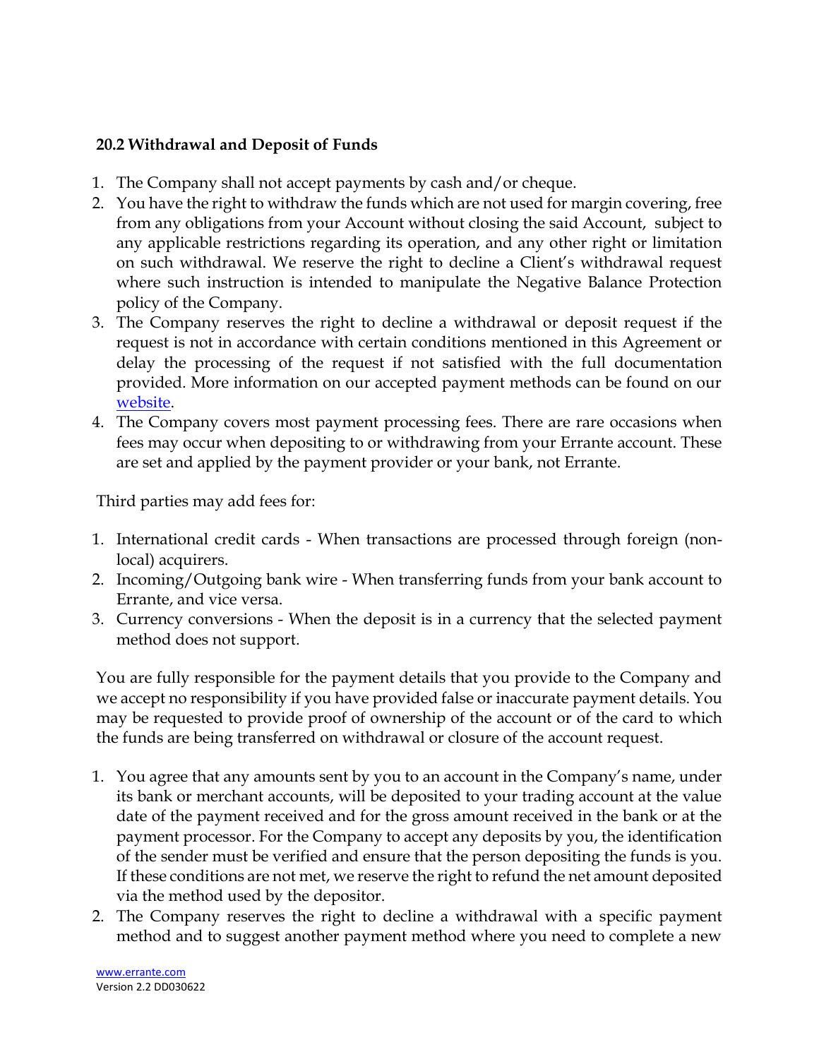### 20.2 Withdrawal and Deposit of Funds

1. The Company shall not accept payments by cash and/or cheque.
2. You have the right to withdraw the funds which are not used for margin covering, free from any obligations from your Account without closing the said Account, subject to any applicable restrictions regarding its operation, and any other right or limitation on such withdrawal. We reserve the right to decline a Client's withdrawal request where such instruction is intended to manipulate the Negative Balance Protection policy of the Company.
3. The Company reserves the right to decline a withdrawal or deposit request if the request is not in accordance with certain conditions mentioned in this Agreement or delay the processing of the request if not satisfied with the full documentation provided. More information on our accepted payment methods can be found on our [website](website).
4. The Company covers most payment processing fees. There are rare occasions when fees may occur when depositing to or withdrawing from your Errante account. These are set and applied by the payment provider or your bank, not Errante.

Third parties may add fees for:

1. International credit cards - When transactions are processed through foreign (non-local) acquirers.
2. Incoming/Outgoing bank wire - When transferring funds from your bank account to Errante, and vice versa.
3. Currency conversions - When the deposit is in a currency that the selected payment method does not support.

You are fully responsible for the payment details that you provide to the Company and we accept no responsibility if you have provided false or inaccurate payment details. You may be requested to provide proof of ownership of the account or of the card to which the funds are being transferred on withdrawal or closure of the account request.

1. You agree that any amounts sent by you to an account in the Company's name, under its bank or merchant accounts, will be deposited to your trading account at the value date of the payment received and for the gross amount received in the bank or at the payment processor. For the Company to accept any deposits by you, the identification of the sender must be verified and ensure that the person depositing the funds is you. If these conditions are not met, we reserve the right to refund the net amount deposited via the method used by the depositor.
2. The Company reserves the right to decline a withdrawal with a specific payment method and to suggest another payment method where you need to complete a new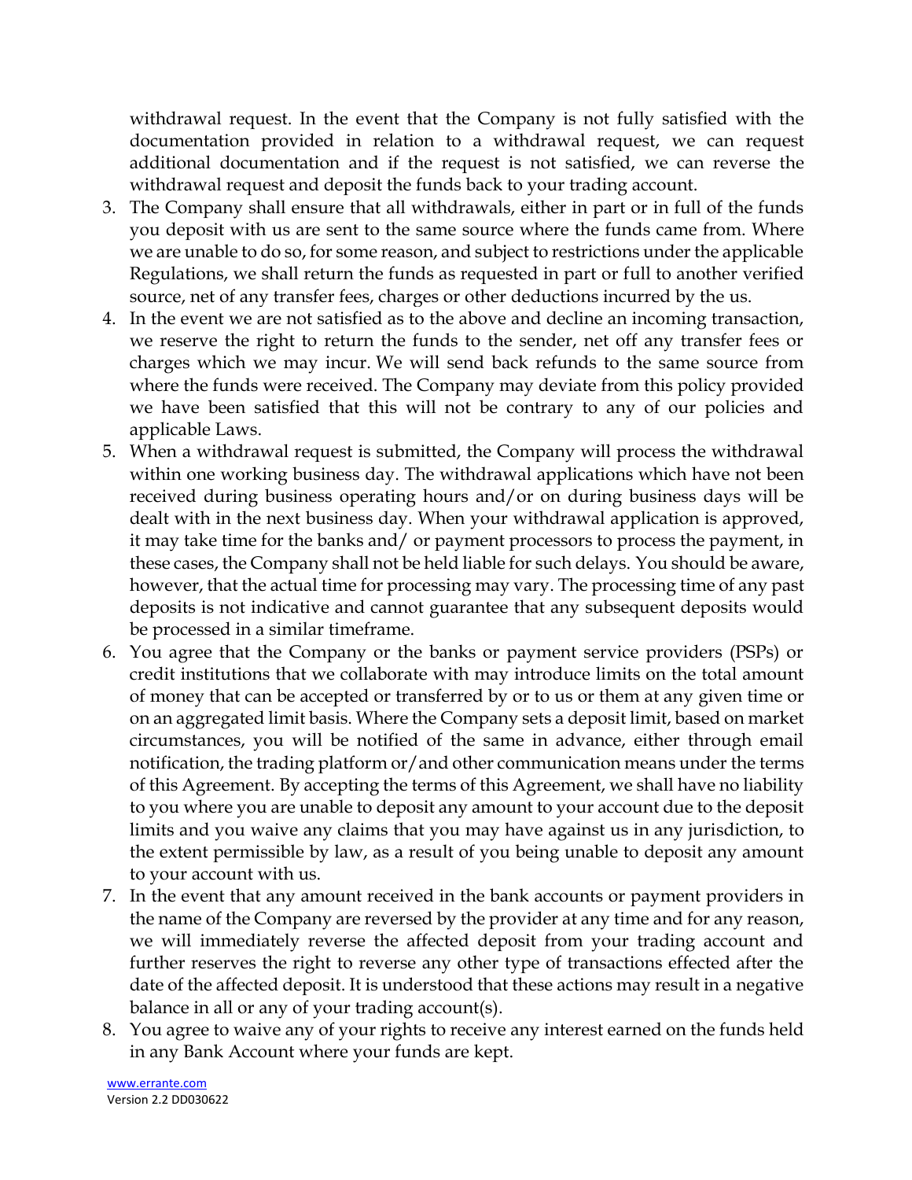withdrawal request. In the event that the Company is not fully satisfied with the documentation provided in relation to a withdrawal request, we can request additional documentation and if the request is not satisfied, we can reverse the withdrawal request and deposit the funds back to your trading account.

3. The Company shall ensure that all withdrawals, either in part or in full of the funds you deposit with us are sent to the same source where the funds came from. Where we are unable to do so, for some reason, and subject to restrictions under the applicable Regulations, we shall return the funds as requested in part or full to another verified source, net of any transfer fees, charges or other deductions incurred by the us.
4. In the event we are not satisfied as to the above and decline an incoming transaction, we reserve the right to return the funds to the sender, net off any transfer fees or charges which we may incur. We will send back refunds to the same source from where the funds were received. The Company may deviate from this policy provided we have been satisfied that this will not be contrary to any of our policies and applicable Laws.
5. When a withdrawal request is submitted, the Company will process the withdrawal within one working business day. The withdrawal applications which have not been received during business operating hours and/or on during business days will be dealt with in the next business day. When your withdrawal application is approved, it may take time for the banks and/ or payment processors to process the payment, in these cases, the Company shall not be held liable for such delays. You should be aware, however, that the actual time for processing may vary. The processing time of any past deposits is not indicative and cannot guarantee that any subsequent deposits would be processed in a similar timeframe.
6. You agree that the Company or the banks or payment service providers (PSPs) or credit institutions that we collaborate with may introduce limits on the total amount of money that can be accepted or transferred by or to us or them at any given time or on an aggregated limit basis. Where the Company sets a deposit limit, based on market circumstances, you will be notified of the same in advance, either through email notification, the trading platform or/and other communication means under the terms of this Agreement. By accepting the terms of this Agreement, we shall have no liability to you where you are unable to deposit any amount to your account due to the deposit limits and you waive any claims that you may have against us in any jurisdiction, to the extent permissible by law, as a result of you being unable to deposit any amount to your account with us.
7. In the event that any amount received in the bank accounts or payment providers in the name of the Company are reversed by the provider at any time and for any reason, we will immediately reverse the affected deposit from your trading account and further reserves the right to reverse any other type of transactions effected after the date of the affected deposit. It is understood that these actions may result in a negative balance in all or any of your trading account(s).
8. You agree to waive any of your rights to receive any interest earned on the funds held in any Bank Account where your funds are kept.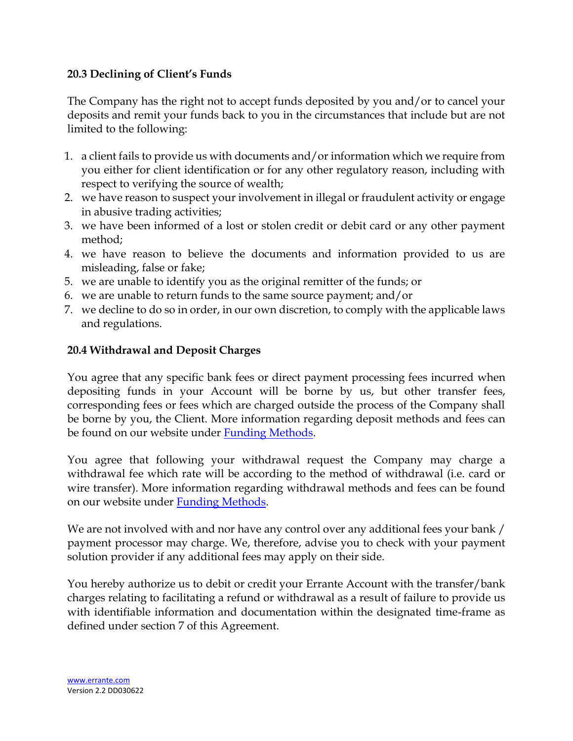### 20.3 Declining of Client's Funds

The Company has the right not to accept funds deposited by you and/or to cancel your deposits and remit your funds back to you in the circumstances that include but are not limited to the following:

1. a client fails to provide us with documents and/or information which we require from you either for client identification or for any other regulatory reason, including with respect to verifying the source of wealth;
2. we have reason to suspect your involvement in illegal or fraudulent activity or engage in abusive trading activities;
3. we have been informed of a lost or stolen credit or debit card or any other payment method;
4. we have reason to believe the documents and information provided to us are misleading, false or fake;
5. we are unable to identify you as the original remitter of the funds; or
6. we are unable to return funds to the same source payment; and/or
7. we decline to do so in order, in our own discretion, to comply with the applicable laws and regulations.

### 20.4 Withdrawal and Deposit Charges

You agree that any specific bank fees or direct payment processing fees incurred when depositing funds in your Account will be borne by us, but other transfer fees, corresponding fees or fees which are charged outside the process of the Company shall be borne by you, the Client. More information regarding deposit methods and fees can be found on our website under Funding Methods.

You agree that following your withdrawal request the Company may charge a withdrawal fee which rate will be according to the method of withdrawal (i.e. card or wire transfer). More information regarding withdrawal methods and fees can be found on our website under Funding Methods.

We are not involved with and nor have any control over any additional fees your bank / payment processor may charge. We, therefore, advise you to check with your payment solution provider if any additional fees may apply on their side.

You hereby authorize us to debit or credit your Errante Account with the transfer/bank charges relating to facilitating a refund or withdrawal as a result of failure to provide us with identifiable information and documentation within the designated time-frame as defined under section 7 of this Agreement.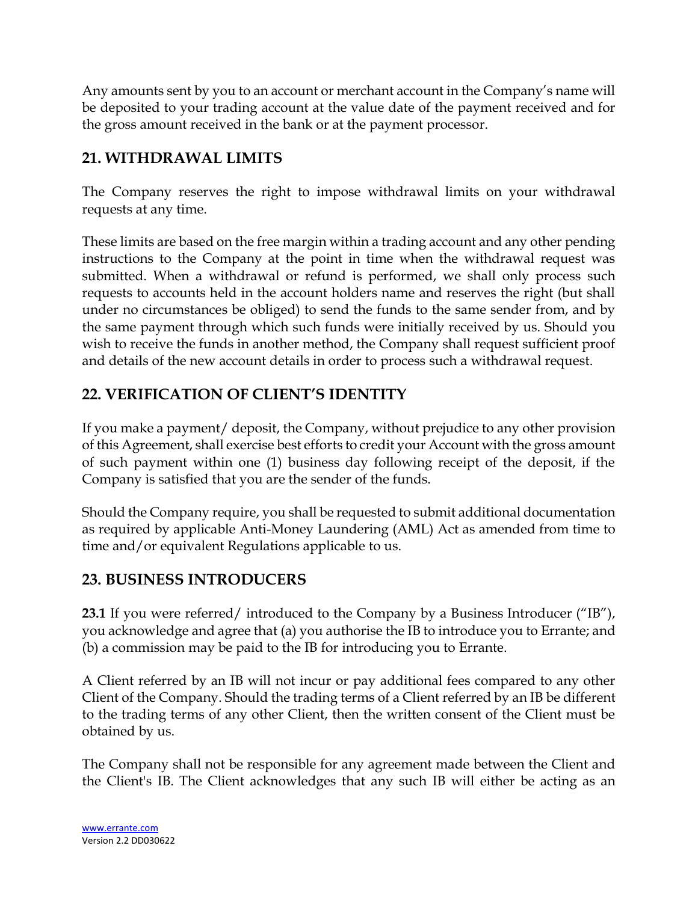Any amounts sent by you to an account or merchant account in the Company's name will be deposited to your trading account at the value date of the payment received and for the gross amount received in the bank or at the payment processor.

## 21. WITHDRAWAL LIMITS

The Company reserves the right to impose withdrawal limits on your withdrawal requests at any time.

These limits are based on the free margin within a trading account and any other pending instructions to the Company at the point in time when the withdrawal request was submitted. When a withdrawal or refund is performed, we shall only process such requests to accounts held in the account holders name and reserves the right (but shall under no circumstances be obliged) to send the funds to the same sender from, and by the same payment through which such funds were initially received by us. Should you wish to receive the funds in another method, the Company shall request sufficient proof and details of the new account details in order to process such a withdrawal request.

## 22. VERIFICATION OF CLIENT'S IDENTITY

If you make a payment/ deposit, the Company, without prejudice to any other provision of this Agreement, shall exercise best efforts to credit your Account with the gross amount of such payment within one (1) business day following receipt of the deposit, if the Company is satisfied that you are the sender of the funds.

Should the Company require, you shall be requested to submit additional documentation as required by applicable Anti-Money Laundering (AML) Act as amended from time to time and/or equivalent Regulations applicable to us.

## 23. BUSINESS INTRODUCERS

**23.1** If you were referred/ introduced to the Company by a Business Introducer ("IB"), you acknowledge and agree that (a) you authorise the IB to introduce you to Errante; and (b) a commission may be paid to the IB for introducing you to Errante.

A Client referred by an IB will not incur or pay additional fees compared to any other Client of the Company. Should the trading terms of a Client referred by an IB be different to the trading terms of any other Client, then the written consent of the Client must be obtained by us.

The Company shall not be responsible for any agreement made between the Client and the Client's IB. The Client acknowledges that any such IB will either be acting as an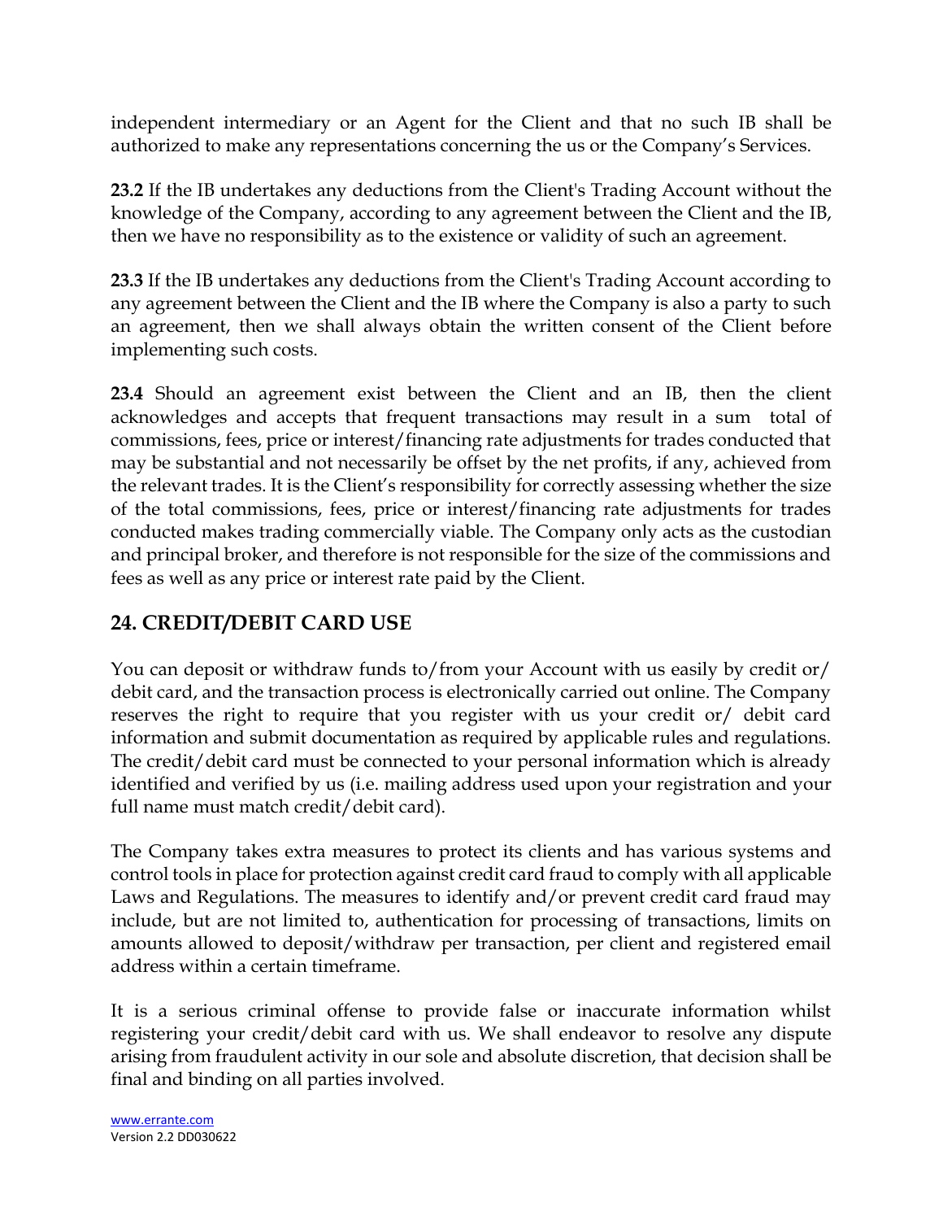independent intermediary or an Agent for the Client and that no such IB shall be authorized to make any representations concerning the us or the Company's Services.

**23.2** If the IB undertakes any deductions from the Client's Trading Account without the knowledge of the Company, according to any agreement between the Client and the IB, then we have no responsibility as to the existence or validity of such an agreement.

**23.3** If the IB undertakes any deductions from the Client's Trading Account according to any agreement between the Client and the IB where the Company is also a party to such an agreement, then we shall always obtain the written consent of the Client before implementing such costs.

**23.4** Should an agreement exist between the Client and an IB, then the client acknowledges and accepts that frequent transactions may result in a sum total of commissions, fees, price or interest/financing rate adjustments for trades conducted that may be substantial and not necessarily be offset by the net profits, if any, achieved from the relevant trades. It is the Client's responsibility for correctly assessing whether the size of the total commissions, fees, price or interest/financing rate adjustments for trades conducted makes trading commercially viable. The Company only acts as the custodian and principal broker, and therefore is not responsible for the size of the commissions and fees as well as any price or interest rate paid by the Client.

## 24. CREDIT/DEBIT CARD USE

You can deposit or withdraw funds to/from your Account with us easily by credit or/ debit card, and the transaction process is electronically carried out online. The Company reserves the right to require that you register with us your credit or/ debit card information and submit documentation as required by applicable rules and regulations. The credit/debit card must be connected to your personal information which is already identified and verified by us (i.e. mailing address used upon your registration and your full name must match credit/debit card).

The Company takes extra measures to protect its clients and has various systems and control tools in place for protection against credit card fraud to comply with all applicable Laws and Regulations. The measures to identify and/or prevent credit card fraud may include, but are not limited to, authentication for processing of transactions, limits on amounts allowed to deposit/withdraw per transaction, per client and registered email address within a certain timeframe.

It is a serious criminal offense to provide false or inaccurate information whilst registering your credit/debit card with us. We shall endeavor to resolve any dispute arising from fraudulent activity in our sole and absolute discretion, that decision shall be final and binding on all parties involved.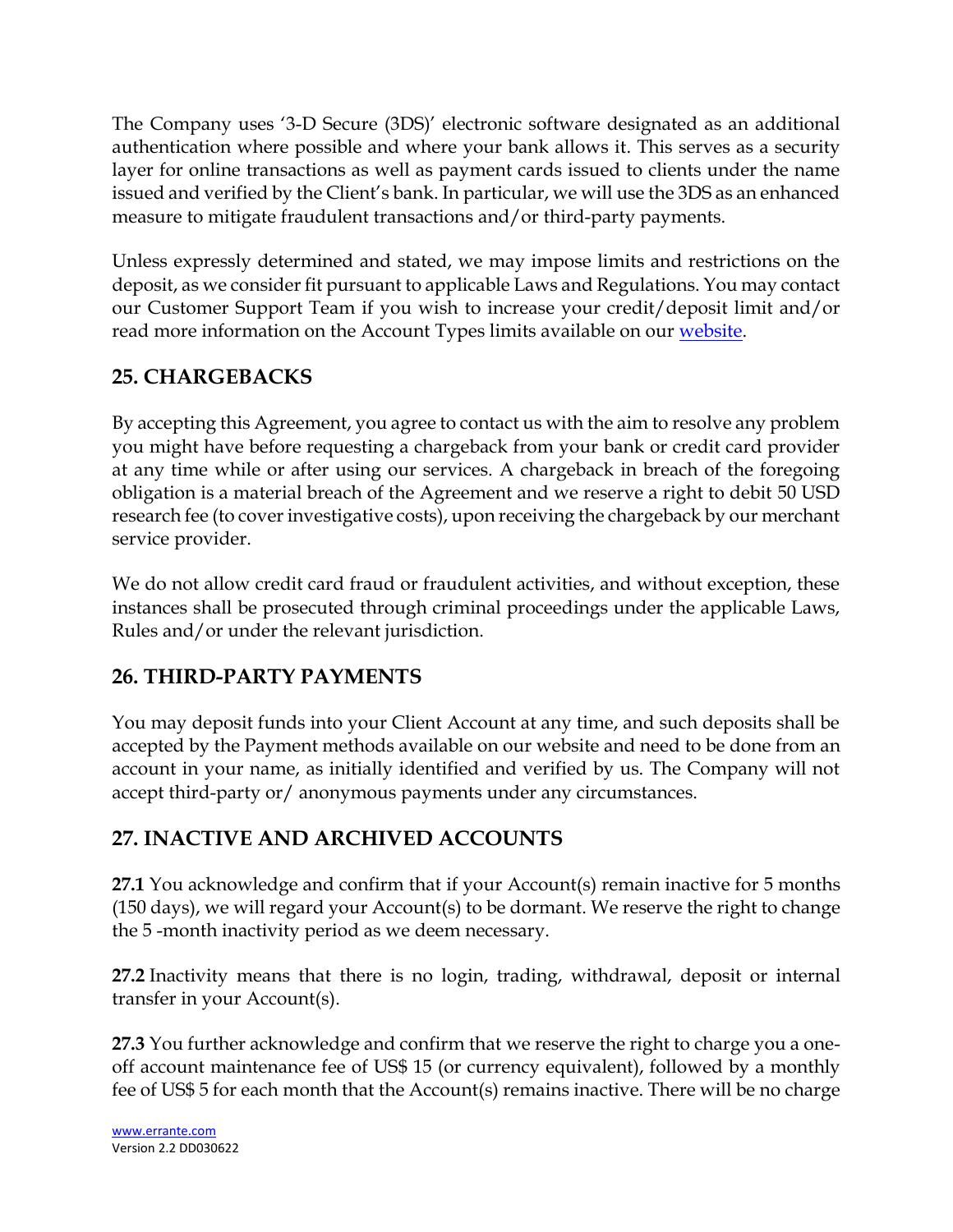The Company uses '3-D Secure (3DS)' electronic software designated as an additional authentication where possible and where your bank allows it. This serves as a security layer for online transactions as well as payment cards issued to clients under the name issued and verified by the Client's bank. In particular, we will use the 3DS as an enhanced measure to mitigate fraudulent transactions and/or third-party payments.

Unless expressly determined and stated, we may impose limits and restrictions on the deposit, as we consider fit pursuant to applicable Laws and Regulations. You may contact our Customer Support Team if you wish to increase your credit/deposit limit and/or read more information on the Account Types limits available on our website.

## 25. CHARGEBACKS

By accepting this Agreement, you agree to contact us with the aim to resolve any problem you might have before requesting a chargeback from your bank or credit card provider at any time while or after using our services. A chargeback in breach of the foregoing obligation is a material breach of the Agreement and we reserve a right to debit 50 USD research fee (to cover investigative costs), upon receiving the chargeback by our merchant service provider.

We do not allow credit card fraud or fraudulent activities, and without exception, these instances shall be prosecuted through criminal proceedings under the applicable Laws, Rules and/or under the relevant jurisdiction.

## 26. THIRD-PARTY PAYMENTS

You may deposit funds into your Client Account at any time, and such deposits shall be accepted by the Payment methods available on our website and need to be done from an account in your name, as initially identified and verified by us. The Company will not accept third-party or/ anonymous payments under any circumstances.

## 27. INACTIVE AND ARCHIVED ACCOUNTS

**27.1** You acknowledge and confirm that if your Account(s) remain inactive for 5 months (150 days), we will regard your Account(s) to be dormant. We reserve the right to change the 5 -month inactivity period as we deem necessary.

**27.2** Inactivity means that there is no login, trading, withdrawal, deposit or internal transfer in your Account(s).

**27.3** You further acknowledge and confirm that we reserve the right to charge you a one-off account maintenance fee of US$ 15 (or currency equivalent), followed by a monthly fee of US$ 5 for each month that the Account(s) remains inactive. There will be no charge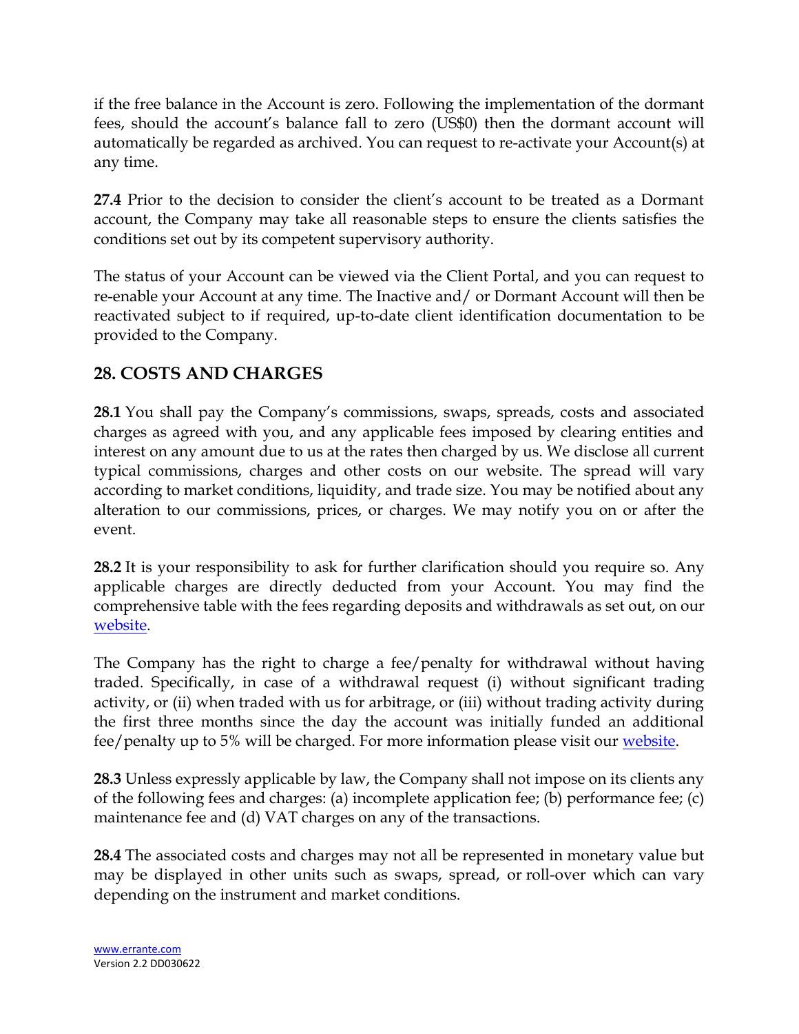if the free balance in the Account is zero. Following the implementation of the dormant fees, should the account's balance fall to zero (US$0) then the dormant account will automatically be regarded as archived. You can request to re-activate your Account(s) at any time.

**27.4** Prior to the decision to consider the client's account to be treated as a Dormant account, the Company may take all reasonable steps to ensure the clients satisfies the conditions set out by its competent supervisory authority.

The status of your Account can be viewed via the Client Portal, and you can request to re-enable your Account at any time. The Inactive and/ or Dormant Account will then be reactivated subject to if required, up-to-date client identification documentation to be provided to the Company.

## 28. COSTS AND CHARGES

**28.1** You shall pay the Company's commissions, swaps, spreads, costs and associated charges as agreed with you, and any applicable fees imposed by clearing entities and interest on any amount due to us at the rates then charged by us. We disclose all current typical commissions, charges and other costs on our website. The spread will vary according to market conditions, liquidity, and trade size. You may be notified about any alteration to our commissions, prices, or charges. We may notify you on or after the event.

**28.2** It is your responsibility to ask for further clarification should you require so. Any applicable charges are directly deducted from your Account. You may find the comprehensive table with the fees regarding deposits and withdrawals as set out, on our website.

The Company has the right to charge a fee/penalty for withdrawal without having traded. Specifically, in case of a withdrawal request (i) without significant trading activity, or (ii) when traded with us for arbitrage, or (iii) without trading activity during the first three months since the day the account was initially funded an additional fee/penalty up to 5% will be charged. For more information please visit our website.

**28.3** Unless expressly applicable by law, the Company shall not impose on its clients any of the following fees and charges: (a) incomplete application fee; (b) performance fee; (c) maintenance fee and (d) VAT charges on any of the transactions.

**28.4** The associated costs and charges may not all be represented in monetary value but may be displayed in other units such as swaps, spread, or roll-over which can vary depending on the instrument and market conditions.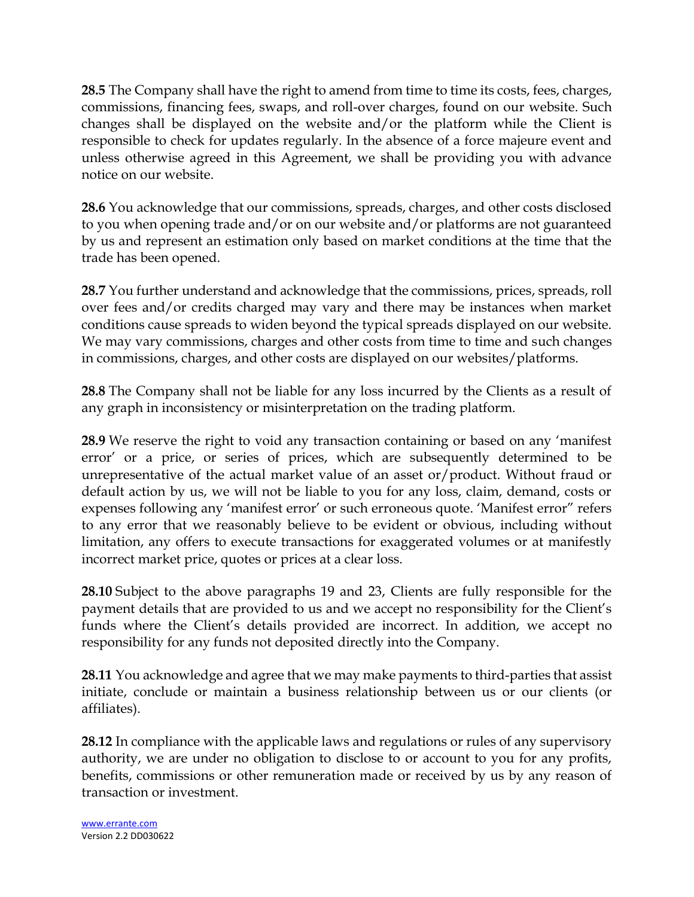**28.5** The Company shall have the right to amend from time to time its costs, fees, charges, commissions, financing fees, swaps, and roll-over charges, found on our website. Such changes shall be displayed on the website and/or the platform while the Client is responsible to check for updates regularly. In the absence of a force majeure event and unless otherwise agreed in this Agreement, we shall be providing you with advance notice on our website.

**28.6** You acknowledge that our commissions, spreads, charges, and other costs disclosed to you when opening trade and/or on our website and/or platforms are not guaranteed by us and represent an estimation only based on market conditions at the time that the trade has been opened.

**28.7** You further understand and acknowledge that the commissions, prices, spreads, roll over fees and/or credits charged may vary and there may be instances when market conditions cause spreads to widen beyond the typical spreads displayed on our website. We may vary commissions, charges and other costs from time to time and such changes in commissions, charges, and other costs are displayed on our websites/platforms.

**28.8** The Company shall not be liable for any loss incurred by the Clients as a result of any graph in inconsistency or misinterpretation on the trading platform.

**28.9** We reserve the right to void any transaction containing or based on any 'manifest error' or a price, or series of prices, which are subsequently determined to be unrepresentative of the actual market value of an asset or/product. Without fraud or default action by us, we will not be liable to you for any loss, claim, demand, costs or expenses following any 'manifest error' or such erroneous quote. 'Manifest error" refers to any error that we reasonably believe to be evident or obvious, including without limitation, any offers to execute transactions for exaggerated volumes or at manifestly incorrect market price, quotes or prices at a clear loss.

**28.10** Subject to the above paragraphs 19 and 23, Clients are fully responsible for the payment details that are provided to us and we accept no responsibility for the Client's funds where the Client's details provided are incorrect. In addition, we accept no responsibility for any funds not deposited directly into the Company.

**28.11** You acknowledge and agree that we may make payments to third-parties that assist initiate, conclude or maintain a business relationship between us or our clients (or affiliates).

**28.12** In compliance with the applicable laws and regulations or rules of any supervisory authority, we are under no obligation to disclose to or account to you for any profits, benefits, commissions or other remuneration made or received by us by any reason of transaction or investment.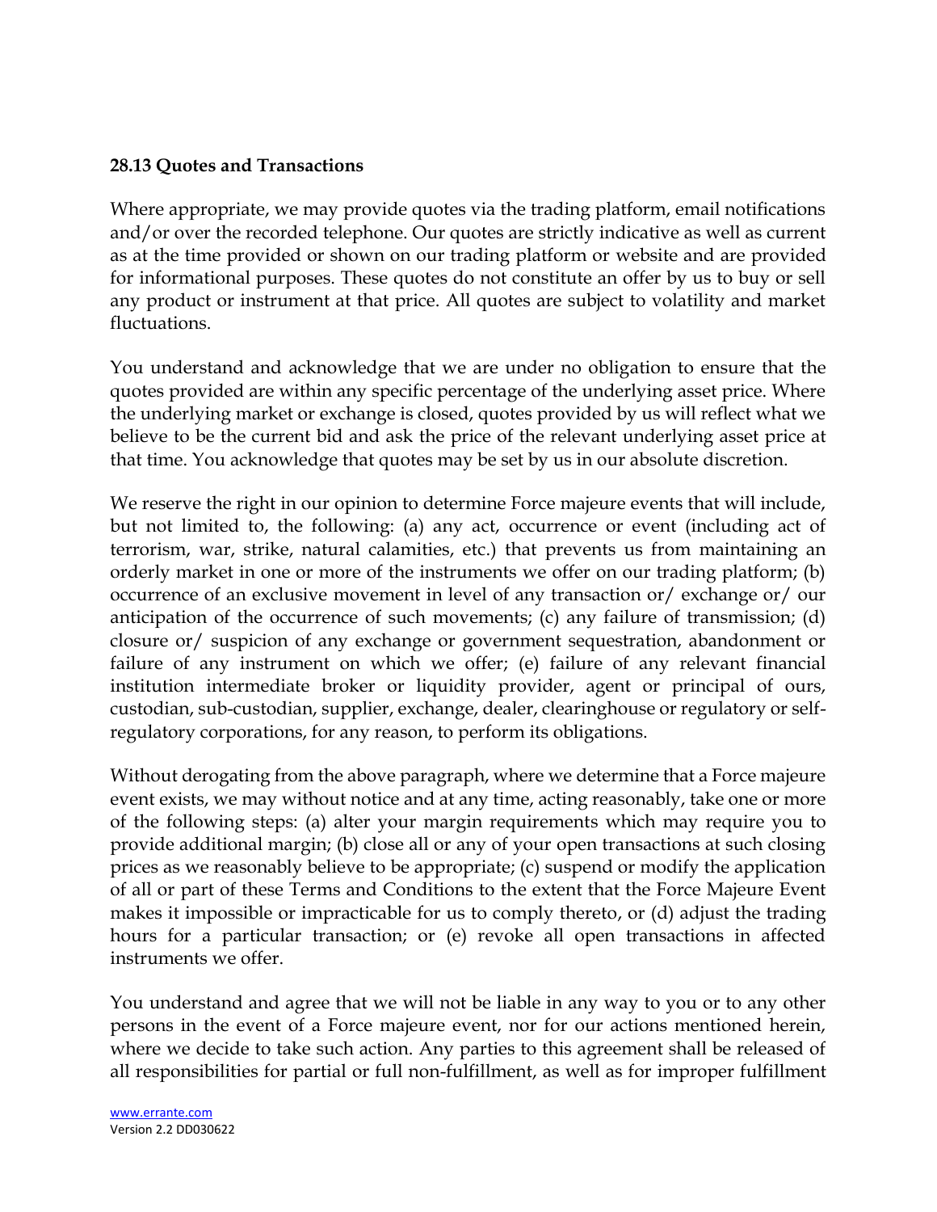**28.13 Quotes and Transactions**

Where appropriate, we may provide quotes via the trading platform, email notifications and/or over the recorded telephone. Our quotes are strictly indicative as well as current as at the time provided or shown on our trading platform or website and are provided for informational purposes. These quotes do not constitute an offer by us to buy or sell any product or instrument at that price. All quotes are subject to volatility and market fluctuations.

You understand and acknowledge that we are under no obligation to ensure that the quotes provided are within any specific percentage of the underlying asset price. Where the underlying market or exchange is closed, quotes provided by us will reflect what we believe to be the current bid and ask the price of the relevant underlying asset price at that time. You acknowledge that quotes may be set by us in our absolute discretion.

We reserve the right in our opinion to determine Force majeure events that will include, but not limited to, the following: (a) any act, occurrence or event (including act of terrorism, war, strike, natural calamities, etc.) that prevents us from maintaining an orderly market in one or more of the instruments we offer on our trading platform; (b) occurrence of an exclusive movement in level of any transaction or/ exchange or/ our anticipation of the occurrence of such movements; (c) any failure of transmission; (d) closure or/ suspicion of any exchange or government sequestration, abandonment or failure of any instrument on which we offer; (e) failure of any relevant financial institution intermediate broker or liquidity provider, agent or principal of ours, custodian, sub-custodian, supplier, exchange, dealer, clearinghouse or regulatory or self-regulatory corporations, for any reason, to perform its obligations.

Without derogating from the above paragraph, where we determine that a Force majeure event exists, we may without notice and at any time, acting reasonably, take one or more of the following steps: (a) alter your margin requirements which may require you to provide additional margin; (b) close all or any of your open transactions at such closing prices as we reasonably believe to be appropriate; (c) suspend or modify the application of all or part of these Terms and Conditions to the extent that the Force Majeure Event makes it impossible or impracticable for us to comply thereto, or (d) adjust the trading hours for a particular transaction; or (e) revoke all open transactions in affected instruments we offer.

You understand and agree that we will not be liable in any way to you or to any other persons in the event of a Force majeure event, nor for our actions mentioned herein, where we decide to take such action. Any parties to this agreement shall be released of all responsibilities for partial or full non-fulfillment, as well as for improper fulfillment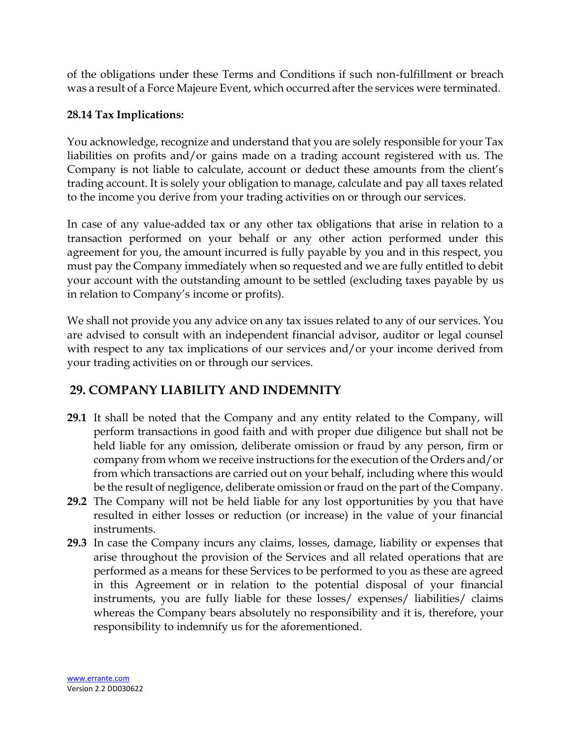of the obligations under these Terms and Conditions if such non-fulfillment or breach was a result of a Force Majeure Event, which occurred after the services were terminated.

**28.14 Tax Implications:**

You acknowledge, recognize and understand that you are solely responsible for your Tax liabilities on profits and/or gains made on a trading account registered with us. The Company is not liable to calculate, account or deduct these amounts from the client's trading account. It is solely your obligation to manage, calculate and pay all taxes related to the income you derive from your trading activities on or through our services.

In case of any value-added tax or any other tax obligations that arise in relation to a transaction performed on your behalf or any other action performed under this agreement for you, the amount incurred is fully payable by you and in this respect, you must pay the Company immediately when so requested and we are fully entitled to debit your account with the outstanding amount to be settled (excluding taxes payable by us in relation to Company's income or profits).

We shall not provide you any advice on any tax issues related to any of our services. You are advised to consult with an independent financial advisor, auditor or legal counsel with respect to any tax implications of our services and/or your income derived from your trading activities on or through our services.

## 29. COMPANY LIABILITY AND INDEMNITY

**29.1** It shall be noted that the Company and any entity related to the Company, will perform transactions in good faith and with proper due diligence but shall not be held liable for any omission, deliberate omission or fraud by any person, firm or company from whom we receive instructions for the execution of the Orders and/or from which transactions are carried out on your behalf, including where this would be the result of negligence, deliberate omission or fraud on the part of the Company.

**29.2** The Company will not be held liable for any lost opportunities by you that have resulted in either losses or reduction (or increase) in the value of your financial instruments.

**29.3** In case the Company incurs any claims, losses, damage, liability or expenses that arise throughout the provision of the Services and all related operations that are performed as a means for these Services to be performed to you as these are agreed in this Agreement or in relation to the potential disposal of your financial instruments, you are fully liable for these losses/ expenses/ liabilities/ claims whereas the Company bears absolutely no responsibility and it is, therefore, your responsibility to indemnify us for the aforementioned.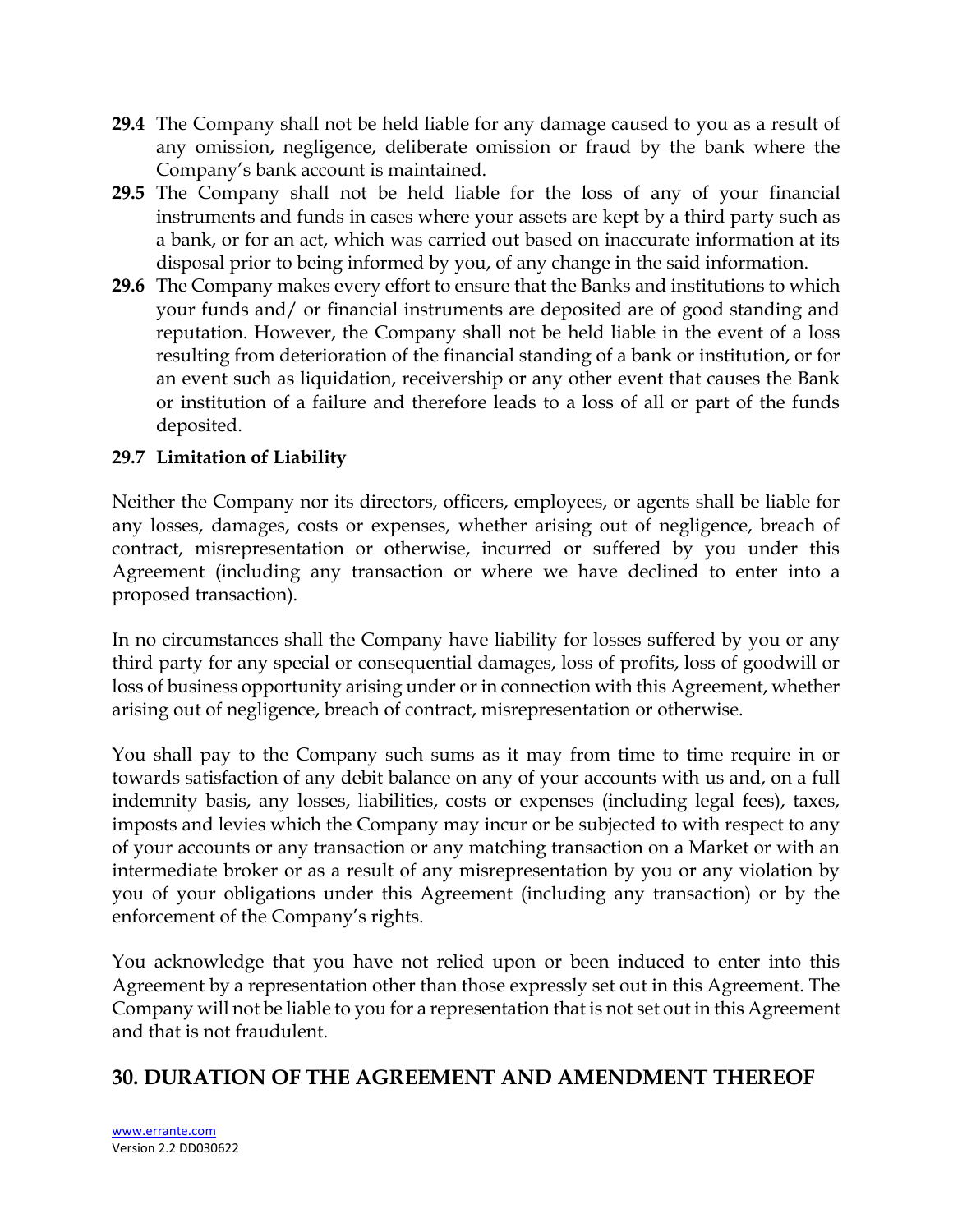**29.4** The Company shall not be held liable for any damage caused to you as a result of any omission, negligence, deliberate omission or fraud by the bank where the Company's bank account is maintained.

**29.5** The Company shall not be held liable for the loss of any of your financial instruments and funds in cases where your assets are kept by a third party such as a bank, or for an act, which was carried out based on inaccurate information at its disposal prior to being informed by you, of any change in the said information.

**29.6** The Company makes every effort to ensure that the Banks and institutions to which your funds and/ or financial instruments are deposited are of good standing and reputation. However, the Company shall not be held liable in the event of a loss resulting from deterioration of the financial standing of a bank or institution, or for an event such as liquidation, receivership or any other event that causes the Bank or institution of a failure and therefore leads to a loss of all or part of the funds deposited.

**29.7 Limitation of Liability**

Neither the Company nor its directors, officers, employees, or agents shall be liable for any losses, damages, costs or expenses, whether arising out of negligence, breach of contract, misrepresentation or otherwise, incurred or suffered by you under this Agreement (including any transaction or where we have declined to enter into a proposed transaction).

In no circumstances shall the Company have liability for losses suffered by you or any third party for any special or consequential damages, loss of profits, loss of goodwill or loss of business opportunity arising under or in connection with this Agreement, whether arising out of negligence, breach of contract, misrepresentation or otherwise.

You shall pay to the Company such sums as it may from time to time require in or towards satisfaction of any debit balance on any of your accounts with us and, on a full indemnity basis, any losses, liabilities, costs or expenses (including legal fees), taxes, imposts and levies which the Company may incur or be subjected to with respect to any of your accounts or any transaction or any matching transaction on a Market or with an intermediate broker or as a result of any misrepresentation by you or any violation by you of your obligations under this Agreement (including any transaction) or by the enforcement of the Company's rights.

You acknowledge that you have not relied upon or been induced to enter into this Agreement by a representation other than those expressly set out in this Agreement. The Company will not be liable to you for a representation that is not set out in this Agreement and that is not fraudulent.

## 30. DURATION OF THE AGREEMENT AND AMENDMENT THEREOF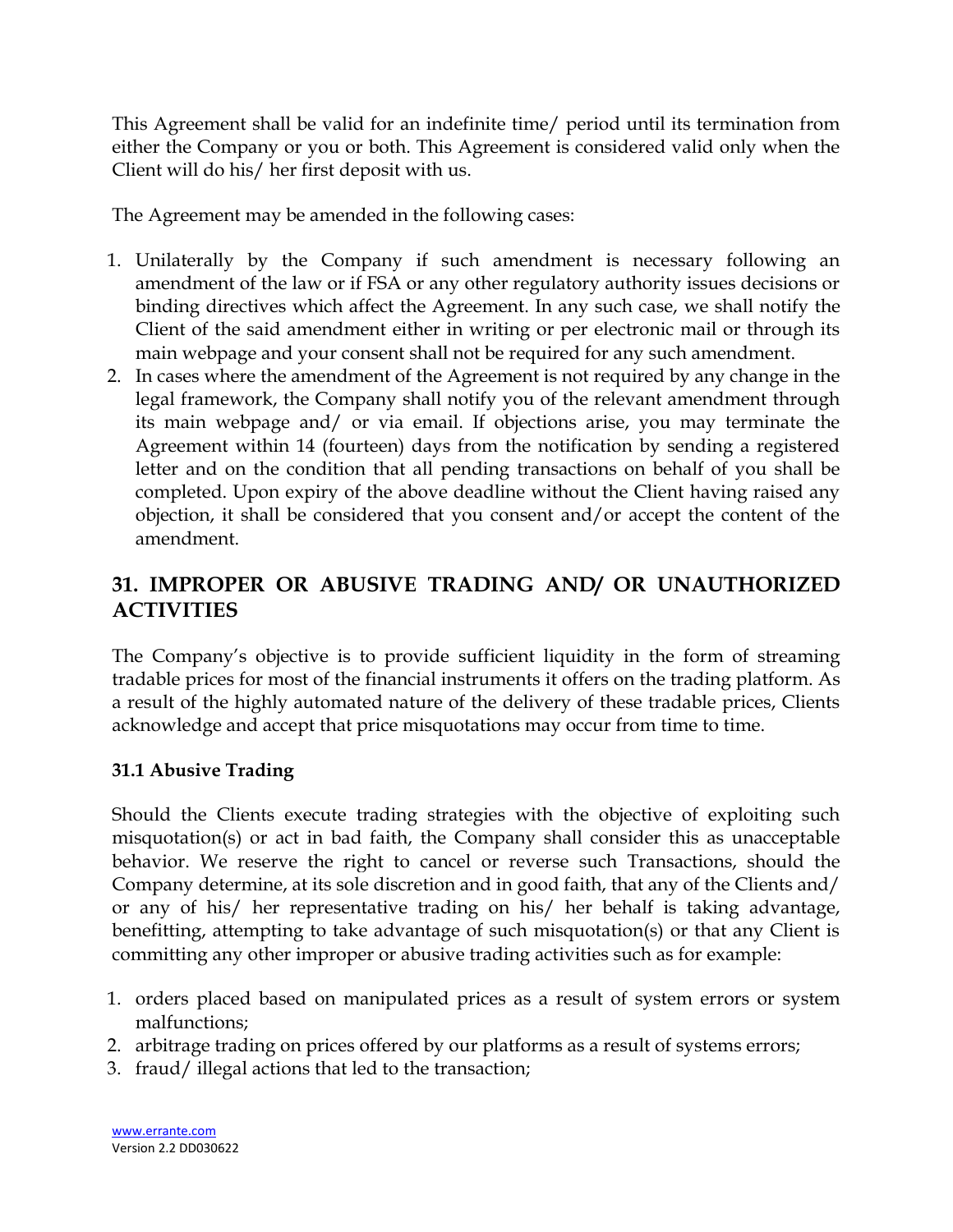This Agreement shall be valid for an indefinite time/ period until its termination from either the Company or you or both. This Agreement is considered valid only when the Client will do his/ her first deposit with us.

The Agreement may be amended in the following cases:

1. Unilaterally by the Company if such amendment is necessary following an amendment of the law or if FSA or any other regulatory authority issues decisions or binding directives which affect the Agreement. In any such case, we shall notify the Client of the said amendment either in writing or per electronic mail or through its main webpage and your consent shall not be required for any such amendment.
2. In cases where the amendment of the Agreement is not required by any change in the legal framework, the Company shall notify you of the relevant amendment through its main webpage and/ or via email. If objections arise, you may terminate the Agreement within 14 (fourteen) days from the notification by sending a registered letter and on the condition that all pending transactions on behalf of you shall be completed. Upon expiry of the above deadline without the Client having raised any objection, it shall be considered that you consent and/or accept the content of the amendment.

## 31. IMPROPER OR ABUSIVE TRADING AND/ OR UNAUTHORIZED ACTIVITIES

The Company's objective is to provide sufficient liquidity in the form of streaming tradable prices for most of the financial instruments it offers on the trading platform. As a result of the highly automated nature of the delivery of these tradable prices, Clients acknowledge and accept that price misquotations may occur from time to time.

### 31.1 Abusive Trading

Should the Clients execute trading strategies with the objective of exploiting such misquotation(s) or act in bad faith, the Company shall consider this as unacceptable behavior. We reserve the right to cancel or reverse such Transactions, should the Company determine, at its sole discretion and in good faith, that any of the Clients and/ or any of his/ her representative trading on his/ her behalf is taking advantage, benefitting, attempting to take advantage of such misquotation(s) or that any Client is committing any other improper or abusive trading activities such as for example:

1. orders placed based on manipulated prices as a result of system errors or system malfunctions;
2. arbitrage trading on prices offered by our platforms as a result of systems errors;
3. fraud/ illegal actions that led to the transaction;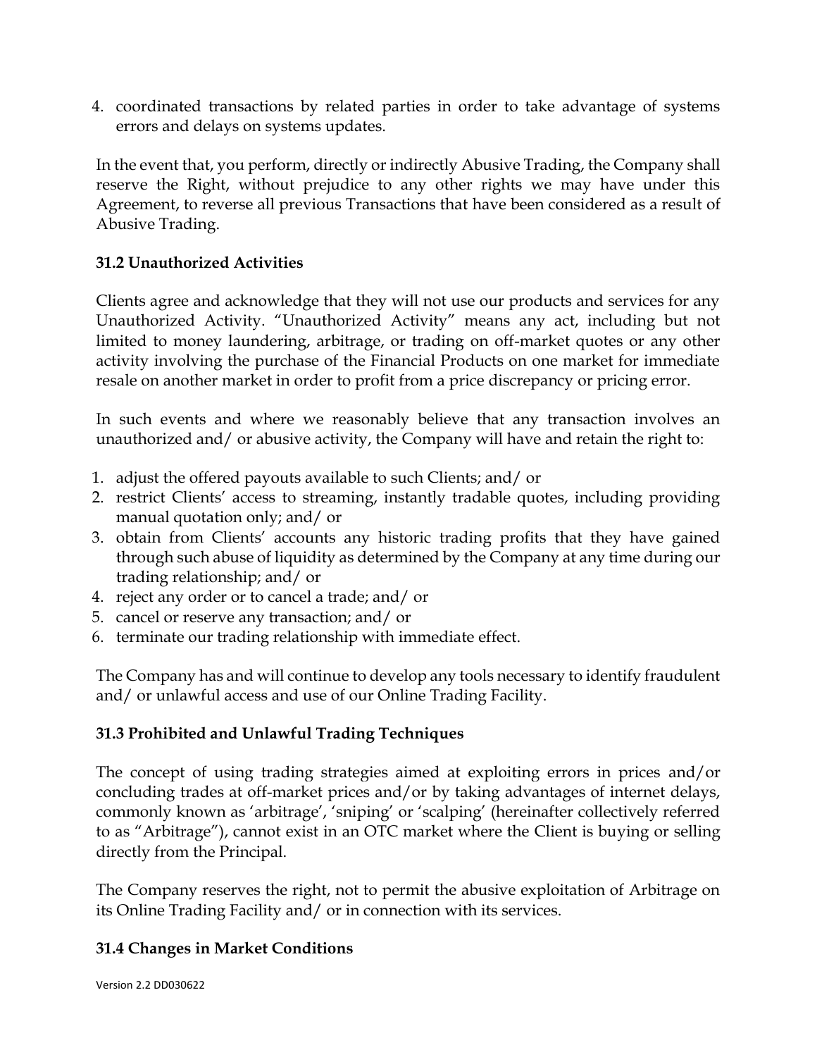4. coordinated transactions by related parties in order to take advantage of systems errors and delays on systems updates.

In the event that, you perform, directly or indirectly Abusive Trading, the Company shall reserve the Right, without prejudice to any other rights we may have under this Agreement, to reverse all previous Transactions that have been considered as a result of Abusive Trading.

**31.2 Unauthorized Activities**

Clients agree and acknowledge that they will not use our products and services for any Unauthorized Activity. "Unauthorized Activity" means any act, including but not limited to money laundering, arbitrage, or trading on off-market quotes or any other activity involving the purchase of the Financial Products on one market for immediate resale on another market in order to profit from a price discrepancy or pricing error.

In such events and where we reasonably believe that any transaction involves an unauthorized and/ or abusive activity, the Company will have and retain the right to:

1. adjust the offered payouts available to such Clients; and/ or
2. restrict Clients' access to streaming, instantly tradable quotes, including providing manual quotation only; and/ or
3. obtain from Clients' accounts any historic trading profits that they have gained through such abuse of liquidity as determined by the Company at any time during our trading relationship; and/ or
4. reject any order or to cancel a trade; and/ or
5. cancel or reserve any transaction; and/ or
6. terminate our trading relationship with immediate effect.

The Company has and will continue to develop any tools necessary to identify fraudulent and/ or unlawful access and use of our Online Trading Facility.

**31.3 Prohibited and Unlawful Trading Techniques**

The concept of using trading strategies aimed at exploiting errors in prices and/or concluding trades at off-market prices and/or by taking advantages of internet delays, commonly known as 'arbitrage', 'sniping' or 'scalping' (hereinafter collectively referred to as "Arbitrage"), cannot exist in an OTC market where the Client is buying or selling directly from the Principal.

The Company reserves the right, not to permit the abusive exploitation of Arbitrage on its Online Trading Facility and/ or in connection with its services.

**31.4 Changes in Market Conditions**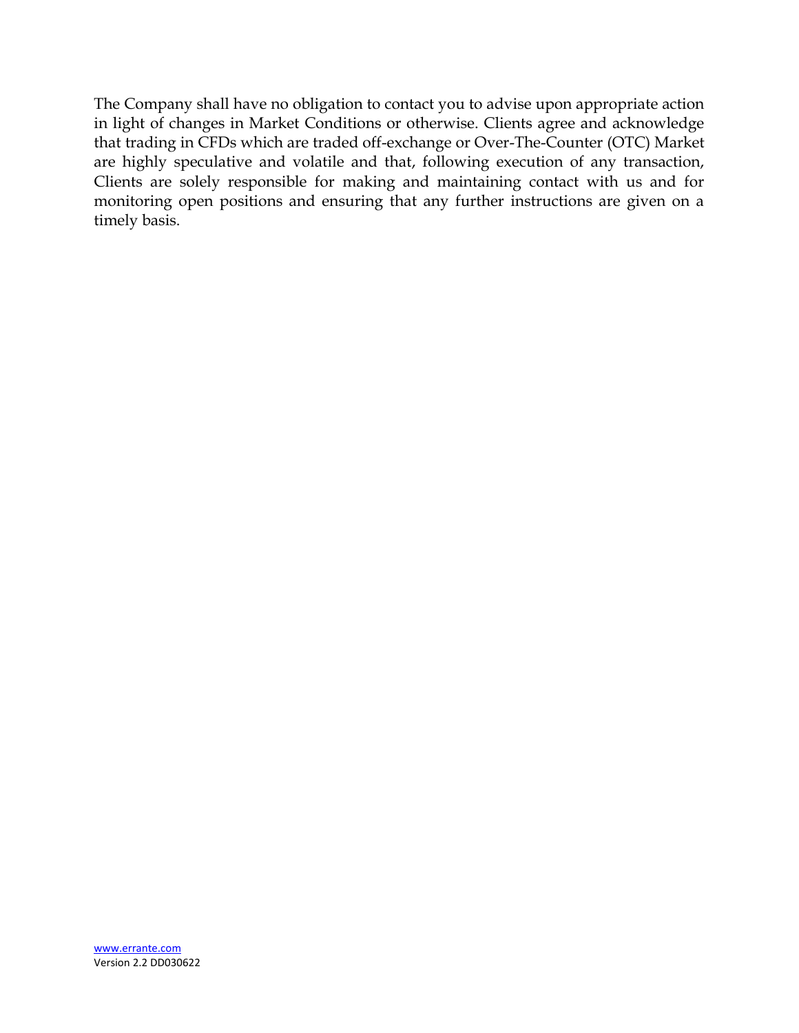The Company shall have no obligation to contact you to advise upon appropriate action in light of changes in Market Conditions or otherwise. Clients agree and acknowledge that trading in CFDs which are traded off-exchange or Over-The-Counter (OTC) Market are highly speculative and volatile and that, following execution of any transaction, Clients are solely responsible for making and maintaining contact with us and for monitoring open positions and ensuring that any further instructions are given on a timely basis.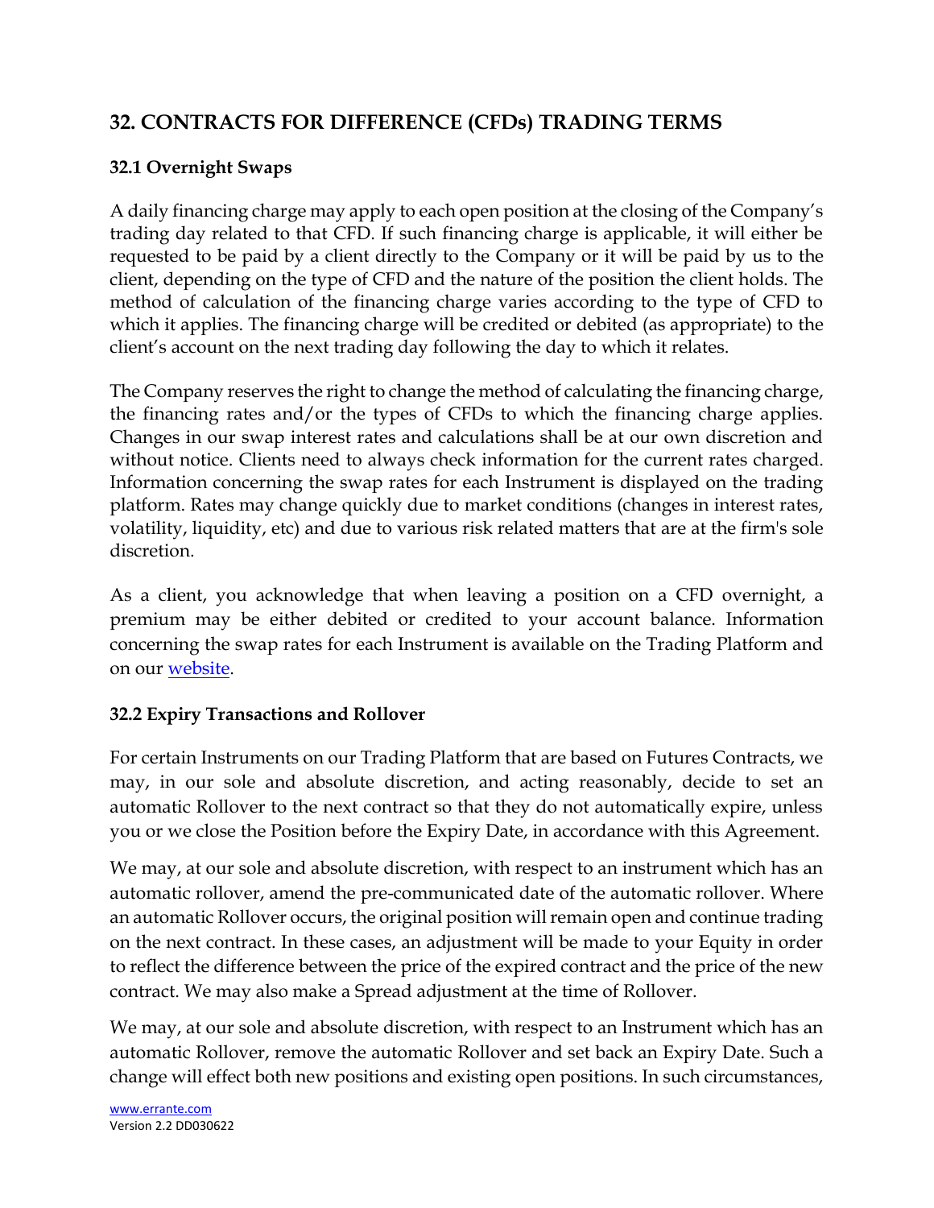## 32. CONTRACTS FOR DIFFERENCE (CFDs) TRADING TERMS

### 32.1 Overnight Swaps

A daily financing charge may apply to each open position at the closing of the Company's trading day related to that CFD. If such financing charge is applicable, it will either be requested to be paid by a client directly to the Company or it will be paid by us to the client, depending on the type of CFD and the nature of the position the client holds. The method of calculation of the financing charge varies according to the type of CFD to which it applies. The financing charge will be credited or debited (as appropriate) to the client's account on the next trading day following the day to which it relates.

The Company reserves the right to change the method of calculating the financing charge, the financing rates and/or the types of CFDs to which the financing charge applies. Changes in our swap interest rates and calculations shall be at our own discretion and without notice. Clients need to always check information for the current rates charged. Information concerning the swap rates for each Instrument is displayed on the trading platform. Rates may change quickly due to market conditions (changes in interest rates, volatility, liquidity, etc) and due to various risk related matters that are at the firm's sole discretion.

As a client, you acknowledge that when leaving a position on a CFD overnight, a premium may be either debited or credited to your account balance. Information concerning the swap rates for each Instrument is available on the Trading Platform and on our website.

### 32.2 Expiry Transactions and Rollover

For certain Instruments on our Trading Platform that are based on Futures Contracts, we may, in our sole and absolute discretion, and acting reasonably, decide to set an automatic Rollover to the next contract so that they do not automatically expire, unless you or we close the Position before the Expiry Date, in accordance with this Agreement.

We may, at our sole and absolute discretion, with respect to an instrument which has an automatic rollover, amend the pre-communicated date of the automatic rollover. Where an automatic Rollover occurs, the original position will remain open and continue trading on the next contract. In these cases, an adjustment will be made to your Equity in order to reflect the difference between the price of the expired contract and the price of the new contract. We may also make a Spread adjustment at the time of Rollover.

We may, at our sole and absolute discretion, with respect to an Instrument which has an automatic Rollover, remove the automatic Rollover and set back an Expiry Date. Such a change will effect both new positions and existing open positions. In such circumstances,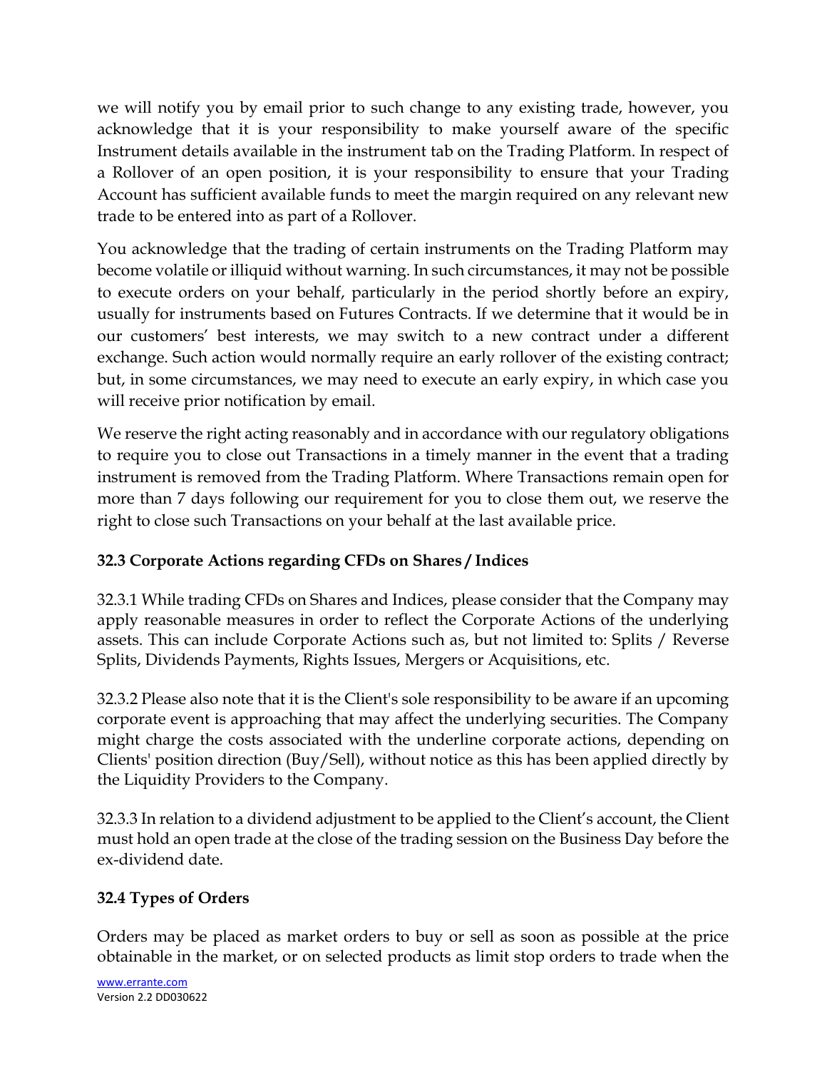we will notify you by email prior to such change to any existing trade, however, you acknowledge that it is your responsibility to make yourself aware of the specific Instrument details available in the instrument tab on the Trading Platform. In respect of a Rollover of an open position, it is your responsibility to ensure that your Trading Account has sufficient available funds to meet the margin required on any relevant new trade to be entered into as part of a Rollover.

You acknowledge that the trading of certain instruments on the Trading Platform may become volatile or illiquid without warning. In such circumstances, it may not be possible to execute orders on your behalf, particularly in the period shortly before an expiry, usually for instruments based on Futures Contracts. If we determine that it would be in our customers' best interests, we may switch to a new contract under a different exchange. Such action would normally require an early rollover of the existing contract; but, in some circumstances, we may need to execute an early expiry, in which case you will receive prior notification by email.

We reserve the right acting reasonably and in accordance with our regulatory obligations to require you to close out Transactions in a timely manner in the event that a trading instrument is removed from the Trading Platform. Where Transactions remain open for more than 7 days following our requirement for you to close them out, we reserve the right to close such Transactions on your behalf at the last available price.

### 32.3 Corporate Actions regarding CFDs on Shares / Indices

32.3.1 While trading CFDs on Shares and Indices, please consider that the Company may apply reasonable measures in order to reflect the Corporate Actions of the underlying assets. This can include Corporate Actions such as, but not limited to: Splits / Reverse Splits, Dividends Payments, Rights Issues, Mergers or Acquisitions, etc.

32.3.2 Please also note that it is the Client's sole responsibility to be aware if an upcoming corporate event is approaching that may affect the underlying securities. The Company might charge the costs associated with the underline corporate actions, depending on Clients' position direction (Buy/Sell), without notice as this has been applied directly by the Liquidity Providers to the Company.

32.3.3 In relation to a dividend adjustment to be applied to the Client's account, the Client must hold an open trade at the close of the trading session on the Business Day before the ex-dividend date.

### 32.4 Types of Orders

Orders may be placed as market orders to buy or sell as soon as possible at the price obtainable in the market, or on selected products as limit stop orders to trade when the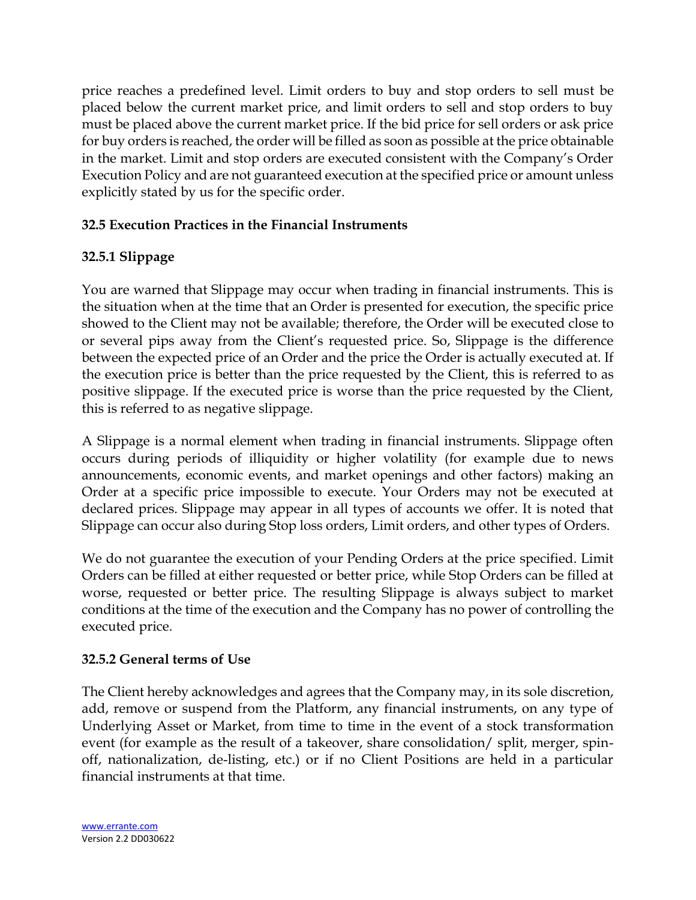price reaches a predefined level. Limit orders to buy and stop orders to sell must be placed below the current market price, and limit orders to sell and stop orders to buy must be placed above the current market price. If the bid price for sell orders or ask price for buy orders is reached, the order will be filled as soon as possible at the price obtainable in the market. Limit and stop orders are executed consistent with the Company's Order Execution Policy and are not guaranteed execution at the specified price or amount unless explicitly stated by us for the specific order.

### 32.5 Execution Practices in the Financial Instruments

#### 32.5.1 Slippage

You are warned that Slippage may occur when trading in financial instruments. This is the situation when at the time that an Order is presented for execution, the specific price showed to the Client may not be available; therefore, the Order will be executed close to or several pips away from the Client's requested price. So, Slippage is the difference between the expected price of an Order and the price the Order is actually executed at. If the execution price is better than the price requested by the Client, this is referred to as positive slippage. If the executed price is worse than the price requested by the Client, this is referred to as negative slippage.

A Slippage is a normal element when trading in financial instruments. Slippage often occurs during periods of illiquidity or higher volatility (for example due to news announcements, economic events, and market openings and other factors) making an Order at a specific price impossible to execute. Your Orders may not be executed at declared prices. Slippage may appear in all types of accounts we offer. It is noted that Slippage can occur also during Stop loss orders, Limit orders, and other types of Orders.

We do not guarantee the execution of your Pending Orders at the price specified. Limit Orders can be filled at either requested or better price, while Stop Orders can be filled at worse, requested or better price. The resulting Slippage is always subject to market conditions at the time of the execution and the Company has no power of controlling the executed price.

#### 32.5.2 General terms of Use

The Client hereby acknowledges and agrees that the Company may, in its sole discretion, add, remove or suspend from the Platform, any financial instruments, on any type of Underlying Asset or Market, from time to time in the event of a stock transformation event (for example as the result of a takeover, share consolidation/ split, merger, spin-off, nationalization, de-listing, etc.) or if no Client Positions are held in a particular financial instruments at that time.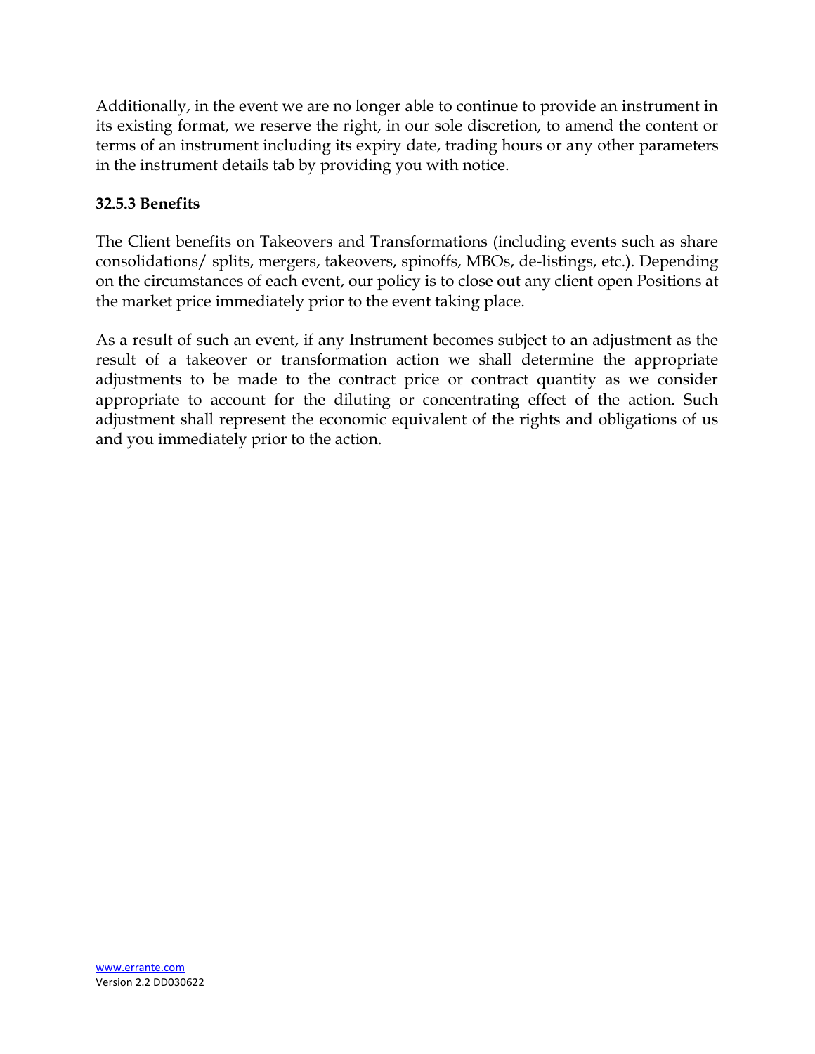Additionally, in the event we are no longer able to continue to provide an instrument in its existing format, we reserve the right, in our sole discretion, to amend the content or terms of an instrument including its expiry date, trading hours or any other parameters in the instrument details tab by providing you with notice.

#### 32.5.3 Benefits

The Client benefits on Takeovers and Transformations (including events such as share consolidations/ splits, mergers, takeovers, spinoffs, MBOs, de-listings, etc.). Depending on the circumstances of each event, our policy is to close out any client open Positions at the market price immediately prior to the event taking place.

As a result of such an event, if any Instrument becomes subject to an adjustment as the result of a takeover or transformation action we shall determine the appropriate adjustments to be made to the contract price or contract quantity as we consider appropriate to account for the diluting or concentrating effect of the action. Such adjustment shall represent the economic equivalent of the rights and obligations of us and you immediately prior to the action.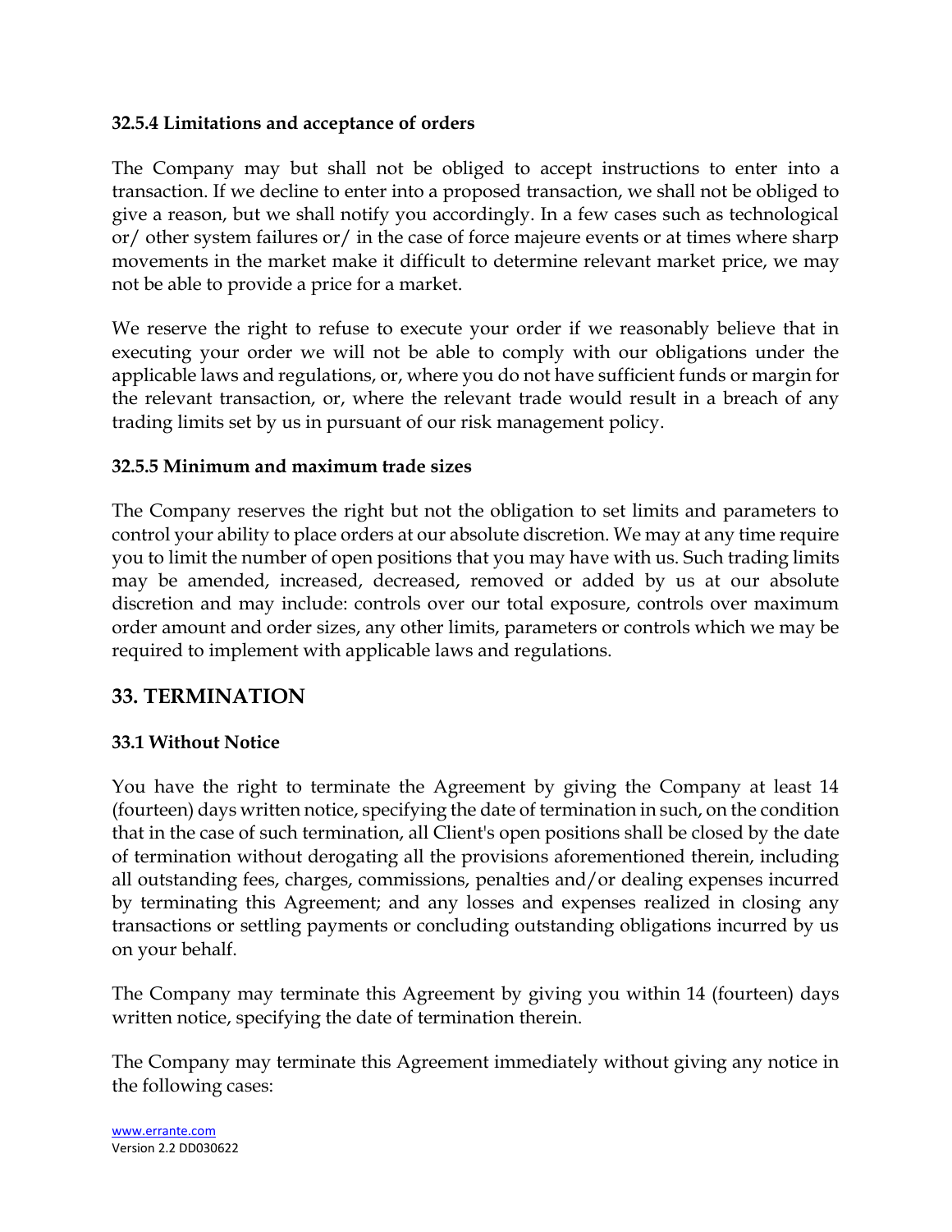### 32.5.4 Limitations and acceptance of orders

The Company may but shall not be obliged to accept instructions to enter into a transaction. If we decline to enter into a proposed transaction, we shall not be obliged to give a reason, but we shall notify you accordingly. In a few cases such as technological or/ other system failures or/ in the case of force majeure events or at times where sharp movements in the market make it difficult to determine relevant market price, we may not be able to provide a price for a market.

We reserve the right to refuse to execute your order if we reasonably believe that in executing your order we will not be able to comply with our obligations under the applicable laws and regulations, or, where you do not have sufficient funds or margin for the relevant transaction, or, where the relevant trade would result in a breach of any trading limits set by us in pursuant of our risk management policy.

### 32.5.5 Minimum and maximum trade sizes

The Company reserves the right but not the obligation to set limits and parameters to control your ability to place orders at our absolute discretion. We may at any time require you to limit the number of open positions that you may have with us. Such trading limits may be amended, increased, decreased, removed or added by us at our absolute discretion and may include: controls over our total exposure, controls over maximum order amount and order sizes, any other limits, parameters or controls which we may be required to implement with applicable laws and regulations.

## 33. TERMINATION

### 33.1 Without Notice

You have the right to terminate the Agreement by giving the Company at least 14 (fourteen) days written notice, specifying the date of termination in such, on the condition that in the case of such termination, all Client's open positions shall be closed by the date of termination without derogating all the provisions aforementioned therein, including all outstanding fees, charges, commissions, penalties and/or dealing expenses incurred by terminating this Agreement; and any losses and expenses realized in closing any transactions or settling payments or concluding outstanding obligations incurred by us on your behalf.

The Company may terminate this Agreement by giving you within 14 (fourteen) days written notice, specifying the date of termination therein.

The Company may terminate this Agreement immediately without giving any notice in the following cases: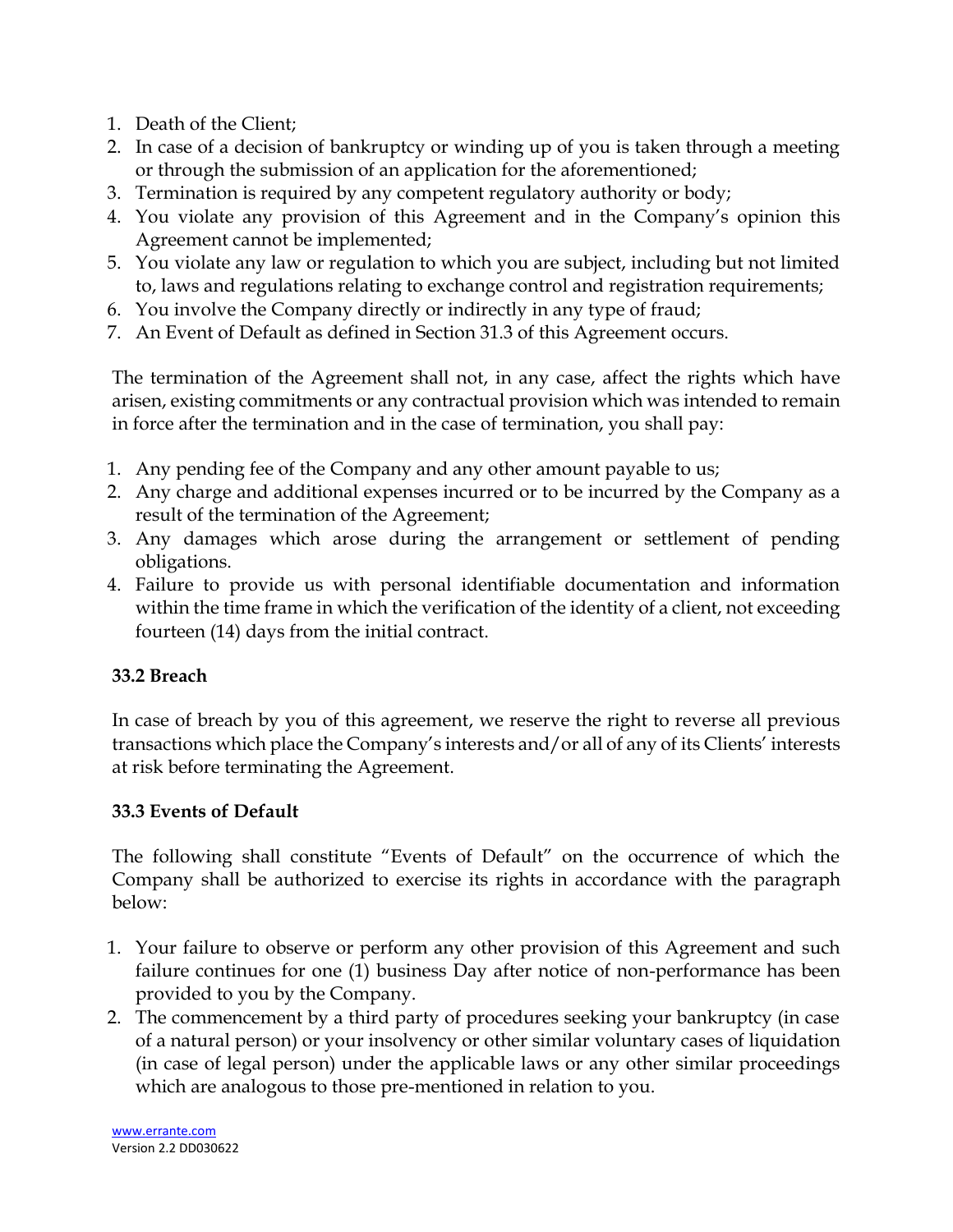1. Death of the Client;
2. In case of a decision of bankruptcy or winding up of you is taken through a meeting or through the submission of an application for the aforementioned;
3. Termination is required by any competent regulatory authority or body;
4. You violate any provision of this Agreement and in the Company's opinion this Agreement cannot be implemented;
5. You violate any law or regulation to which you are subject, including but not limited to, laws and regulations relating to exchange control and registration requirements;
6. You involve the Company directly or indirectly in any type of fraud;
7. An Event of Default as defined in Section 31.3 of this Agreement occurs.

The termination of the Agreement shall not, in any case, affect the rights which have arisen, existing commitments or any contractual provision which was intended to remain in force after the termination and in the case of termination, you shall pay:

1. Any pending fee of the Company and any other amount payable to us;
2. Any charge and additional expenses incurred or to be incurred by the Company as a result of the termination of the Agreement;
3. Any damages which arose during the arrangement or settlement of pending obligations.
4. Failure to provide us with personal identifiable documentation and information within the time frame in which the verification of the identity of a client, not exceeding fourteen (14) days from the initial contract.

### 33.2 Breach

In case of breach by you of this agreement, we reserve the right to reverse all previous transactions which place the Company's interests and/or all of any of its Clients' interests at risk before terminating the Agreement.

### 33.3 Events of Default

The following shall constitute "Events of Default" on the occurrence of which the Company shall be authorized to exercise its rights in accordance with the paragraph below:

1. Your failure to observe or perform any other provision of this Agreement and such failure continues for one (1) business Day after notice of non-performance has been provided to you by the Company.
2. The commencement by a third party of procedures seeking your bankruptcy (in case of a natural person) or your insolvency or other similar voluntary cases of liquidation (in case of legal person) under the applicable laws or any other similar proceedings which are analogous to those pre-mentioned in relation to you.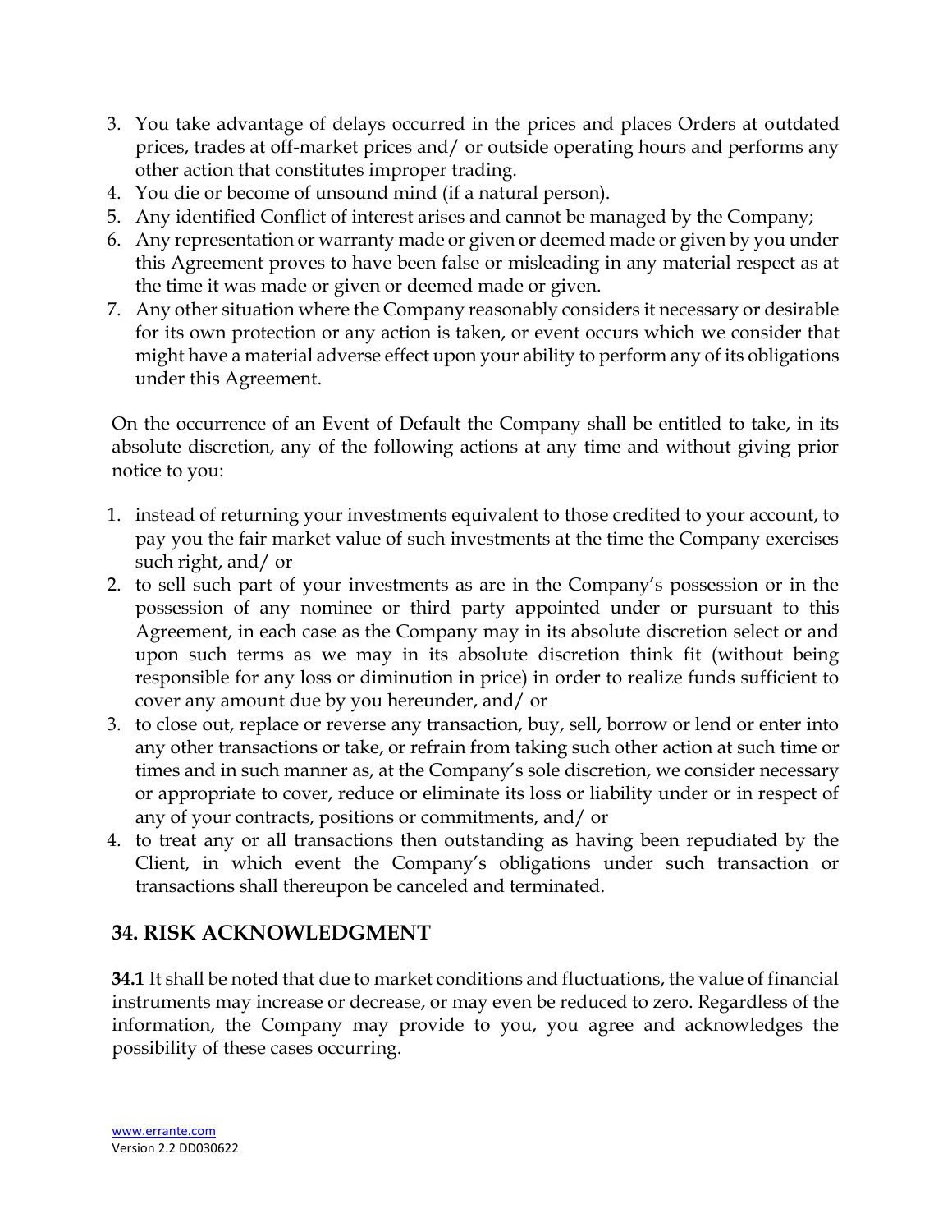3. You take advantage of delays occurred in the prices and places Orders at outdated prices, trades at off-market prices and/ or outside operating hours and performs any other action that constitutes improper trading.
4. You die or become of unsound mind (if a natural person).
5. Any identified Conflict of interest arises and cannot be managed by the Company;
6. Any representation or warranty made or given or deemed made or given by you under this Agreement proves to have been false or misleading in any material respect as at the time it was made or given or deemed made or given.
7. Any other situation where the Company reasonably considers it necessary or desirable for its own protection or any action is taken, or event occurs which we consider that might have a material adverse effect upon your ability to perform any of its obligations under this Agreement.

On the occurrence of an Event of Default the Company shall be entitled to take, in its absolute discretion, any of the following actions at any time and without giving prior notice to you:

1. instead of returning your investments equivalent to those credited to your account, to pay you the fair market value of such investments at the time the Company exercises such right, and/ or
2. to sell such part of your investments as are in the Company's possession or in the possession of any nominee or third party appointed under or pursuant to this Agreement, in each case as the Company may in its absolute discretion select or and upon such terms as we may in its absolute discretion think fit (without being responsible for any loss or diminution in price) in order to realize funds sufficient to cover any amount due by you hereunder, and/ or
3. to close out, replace or reverse any transaction, buy, sell, borrow or lend or enter into any other transactions or take, or refrain from taking such other action at such time or times and in such manner as, at the Company's sole discretion, we consider necessary or appropriate to cover, reduce or eliminate its loss or liability under or in respect of any of your contracts, positions or commitments, and/ or
4. to treat any or all transactions then outstanding as having been repudiated by the Client, in which event the Company's obligations under such transaction or transactions shall thereupon be canceled and terminated.

## 34. RISK ACKNOWLEDGMENT

**34.1** It shall be noted that due to market conditions and fluctuations, the value of financial instruments may increase or decrease, or may even be reduced to zero. Regardless of the information, the Company may provide to you, you agree and acknowledges the possibility of these cases occurring.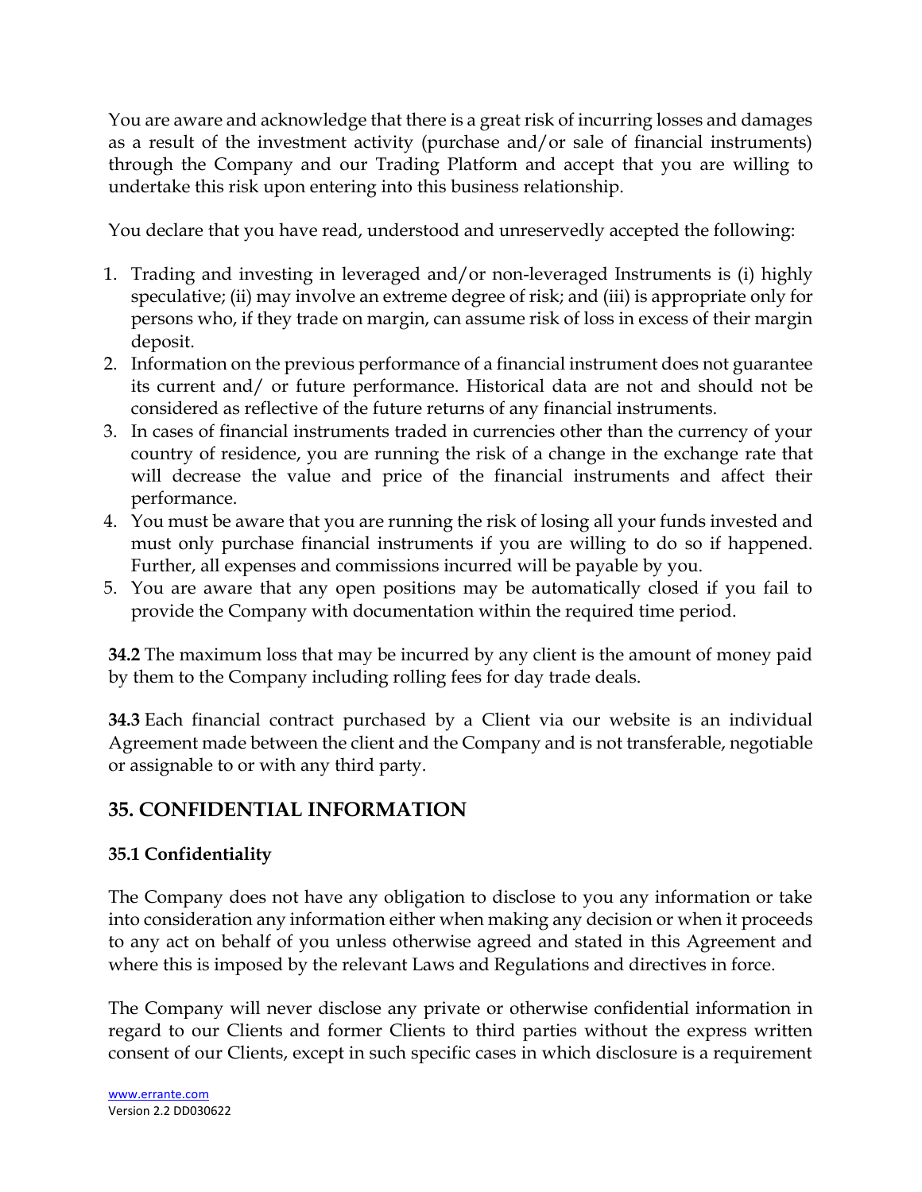You are aware and acknowledge that there is a great risk of incurring losses and damages as a result of the investment activity (purchase and/or sale of financial instruments) through the Company and our Trading Platform and accept that you are willing to undertake this risk upon entering into this business relationship.

You declare that you have read, understood and unreservedly accepted the following:

1. Trading and investing in leveraged and/or non-leveraged Instruments is (i) highly speculative; (ii) may involve an extreme degree of risk; and (iii) is appropriate only for persons who, if they trade on margin, can assume risk of loss in excess of their margin deposit.
2. Information on the previous performance of a financial instrument does not guarantee its current and/ or future performance. Historical data are not and should not be considered as reflective of the future returns of any financial instruments.
3. In cases of financial instruments traded in currencies other than the currency of your country of residence, you are running the risk of a change in the exchange rate that will decrease the value and price of the financial instruments and affect their performance.
4. You must be aware that you are running the risk of losing all your funds invested and must only purchase financial instruments if you are willing to do so if happened. Further, all expenses and commissions incurred will be payable by you.
5. You are aware that any open positions may be automatically closed if you fail to provide the Company with documentation within the required time period.

**34.2** The maximum loss that may be incurred by any client is the amount of money paid by them to the Company including rolling fees for day trade deals.

**34.3** Each financial contract purchased by a Client via our website is an individual Agreement made between the client and the Company and is not transferable, negotiable or assignable to or with any third party.

## 35. CONFIDENTIAL INFORMATION

### 35.1 Confidentiality

The Company does not have any obligation to disclose to you any information or take into consideration any information either when making any decision or when it proceeds to any act on behalf of you unless otherwise agreed and stated in this Agreement and where this is imposed by the relevant Laws and Regulations and directives in force.

The Company will never disclose any private or otherwise confidential information in regard to our Clients and former Clients to third parties without the express written consent of our Clients, except in such specific cases in which disclosure is a requirement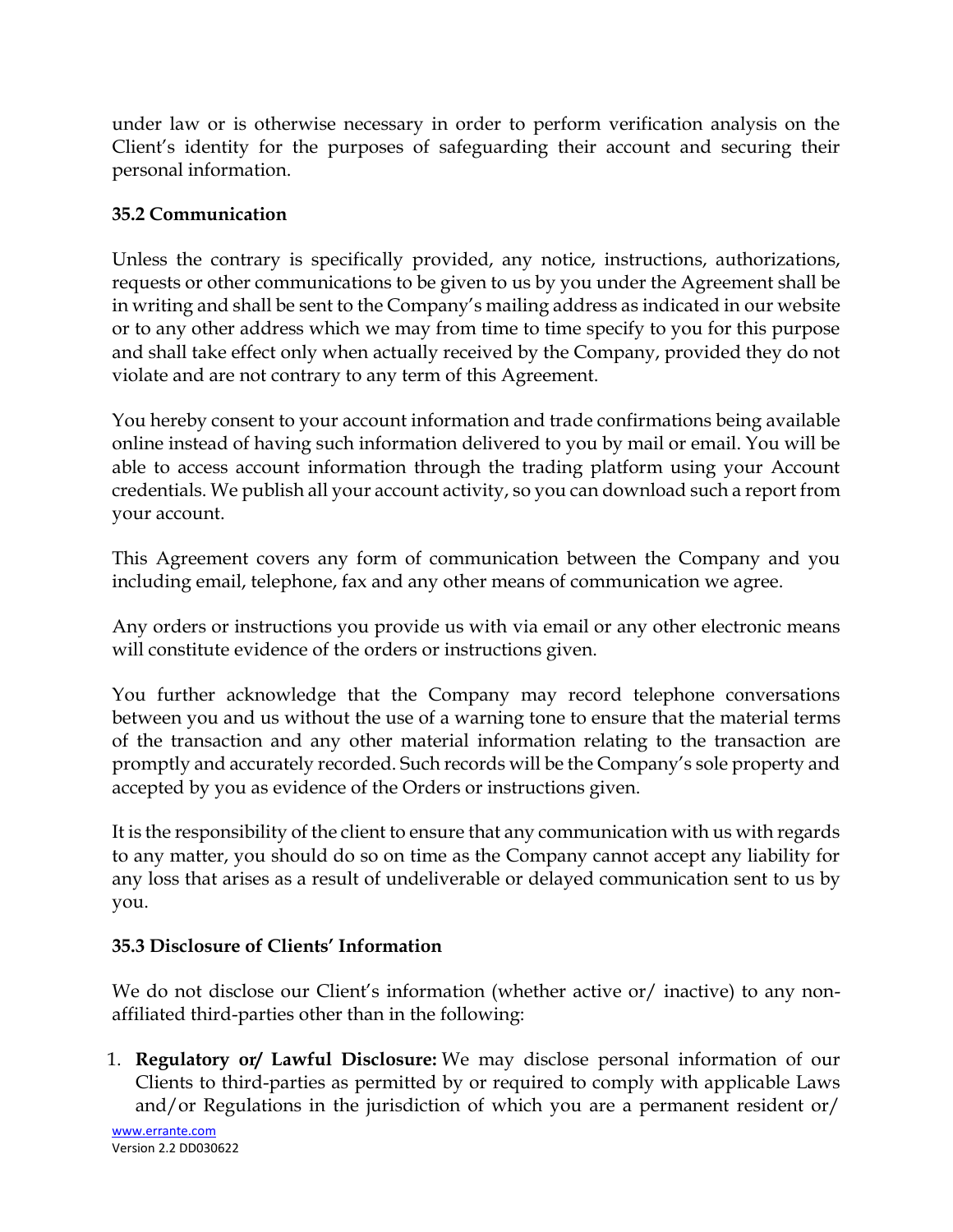under law or is otherwise necessary in order to perform verification analysis on the Client's identity for the purposes of safeguarding their account and securing their personal information.

### 35.2 Communication

Unless the contrary is specifically provided, any notice, instructions, authorizations, requests or other communications to be given to us by you under the Agreement shall be in writing and shall be sent to the Company's mailing address as indicated in our website or to any other address which we may from time to time specify to you for this purpose and shall take effect only when actually received by the Company, provided they do not violate and are not contrary to any term of this Agreement.

You hereby consent to your account information and trade confirmations being available online instead of having such information delivered to you by mail or email. You will be able to access account information through the trading platform using your Account credentials. We publish all your account activity, so you can download such a report from your account.

This Agreement covers any form of communication between the Company and you including email, telephone, fax and any other means of communication we agree.

Any orders or instructions you provide us with via email or any other electronic means will constitute evidence of the orders or instructions given.

You further acknowledge that the Company may record telephone conversations between you and us without the use of a warning tone to ensure that the material terms of the transaction and any other material information relating to the transaction are promptly and accurately recorded. Such records will be the Company's sole property and accepted by you as evidence of the Orders or instructions given.

It is the responsibility of the client to ensure that any communication with us with regards to any matter, you should do so on time as the Company cannot accept any liability for any loss that arises as a result of undeliverable or delayed communication sent to us by you.

### 35.3 Disclosure of Clients' Information

We do not disclose our Client's information (whether active or/ inactive) to any non-affiliated third-parties other than in the following:

1. **Regulatory or/ Lawful Disclosure:** We may disclose personal information of our Clients to third-parties as permitted by or required to comply with applicable Laws and/or Regulations in the jurisdiction of which you are a permanent resident or/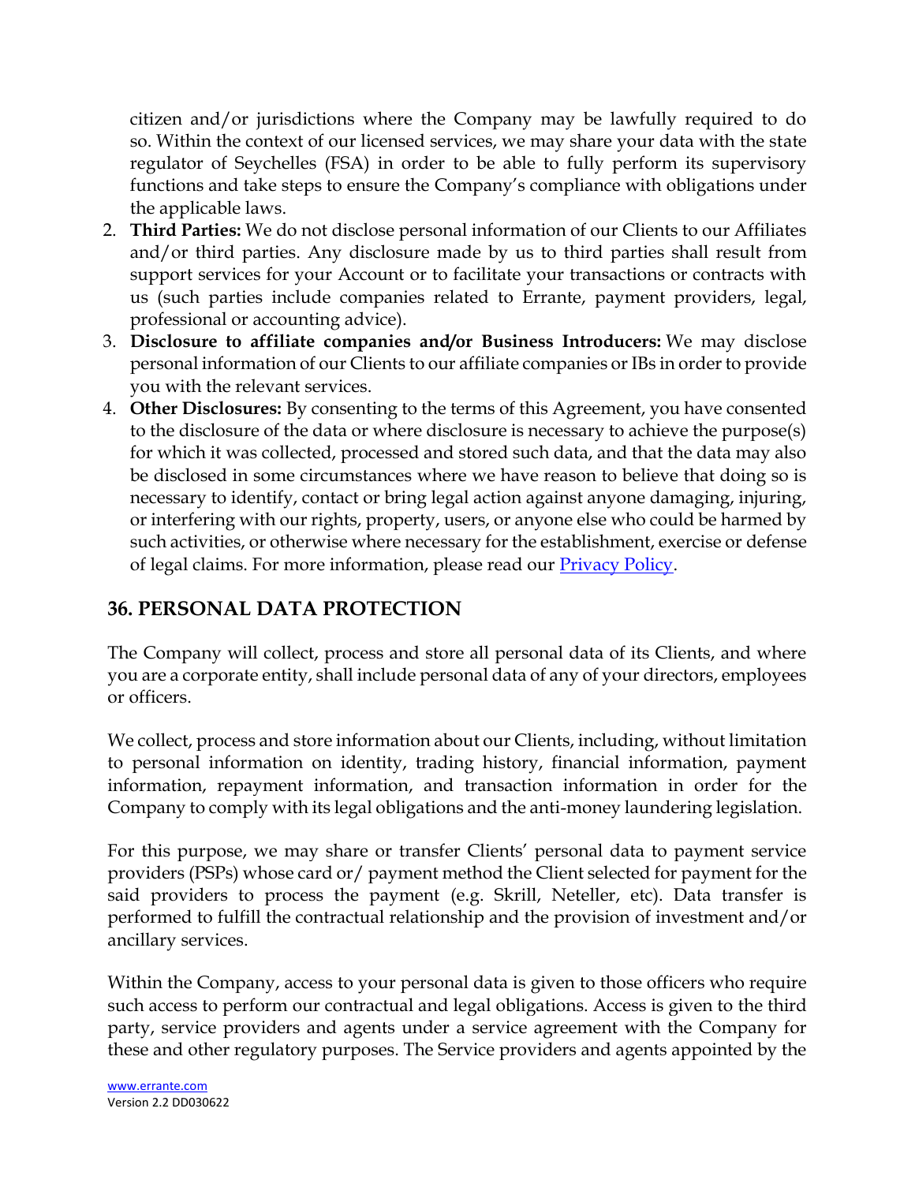citizen and/or jurisdictions where the Company may be lawfully required to do so. Within the context of our licensed services, we may share your data with the state regulator of Seychelles (FSA) in order to be able to fully perform its supervisory functions and take steps to ensure the Company's compliance with obligations under the applicable laws.

2. **Third Parties:** We do not disclose personal information of our Clients to our Affiliates and/or third parties. Any disclosure made by us to third parties shall result from support services for your Account or to facilitate your transactions or contracts with us (such parties include companies related to Errante, payment providers, legal, professional or accounting advice).
3. **Disclosure to affiliate companies and/or Business Introducers:** We may disclose personal information of our Clients to our affiliate companies or IBs in order to provide you with the relevant services.
4. **Other Disclosures:** By consenting to the terms of this Agreement, you have consented to the disclosure of the data or where disclosure is necessary to achieve the purpose(s) for which it was collected, processed and stored such data, and that the data may also be disclosed in some circumstances where we have reason to believe that doing so is necessary to identify, contact or bring legal action against anyone damaging, injuring, or interfering with our rights, property, users, or anyone else who could be harmed by such activities, or otherwise where necessary for the establishment, exercise or defense of legal claims. For more information, please read our [Privacy Policy](Privacy Policy).

## 36. PERSONAL DATA PROTECTION

The Company will collect, process and store all personal data of its Clients, and where you are a corporate entity, shall include personal data of any of your directors, employees or officers.

We collect, process and store information about our Clients, including, without limitation to personal information on identity, trading history, financial information, payment information, repayment information, and transaction information in order for the Company to comply with its legal obligations and the anti-money laundering legislation.

For this purpose, we may share or transfer Clients' personal data to payment service providers (PSPs) whose card or/ payment method the Client selected for payment for the said providers to process the payment (e.g. Skrill, Neteller, etc). Data transfer is performed to fulfill the contractual relationship and the provision of investment and/or ancillary services.

Within the Company, access to your personal data is given to those officers who require such access to perform our contractual and legal obligations. Access is given to the third party, service providers and agents under a service agreement with the Company for these and other regulatory purposes. The Service providers and agents appointed by the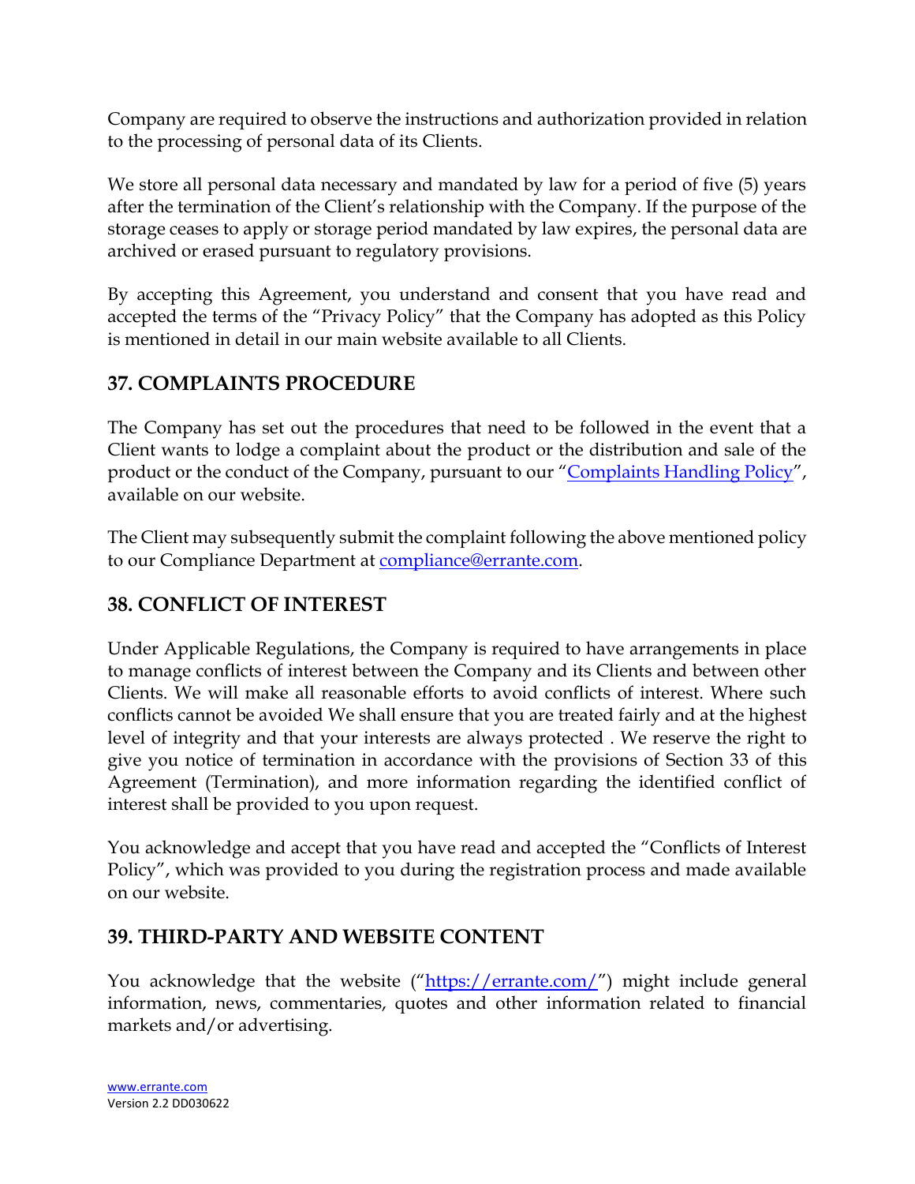Company are required to observe the instructions and authorization provided in relation to the processing of personal data of its Clients.

We store all personal data necessary and mandated by law for a period of five (5) years after the termination of the Client's relationship with the Company. If the purpose of the storage ceases to apply or storage period mandated by law expires, the personal data are archived or erased pursuant to regulatory provisions.

By accepting this Agreement, you understand and consent that you have read and accepted the terms of the "Privacy Policy" that the Company has adopted as this Policy is mentioned in detail in our main website available to all Clients.

## 37. COMPLAINTS PROCEDURE

The Company has set out the procedures that need to be followed in the event that a Client wants to lodge a complaint about the product or the distribution and sale of the product or the conduct of the Company, pursuant to our "Complaints Handling Policy", available on our website.

The Client may subsequently submit the complaint following the above mentioned policy to our Compliance Department at compliance@errante.com.

## 38. CONFLICT OF INTEREST

Under Applicable Regulations, the Company is required to have arrangements in place to manage conflicts of interest between the Company and its Clients and between other Clients. We will make all reasonable efforts to avoid conflicts of interest. Where such conflicts cannot be avoided We shall ensure that you are treated fairly and at the highest level of integrity and that your interests are always protected . We reserve the right to give you notice of termination in accordance with the provisions of Section 33 of this Agreement (Termination), and more information regarding the identified conflict of interest shall be provided to you upon request.

You acknowledge and accept that you have read and accepted the "Conflicts of Interest Policy", which was provided to you during the registration process and made available on our website.

## 39. THIRD-PARTY AND WEBSITE CONTENT

You acknowledge that the website ("https://errante.com/") might include general information, news, commentaries, quotes and other information related to financial markets and/or advertising.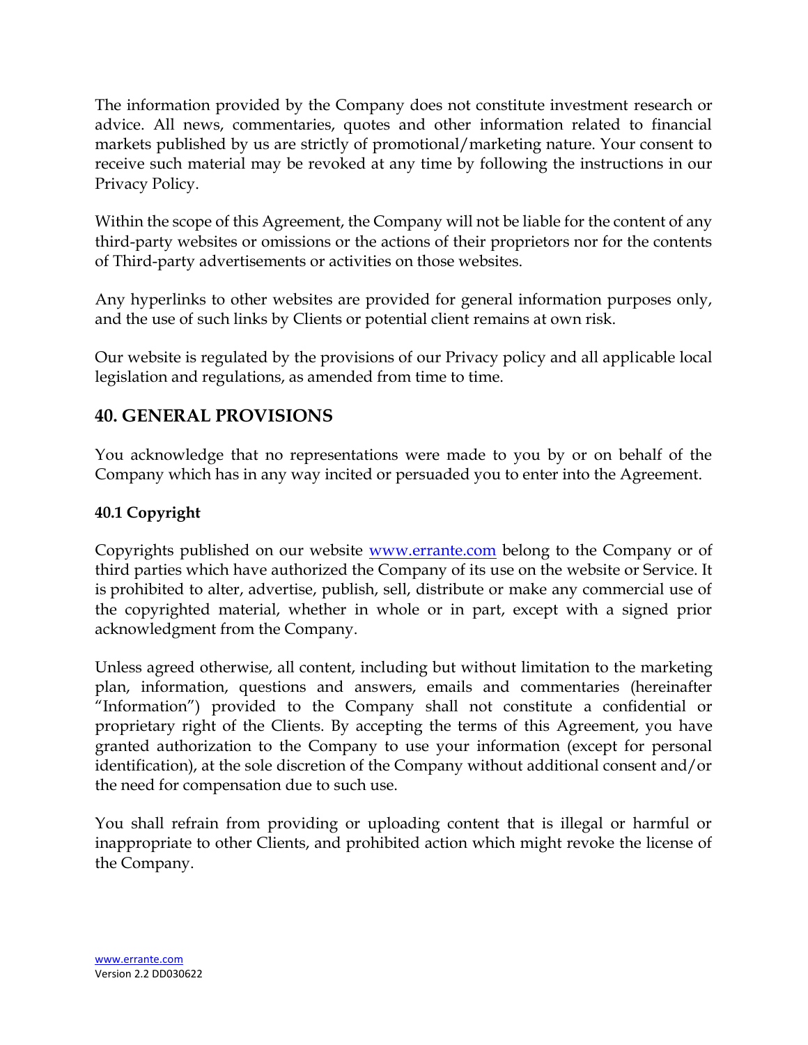The information provided by the Company does not constitute investment research or advice. All news, commentaries, quotes and other information related to financial markets published by us are strictly of promotional/marketing nature. Your consent to receive such material may be revoked at any time by following the instructions in our Privacy Policy.

Within the scope of this Agreement, the Company will not be liable for the content of any third-party websites or omissions or the actions of their proprietors nor for the contents of Third-party advertisements or activities on those websites.

Any hyperlinks to other websites are provided for general information purposes only, and the use of such links by Clients or potential client remains at own risk.

Our website is regulated by the provisions of our Privacy policy and all applicable local legislation and regulations, as amended from time to time.

## 40. GENERAL PROVISIONS

You acknowledge that no representations were made to you by or on behalf of the Company which has in any way incited or persuaded you to enter into the Agreement.

### 40.1 Copyright

Copyrights published on our website [www.errante.com](http://www.errante.com) belong to the Company or of third parties which have authorized the Company of its use on the website or Service. It is prohibited to alter, advertise, publish, sell, distribute or make any commercial use of the copyrighted material, whether in whole or in part, except with a signed prior acknowledgment from the Company.

Unless agreed otherwise, all content, including but without limitation to the marketing plan, information, questions and answers, emails and commentaries (hereinafter "Information") provided to the Company shall not constitute a confidential or proprietary right of the Clients. By accepting the terms of this Agreement, you have granted authorization to the Company to use your information (except for personal identification), at the sole discretion of the Company without additional consent and/or the need for compensation due to such use.

You shall refrain from providing or uploading content that is illegal or harmful or inappropriate to other Clients, and prohibited action which might revoke the license of the Company.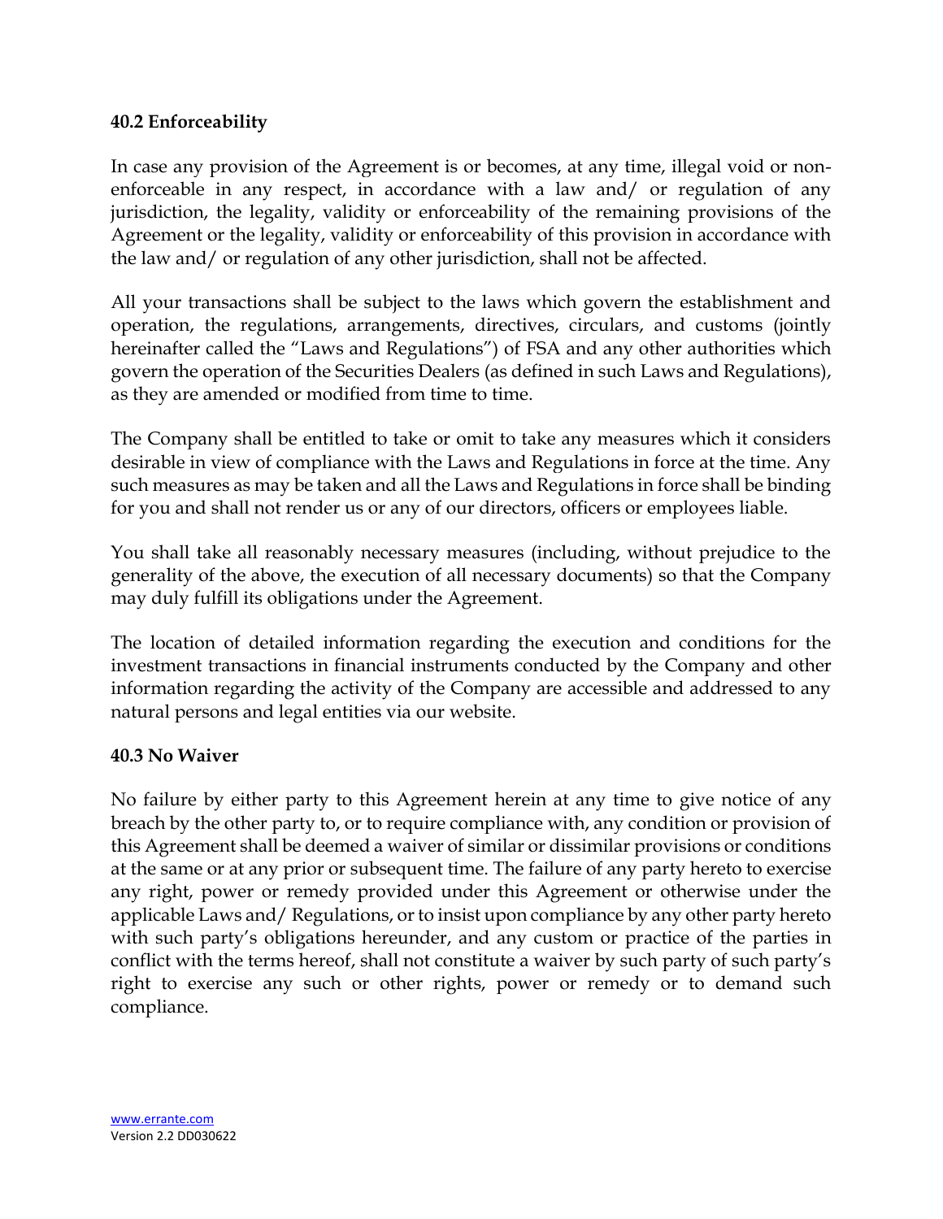**40.2 Enforceability**

In case any provision of the Agreement is or becomes, at any time, illegal void or non-enforceable in any respect, in accordance with a law and/ or regulation of any jurisdiction, the legality, validity or enforceability of the remaining provisions of the Agreement or the legality, validity or enforceability of this provision in accordance with the law and/ or regulation of any other jurisdiction, shall not be affected.

All your transactions shall be subject to the laws which govern the establishment and operation, the regulations, arrangements, directives, circulars, and customs (jointly hereinafter called the "Laws and Regulations") of FSA and any other authorities which govern the operation of the Securities Dealers (as defined in such Laws and Regulations), as they are amended or modified from time to time.

The Company shall be entitled to take or omit to take any measures which it considers desirable in view of compliance with the Laws and Regulations in force at the time. Any such measures as may be taken and all the Laws and Regulations in force shall be binding for you and shall not render us or any of our directors, officers or employees liable.

You shall take all reasonably necessary measures (including, without prejudice to the generality of the above, the execution of all necessary documents) so that the Company may duly fulfill its obligations under the Agreement.

The location of detailed information regarding the execution and conditions for the investment transactions in financial instruments conducted by the Company and other information regarding the activity of the Company are accessible and addressed to any natural persons and legal entities via our website.

**40.3 No Waiver**

No failure by either party to this Agreement herein at any time to give notice of any breach by the other party to, or to require compliance with, any condition or provision of this Agreement shall be deemed a waiver of similar or dissimilar provisions or conditions at the same or at any prior or subsequent time. The failure of any party hereto to exercise any right, power or remedy provided under this Agreement or otherwise under the applicable Laws and/ Regulations, or to insist upon compliance by any other party hereto with such party's obligations hereunder, and any custom or practice of the parties in conflict with the terms hereof, shall not constitute a waiver by such party of such party's right to exercise any such or other rights, power or remedy or to demand such compliance.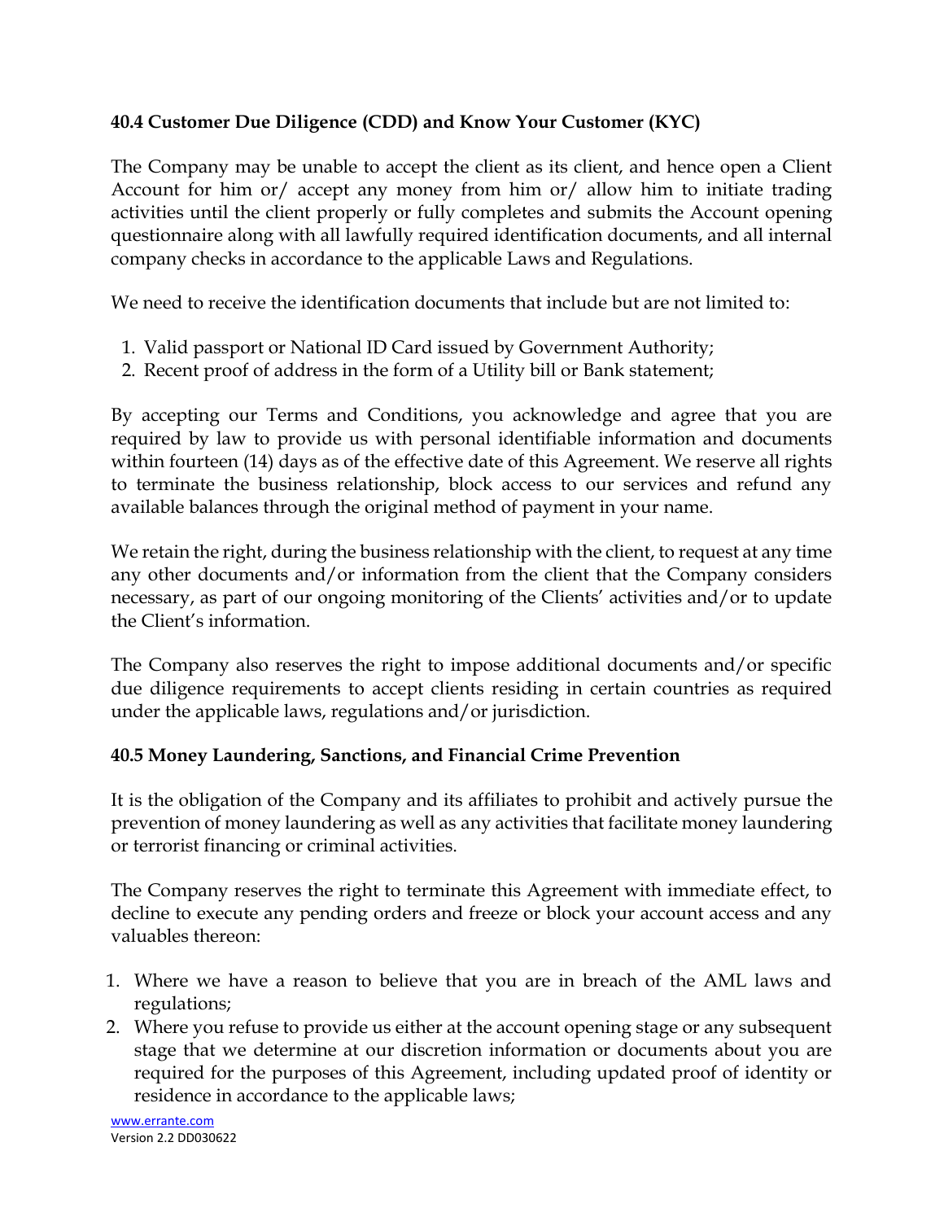### 40.4 Customer Due Diligence (CDD) and Know Your Customer (KYC)

The Company may be unable to accept the client as its client, and hence open a Client Account for him or/ accept any money from him or/ allow him to initiate trading activities until the client properly or fully completes and submits the Account opening questionnaire along with all lawfully required identification documents, and all internal company checks in accordance to the applicable Laws and Regulations.

We need to receive the identification documents that include but are not limited to:

1. Valid passport or National ID Card issued by Government Authority;
2. Recent proof of address in the form of a Utility bill or Bank statement;

By accepting our Terms and Conditions, you acknowledge and agree that you are required by law to provide us with personal identifiable information and documents within fourteen (14) days as of the effective date of this Agreement. We reserve all rights to terminate the business relationship, block access to our services and refund any available balances through the original method of payment in your name.

We retain the right, during the business relationship with the client, to request at any time any other documents and/or information from the client that the Company considers necessary, as part of our ongoing monitoring of the Clients' activities and/or to update the Client's information.

The Company also reserves the right to impose additional documents and/or specific due diligence requirements to accept clients residing in certain countries as required under the applicable laws, regulations and/or jurisdiction.

### 40.5 Money Laundering, Sanctions, and Financial Crime Prevention

It is the obligation of the Company and its affiliates to prohibit and actively pursue the prevention of money laundering as well as any activities that facilitate money laundering or terrorist financing or criminal activities.

The Company reserves the right to terminate this Agreement with immediate effect, to decline to execute any pending orders and freeze or block your account access and any valuables thereon:

1. Where we have a reason to believe that you are in breach of the AML laws and regulations;
2. Where you refuse to provide us either at the account opening stage or any subsequent stage that we determine at our discretion information or documents about you are required for the purposes of this Agreement, including updated proof of identity or residence in accordance to the applicable laws;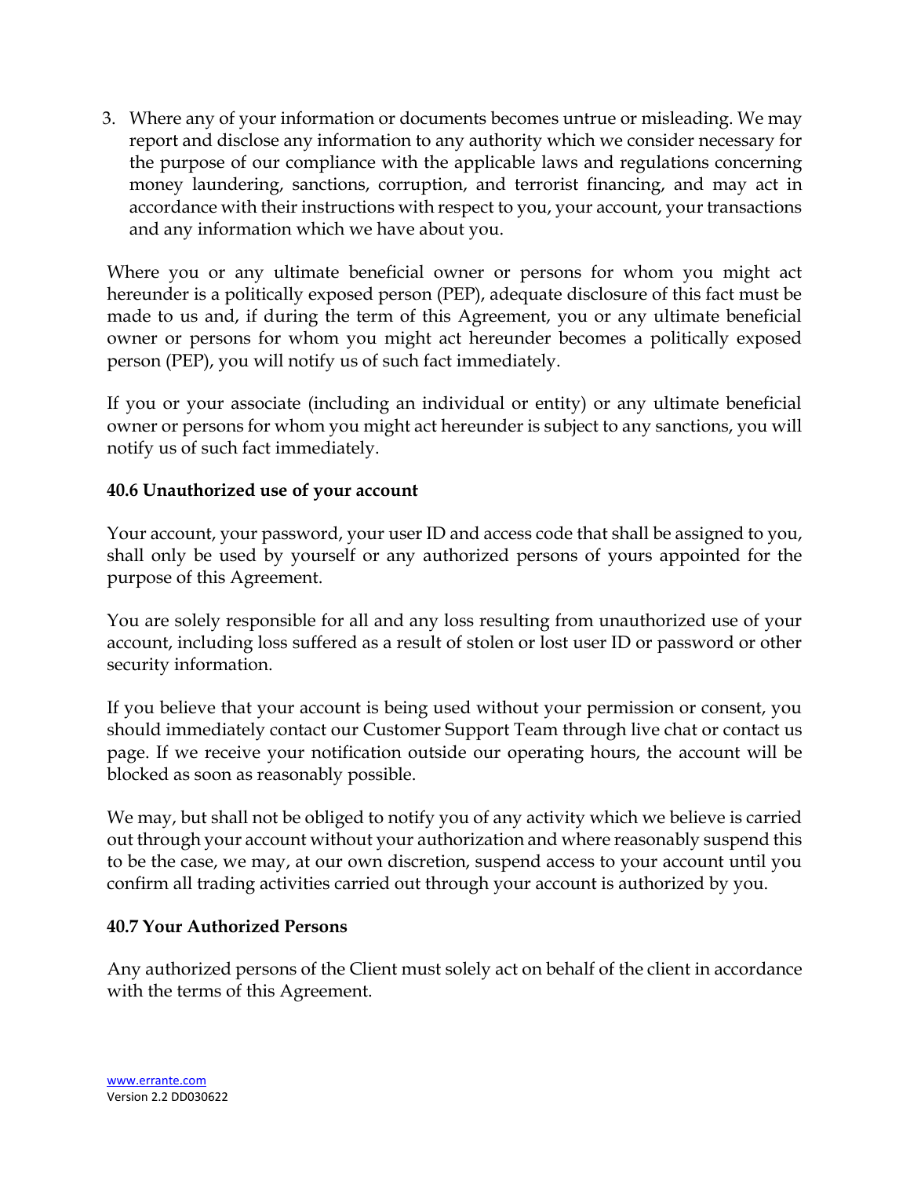3. Where any of your information or documents becomes untrue or misleading. We may report and disclose any information to any authority which we consider necessary for the purpose of our compliance with the applicable laws and regulations concerning money laundering, sanctions, corruption, and terrorist financing, and may act in accordance with their instructions with respect to you, your account, your transactions and any information which we have about you.

Where you or any ultimate beneficial owner or persons for whom you might act hereunder is a politically exposed person (PEP), adequate disclosure of this fact must be made to us and, if during the term of this Agreement, you or any ultimate beneficial owner or persons for whom you might act hereunder becomes a politically exposed person (PEP), you will notify us of such fact immediately.

If you or your associate (including an individual or entity) or any ultimate beneficial owner or persons for whom you might act hereunder is subject to any sanctions, you will notify us of such fact immediately.

**40.6 Unauthorized use of your account**

Your account, your password, your user ID and access code that shall be assigned to you, shall only be used by yourself or any authorized persons of yours appointed for the purpose of this Agreement.

You are solely responsible for all and any loss resulting from unauthorized use of your account, including loss suffered as a result of stolen or lost user ID or password or other security information.

If you believe that your account is being used without your permission or consent, you should immediately contact our Customer Support Team through live chat or contact us page. If we receive your notification outside our operating hours, the account will be blocked as soon as reasonably possible.

We may, but shall not be obliged to notify you of any activity which we believe is carried out through your account without your authorization and where reasonably suspend this to be the case, we may, at our own discretion, suspend access to your account until you confirm all trading activities carried out through your account is authorized by you.

**40.7 Your Authorized Persons**

Any authorized persons of the Client must solely act on behalf of the client in accordance with the terms of this Agreement.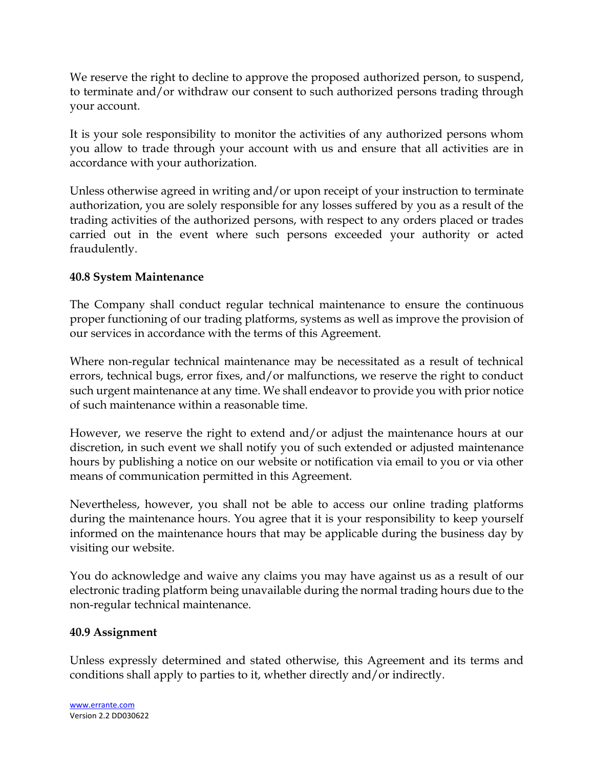We reserve the right to decline to approve the proposed authorized person, to suspend, to terminate and/or withdraw our consent to such authorized persons trading through your account.

It is your sole responsibility to monitor the activities of any authorized persons whom you allow to trade through your account with us and ensure that all activities are in accordance with your authorization.

Unless otherwise agreed in writing and/or upon receipt of your instruction to terminate authorization, you are solely responsible for any losses suffered by you as a result of the trading activities of the authorized persons, with respect to any orders placed or trades carried out in the event where such persons exceeded your authority or acted fraudulently.

**40.8 System Maintenance**

The Company shall conduct regular technical maintenance to ensure the continuous proper functioning of our trading platforms, systems as well as improve the provision of our services in accordance with the terms of this Agreement.

Where non-regular technical maintenance may be necessitated as a result of technical errors, technical bugs, error fixes, and/or malfunctions, we reserve the right to conduct such urgent maintenance at any time. We shall endeavor to provide you with prior notice of such maintenance within a reasonable time.

However, we reserve the right to extend and/or adjust the maintenance hours at our discretion, in such event we shall notify you of such extended or adjusted maintenance hours by publishing a notice on our website or notification via email to you or via other means of communication permitted in this Agreement.

Nevertheless, however, you shall not be able to access our online trading platforms during the maintenance hours. You agree that it is your responsibility to keep yourself informed on the maintenance hours that may be applicable during the business day by visiting our website.

You do acknowledge and waive any claims you may have against us as a result of our electronic trading platform being unavailable during the normal trading hours due to the non-regular technical maintenance.

**40.9 Assignment**

Unless expressly determined and stated otherwise, this Agreement and its terms and conditions shall apply to parties to it, whether directly and/or indirectly.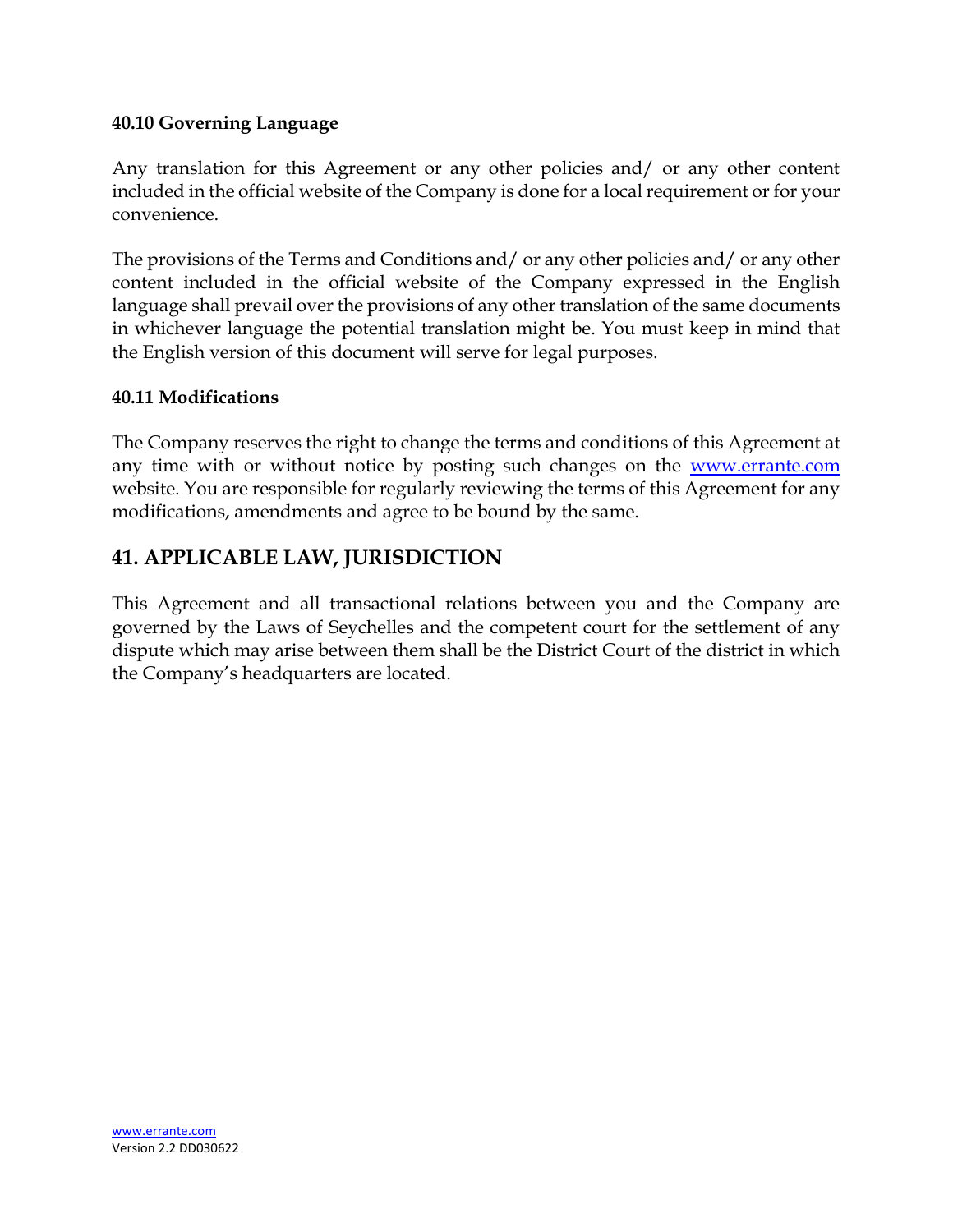### 40.10 Governing Language

Any translation for this Agreement or any other policies and/ or any other content included in the official website of the Company is done for a local requirement or for your convenience.

The provisions of the Terms and Conditions and/ or any other policies and/ or any other content included in the official website of the Company expressed in the English language shall prevail over the provisions of any other translation of the same documents in whichever language the potential translation might be. You must keep in mind that the English version of this document will serve for legal purposes.

### 40.11 Modifications

The Company reserves the right to change the terms and conditions of this Agreement at any time with or without notice by posting such changes on the www.errante.com website. You are responsible for regularly reviewing the terms of this Agreement for any modifications, amendments and agree to be bound by the same.

## 41. APPLICABLE LAW, JURISDICTION

This Agreement and all transactional relations between you and the Company are governed by the Laws of Seychelles and the competent court for the settlement of any dispute which may arise between them shall be the District Court of the district in which the Company's headquarters are located.